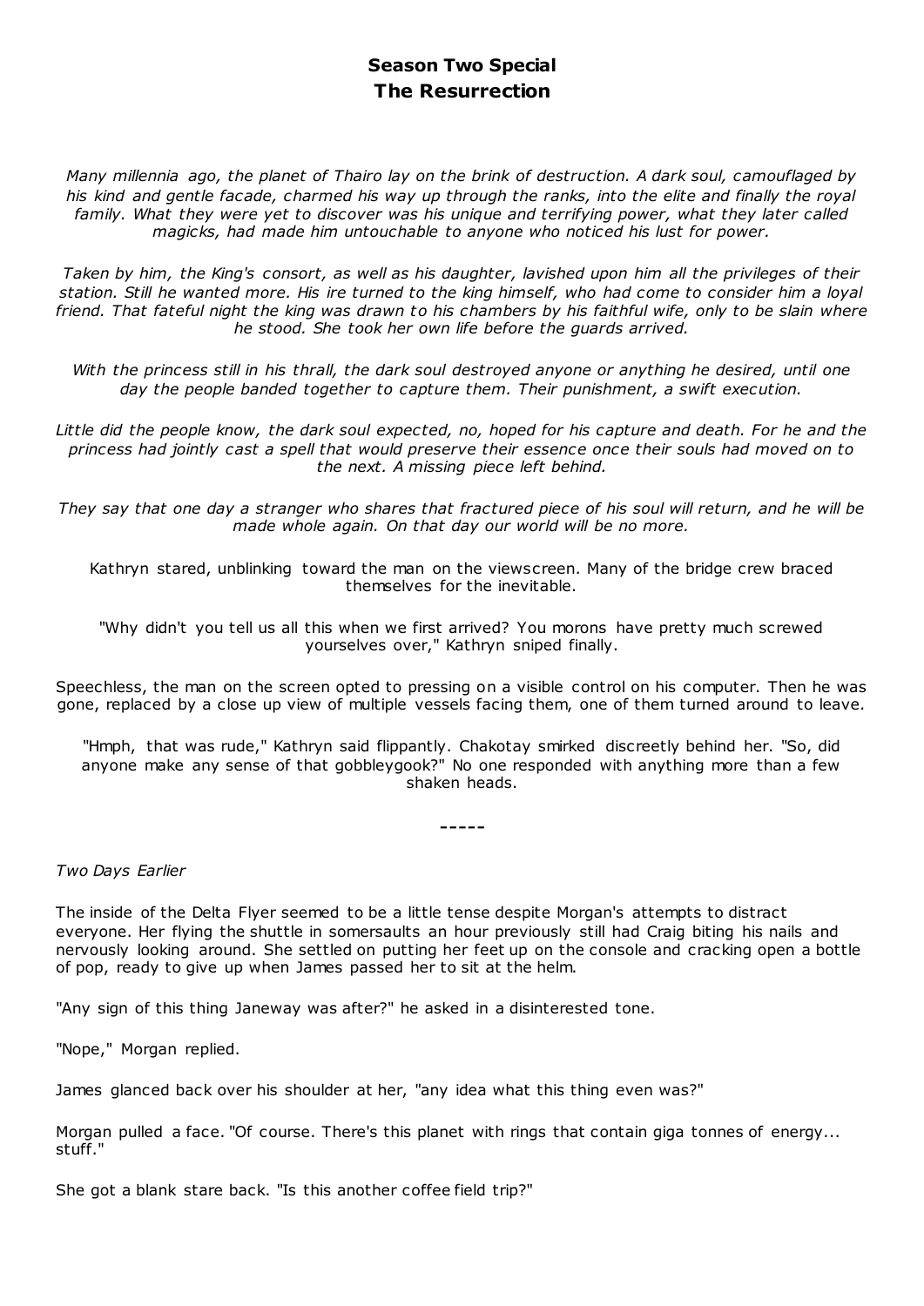# Season Two Special
# The Resurrection

*Many millennia ago, the planet of Thairo lay on the brink of destruction. A dark soul, camouflaged by his kind and gentle facade, charmed his way up through the ranks, into the elite and finally the royal family. What they were yet to discover was his unique and terrifying power, what they later called magicks, had made him untouchable to anyone who noticed his lust for power.*

*Taken by him, the King's consort, as well as his daughter, lavished upon him all the privileges of their station. Still he wanted more. His ire turned to the king himself, who had come to consider him a loyal friend. That fateful night the king was drawn to his chambers by his faithful wife, only to be slain where he stood. She took her own life before the guards arrived.*

*With the princess still in his thrall, the dark soul destroyed anyone or anything he desired, until one day the people banded together to capture them. Their punishment, a swift execution.*

*Little did the people know, the dark soul expected, no, hoped for his capture and death. For he and the princess had jointly cast a spell that would preserve their essence once their souls had moved on to the next. A missing piece left behind.*

*They say that one day a stranger who shares that fractured piece of his soul will return, and he will be made whole again. On that day our world will be no more.*

Kathryn stared, unblinking toward the man on the viewscreen. Many of the bridge crew braced themselves for the inevitable.

"Why didn't you tell us all this when we first arrived? You morons have pretty much screwed yourselves over," Kathryn sniped finally.

Speechless, the man on the screen opted to pressing on a visible control on his computer. Then he was gone, replaced by a close up view of multiple vessels facing them, one of them turned around to leave.

"Hmph, that was rude," Kathryn said flippantly. Chakotay smirked discreetly behind her. "So, did anyone make any sense of that gobbleygook?" No one responded with anything more than a few shaken heads.

-----

*Two Days Earlier*

The inside of the Delta Flyer seemed to be a little tense despite Morgan's attempts to distract everyone. Her flying the shuttle in somersaults an hour previously still had Craig biting his nails and nervously looking around. She settled on putting her feet up on the console and cracking open a bottle of pop, ready to give up when James passed her to sit at the helm.

"Any sign of this thing Janeway was after?" he asked in a disinterested tone.

"Nope," Morgan replied.

James glanced back over his shoulder at her, "any idea what this thing even was?"

Morgan pulled a face. "Of course. There's this planet with rings that contain giga tonnes of energy... stuff."

She got a blank stare back. "Is this another coffee field trip?"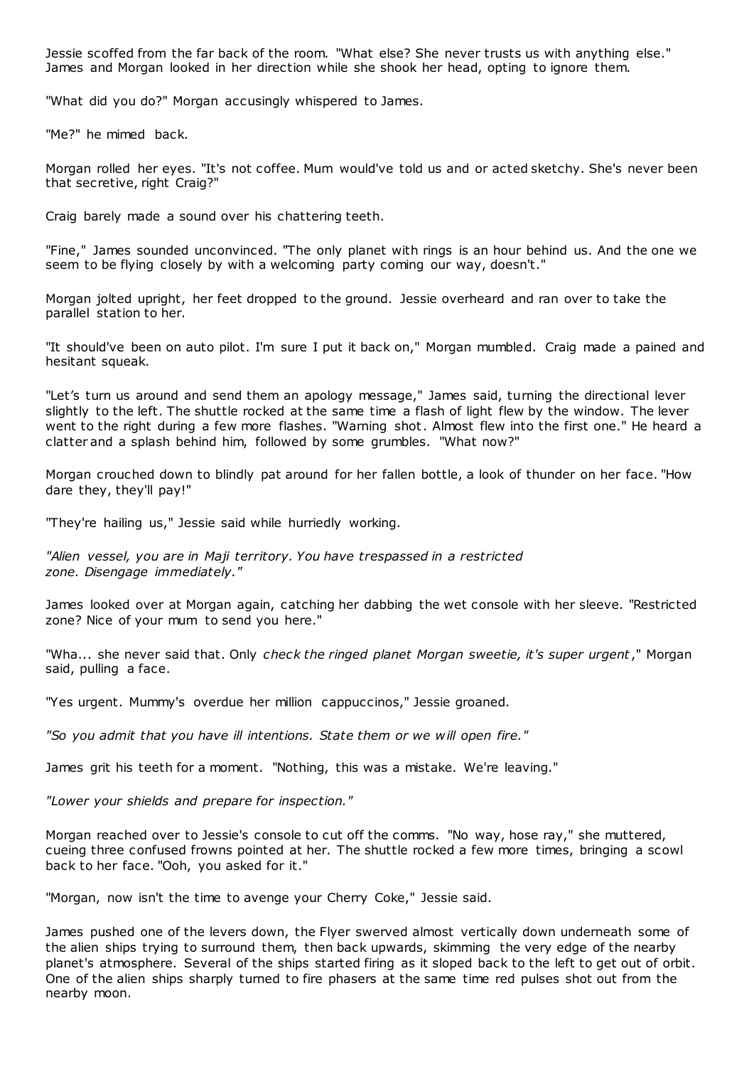Jessie scoffed from the far back of the room. "What else? She never trusts us with anything else." James and Morgan looked in her direction while she shook her head, opting to ignore them.

"What did you do?" Morgan accusingly whispered to James.

"Me?" he mimed back.

Morgan rolled her eyes. "It's not coffee. Mum would've told us and or acted sketchy. She's never been that secretive, right Craig?"

Craig barely made a sound over his chattering teeth.

"Fine," James sounded unconvinced. "The only planet with rings is an hour behind us. And the one we seem to be flying closely by with a welcoming party coming our way, doesn't."

Morgan jolted upright, her feet dropped to the ground. Jessie overheard and ran over to take the parallel station to her.

"It should've been on auto pilot. I'm sure I put it back on," Morgan mumbled. Craig made a pained and hesitant squeak.

"Let's turn us around and send them an apology message," James said, turning the directional lever slightly to the left. The shuttle rocked at the same time a flash of light flew by the window. The lever went to the right during a few more flashes. "Warning shot. Almost flew into the first one." He heard a clatter and a splash behind him, followed by some grumbles. "What now?"

Morgan crouched down to blindly pat around for her fallen bottle, a look of thunder on her face. "How dare they, they'll pay!"

"They're hailing us," Jessie said while hurriedly working.

*"Alien vessel, you are in Maji territory. You have trespassed in a restricted zone. Disengage immediately."*

James looked over at Morgan again, catching her dabbing the wet console with her sleeve. "Restricted zone? Nice of your mum to send you here."

"Wha... she never said that. Only *check the ringed planet Morgan sweetie, it's super urgent*," Morgan said, pulling a face.

"Yes urgent. Mummy's overdue her million cappuccinos," Jessie groaned.

*"So you admit that you have ill intentions. State them or we will open fire."*

James grit his teeth for a moment. "Nothing, this was a mistake. We're leaving."

*"Lower your shields and prepare for inspection."*

Morgan reached over to Jessie's console to cut off the comms. "No way, hose ray," she muttered, cueing three confused frowns pointed at her. The shuttle rocked a few more times, bringing a scowl back to her face. "Ooh, you asked for it."

"Morgan, now isn't the time to avenge your Cherry Coke," Jessie said.

James pushed one of the levers down, the Flyer swerved almost vertically down underneath some of the alien ships trying to surround them, then back upwards, skimming the very edge of the nearby planet's atmosphere. Several of the ships started firing as it sloped back to the left to get out of orbit. One of the alien ships sharply turned to fire phasers at the same time red pulses shot out from the nearby moon.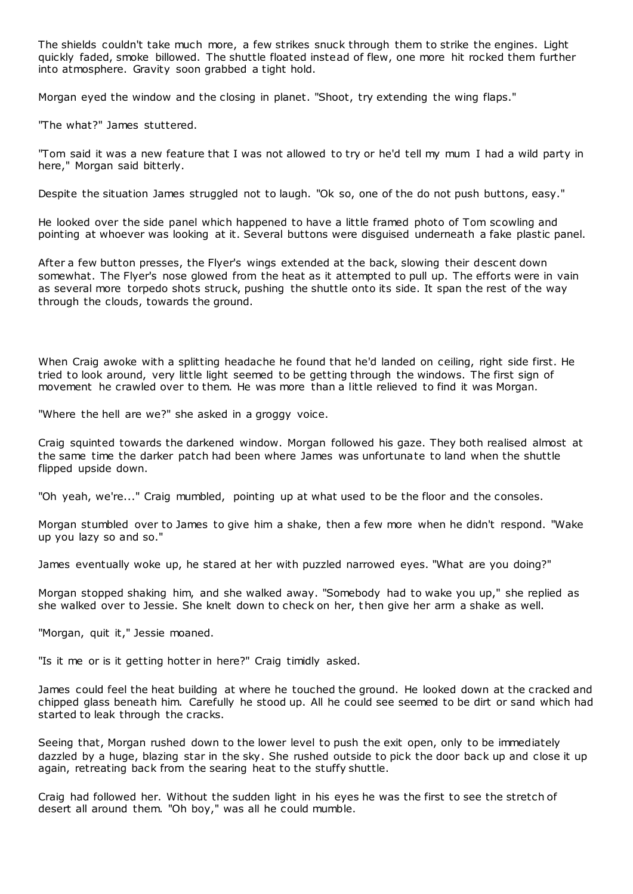The shields couldn't take much more, a few strikes snuck through them to strike the engines. Light quickly faded, smoke billowed. The shuttle floated instead of flew, one more hit rocked them further into atmosphere. Gravity soon grabbed a tight hold.

Morgan eyed the window and the closing in planet. "Shoot, try extending the wing flaps."

"The what?" James stuttered.

"Tom said it was a new feature that I was not allowed to try or he'd tell my mum I had a wild party in here," Morgan said bitterly.

Despite the situation James struggled not to laugh. "Ok so, one of the do not push buttons, easy."

He looked over the side panel which happened to have a little framed photo of Tom scowling and pointing at whoever was looking at it. Several buttons were disguised underneath a fake plastic panel.

After a few button presses, the Flyer's wings extended at the back, slowing their descent down somewhat. The Flyer's nose glowed from the heat as it attempted to pull up. The efforts were in vain as several more torpedo shots struck, pushing the shuttle onto its side. It span the rest of the way through the clouds, towards the ground.

When Craig awoke with a splitting headache he found that he'd landed on ceiling, right side first. He tried to look around, very little light seemed to be getting through the windows. The first sign of movement he crawled over to them. He was more than a little relieved to find it was Morgan.

"Where the hell are we?" she asked in a groggy voice.

Craig squinted towards the darkened window. Morgan followed his gaze. They both realised almost at the same time the darker patch had been where James was unfortunate to land when the shuttle flipped upside down.

"Oh yeah, we're..." Craig mumbled, pointing up at what used to be the floor and the consoles.

Morgan stumbled over to James to give him a shake, then a few more when he didn't respond. "Wake up you lazy so and so."

James eventually woke up, he stared at her with puzzled narrowed eyes. "What are you doing?"

Morgan stopped shaking him, and she walked away. "Somebody had to wake you up," she replied as she walked over to Jessie. She knelt down to check on her, then give her arm a shake as well.

"Morgan, quit it," Jessie moaned.

"Is it me or is it getting hotter in here?" Craig timidly asked.

James could feel the heat building at where he touched the ground. He looked down at the cracked and chipped glass beneath him. Carefully he stood up. All he could see seemed to be dirt or sand which had started to leak through the cracks.

Seeing that, Morgan rushed down to the lower level to push the exit open, only to be immediately dazzled by a huge, blazing star in the sky. She rushed outside to pick the door back up and close it up again, retreating back from the searing heat to the stuffy shuttle.

Craig had followed her. Without the sudden light in his eyes he was the first to see the stretch of desert all around them. "Oh boy," was all he could mumble.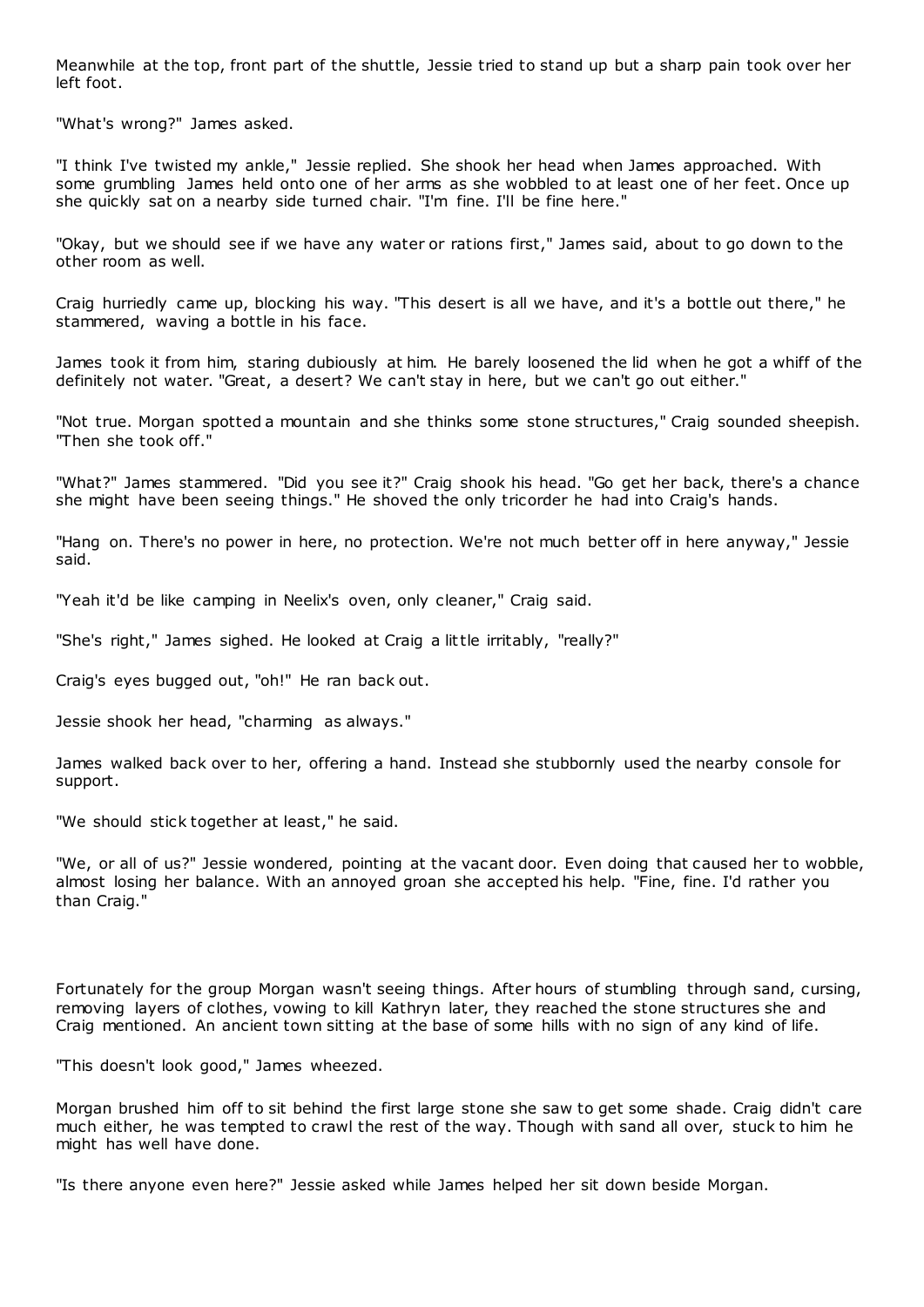Meanwhile at the top, front part of the shuttle, Jessie tried to stand up but a sharp pain took over her left foot.

"What's wrong?" James asked.

"I think I've twisted my ankle," Jessie replied. She shook her head when James approached. With some grumbling James held onto one of her arms as she wobbled to at least one of her feet. Once up she quickly sat on a nearby side turned chair. "I'm fine. I'll be fine here."

"Okay, but we should see if we have any water or rations first," James said, about to go down to the other room as well.

Craig hurriedly came up, blocking his way. "This desert is all we have, and it's a bottle out there," he stammered, waving a bottle in his face.

James took it from him, staring dubiously at him. He barely loosened the lid when he got a whiff of the definitely not water. "Great, a desert? We can't stay in here, but we can't go out either."

"Not true. Morgan spotted a mountain and she thinks some stone structures," Craig sounded sheepish. "Then she took off."

"What?" James stammered. "Did you see it?" Craig shook his head. "Go get her back, there's a chance she might have been seeing things." He shoved the only tricorder he had into Craig's hands.

"Hang on. There's no power in here, no protection. We're not much better off in here anyway," Jessie said.

"Yeah it'd be like camping in Neelix's oven, only cleaner," Craig said.

"She's right," James sighed. He looked at Craig a little irritably, "really?"

Craig's eyes bugged out, "oh!" He ran back out.

Jessie shook her head, "charming as always."

James walked back over to her, offering a hand. Instead she stubbornly used the nearby console for support.

"We should stick together at least," he said.

"We, or all of us?" Jessie wondered, pointing at the vacant door. Even doing that caused her to wobble, almost losing her balance. With an annoyed groan she accepted his help. "Fine, fine. I'd rather you than Craig."

Fortunately for the group Morgan wasn't seeing things. After hours of stumbling through sand, cursing, removing layers of clothes, vowing to kill Kathryn later, they reached the stone structures she and Craig mentioned. An ancient town sitting at the base of some hills with no sign of any kind of life.

"This doesn't look good," James wheezed.

Morgan brushed him off to sit behind the first large stone she saw to get some shade. Craig didn't care much either, he was tempted to crawl the rest of the way. Though with sand all over, stuck to him he might has well have done.

"Is there anyone even here?" Jessie asked while James helped her sit down beside Morgan.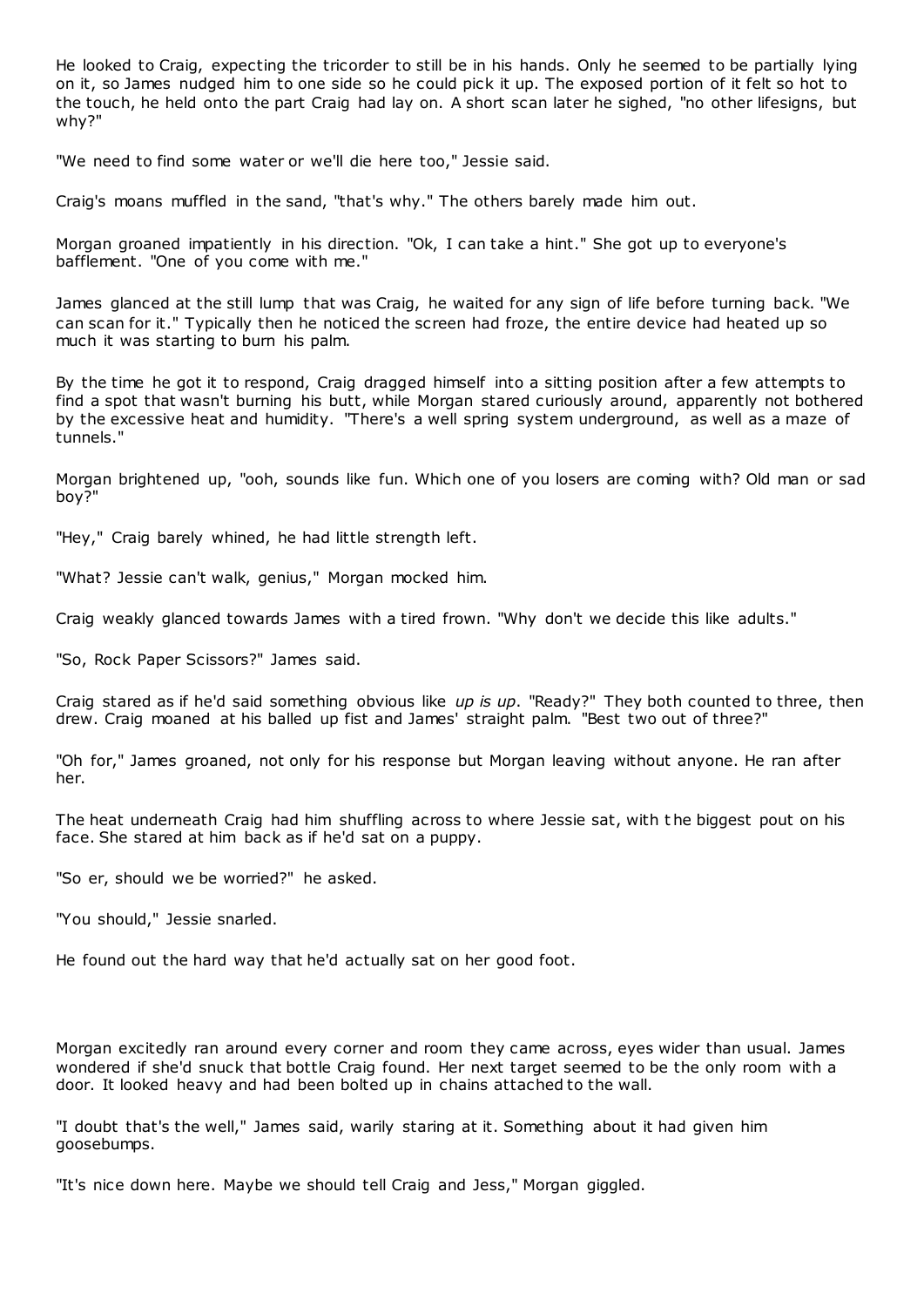He looked to Craig, expecting the tricorder to still be in his hands. Only he seemed to be partially lying on it, so James nudged him to one side so he could pick it up. The exposed portion of it felt so hot to the touch, he held onto the part Craig had lay on. A short scan later he sighed, "no other lifesigns, but why?"

"We need to find some water or we'll die here too," Jessie said.

Craig's moans muffled in the sand, "that's why." The others barely made him out.

Morgan groaned impatiently in his direction. "Ok, I can take a hint." She got up to everyone's bafflement. "One of you come with me."

James glanced at the still lump that was Craig, he waited for any sign of life before turning back. "We can scan for it." Typically then he noticed the screen had froze, the entire device had heated up so much it was starting to burn his palm.

By the time he got it to respond, Craig dragged himself into a sitting position after a few attempts to find a spot that wasn't burning his butt, while Morgan stared curiously around, apparently not bothered by the excessive heat and humidity. "There's a well spring system underground, as well as a maze of tunnels."

Morgan brightened up, "ooh, sounds like fun. Which one of you losers are coming with? Old man or sad boy?"

"Hey," Craig barely whined, he had little strength left.

"What? Jessie can't walk, genius," Morgan mocked him.

Craig weakly glanced towards James with a tired frown. "Why don't we decide this like adults."

"So, Rock Paper Scissors?" James said.

Craig stared as if he'd said something obvious like *up is up*. "Ready?" They both counted to three, then drew. Craig moaned at his balled up fist and James' straight palm. "Best two out of three?"

"Oh for," James groaned, not only for his response but Morgan leaving without anyone. He ran after her.

The heat underneath Craig had him shuffling across to where Jessie sat, with the biggest pout on his face. She stared at him back as if he'd sat on a puppy.

"So er, should we be worried?" he asked.

"You should," Jessie snarled.

He found out the hard way that he'd actually sat on her good foot.

Morgan excitedly ran around every corner and room they came across, eyes wider than usual. James wondered if she'd snuck that bottle Craig found. Her next target seemed to be the only room with a door. It looked heavy and had been bolted up in chains attached to the wall.

"I doubt that's the well," James said, warily staring at it. Something about it had given him goosebumps.

"It's nice down here. Maybe we should tell Craig and Jess," Morgan giggled.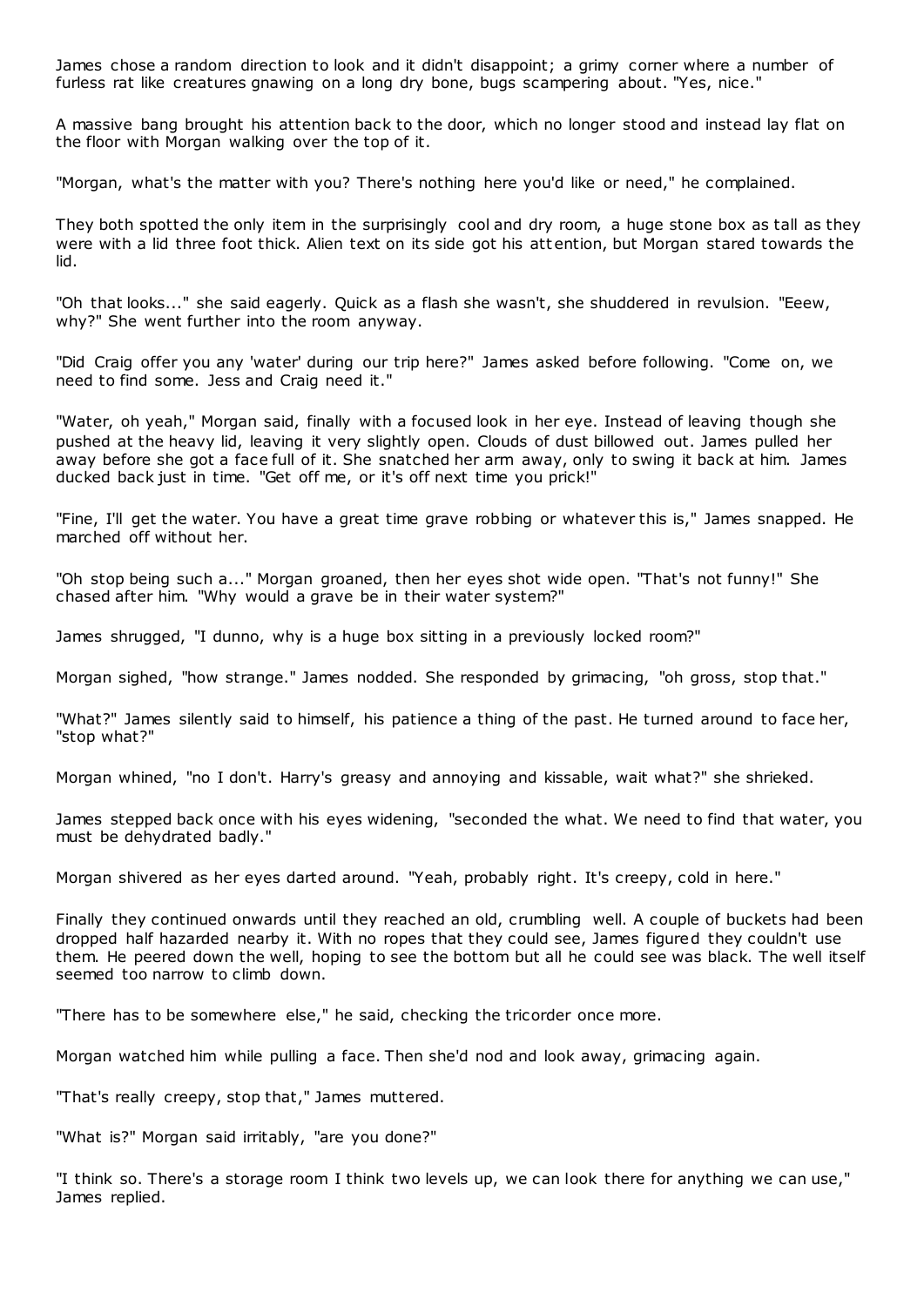James chose a random direction to look and it didn't disappoint; a grimy corner where a number of furless rat like creatures gnawing on a long dry bone, bugs scampering about. "Yes, nice."

A massive bang brought his attention back to the door, which no longer stood and instead lay flat on the floor with Morgan walking over the top of it.

"Morgan, what's the matter with you? There's nothing here you'd like or need," he complained.

They both spotted the only item in the surprisingly cool and dry room, a huge stone box as tall as they were with a lid three foot thick. Alien text on its side got his attention, but Morgan stared towards the lid.

"Oh that looks..." she said eagerly. Quick as a flash she wasn't, she shuddered in revulsion. "Eeew, why?" She went further into the room anyway.

"Did Craig offer you any 'water' during our trip here?" James asked before following. "Come on, we need to find some. Jess and Craig need it."

"Water, oh yeah," Morgan said, finally with a focused look in her eye. Instead of leaving though she pushed at the heavy lid, leaving it very slightly open. Clouds of dust billowed out. James pulled her away before she got a face full of it. She snatched her arm away, only to swing it back at him. James ducked back just in time. "Get off me, or it's off next time you prick!"

"Fine, I'll get the water. You have a great time grave robbing or whatever this is," James snapped. He marched off without her.

"Oh stop being such a..." Morgan groaned, then her eyes shot wide open. "That's not funny!" She chased after him. "Why would a grave be in their water system?"

James shrugged, "I dunno, why is a huge box sitting in a previously locked room?"

Morgan sighed, "how strange." James nodded. She responded by grimacing, "oh gross, stop that."

"What?" James silently said to himself, his patience a thing of the past. He turned around to face her, "stop what?"

Morgan whined, "no I don't. Harry's greasy and annoying and kissable, wait what?" she shrieked.

James stepped back once with his eyes widening, "seconded the what. We need to find that water, you must be dehydrated badly."

Morgan shivered as her eyes darted around. "Yeah, probably right. It's creepy, cold in here."

Finally they continued onwards until they reached an old, crumbling well. A couple of buckets had been dropped half hazarded nearby it. With no ropes that they could see, James figured they couldn't use them. He peered down the well, hoping to see the bottom but all he could see was black. The well itself seemed too narrow to climb down.

"There has to be somewhere else," he said, checking the tricorder once more.

Morgan watched him while pulling a face. Then she'd nod and look away, grimacing again.

"That's really creepy, stop that," James muttered.

"What is?" Morgan said irritably, "are you done?"

"I think so. There's a storage room I think two levels up, we can look there for anything we can use," James replied.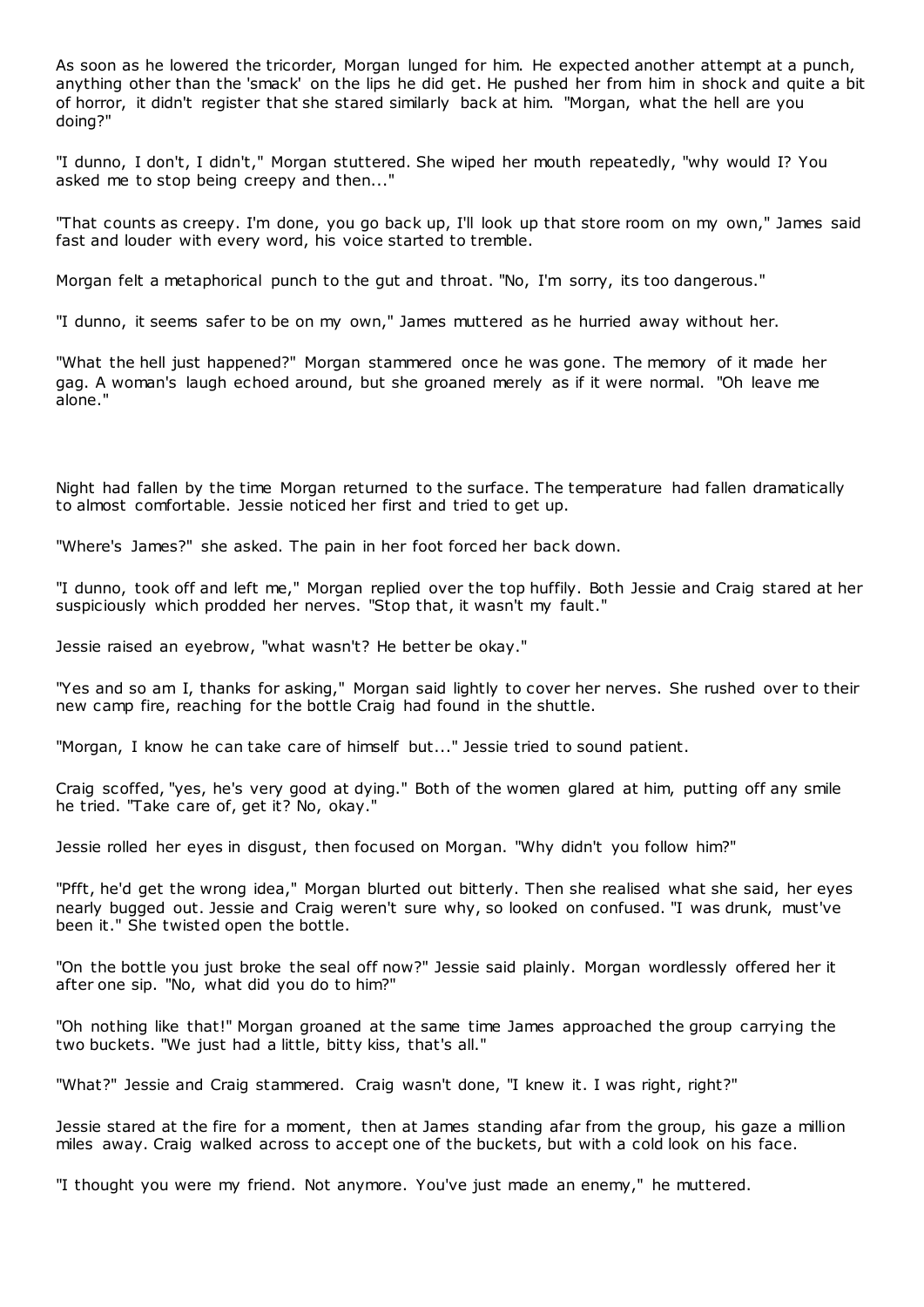As soon as he lowered the tricorder, Morgan lunged for him. He expected another attempt at a punch, anything other than the 'smack' on the lips he did get. He pushed her from him in shock and quite a bit of horror, it didn't register that she stared similarly back at him. "Morgan, what the hell are you doing?"

"I dunno, I don't, I didn't," Morgan stuttered. She wiped her mouth repeatedly, "why would I? You asked me to stop being creepy and then..."

"That counts as creepy. I'm done, you go back up, I'll look up that store room on my own," James said fast and louder with every word, his voice started to tremble.

Morgan felt a metaphorical punch to the gut and throat. "No, I'm sorry, its too dangerous."

"I dunno, it seems safer to be on my own," James muttered as he hurried away without her.

"What the hell just happened?" Morgan stammered once he was gone. The memory of it made her gag. A woman's laugh echoed around, but she groaned merely as if it were normal. "Oh leave me alone."

Night had fallen by the time Morgan returned to the surface. The temperature had fallen dramatically to almost comfortable. Jessie noticed her first and tried to get up.

"Where's James?" she asked. The pain in her foot forced her back down.

"I dunno, took off and left me," Morgan replied over the top huffily. Both Jessie and Craig stared at her suspiciously which prodded her nerves. "Stop that, it wasn't my fault."

Jessie raised an eyebrow, "what wasn't? He better be okay."

"Yes and so am I, thanks for asking," Morgan said lightly to cover her nerves. She rushed over to their new camp fire, reaching for the bottle Craig had found in the shuttle.

"Morgan, I know he can take care of himself but..." Jessie tried to sound patient.

Craig scoffed, "yes, he's very good at dying." Both of the women glared at him, putting off any smile he tried. "Take care of, get it? No, okay."

Jessie rolled her eyes in disgust, then focused on Morgan. "Why didn't you follow him?"

"Pfft, he'd get the wrong idea," Morgan blurted out bitterly. Then she realised what she said, her eyes nearly bugged out. Jessie and Craig weren't sure why, so looked on confused. "I was drunk, must've been it." She twisted open the bottle.

"On the bottle you just broke the seal off now?" Jessie said plainly. Morgan wordlessly offered her it after one sip. "No, what did you do to him?"

"Oh nothing like that!" Morgan groaned at the same time James approached the group carrying the two buckets. "We just had a little, bitty kiss, that's all."

"What?" Jessie and Craig stammered. Craig wasn't done, "I knew it. I was right, right?"

Jessie stared at the fire for a moment, then at James standing afar from the group, his gaze a million miles away. Craig walked across to accept one of the buckets, but with a cold look on his face.

"I thought you were my friend. Not anymore. You've just made an enemy," he muttered.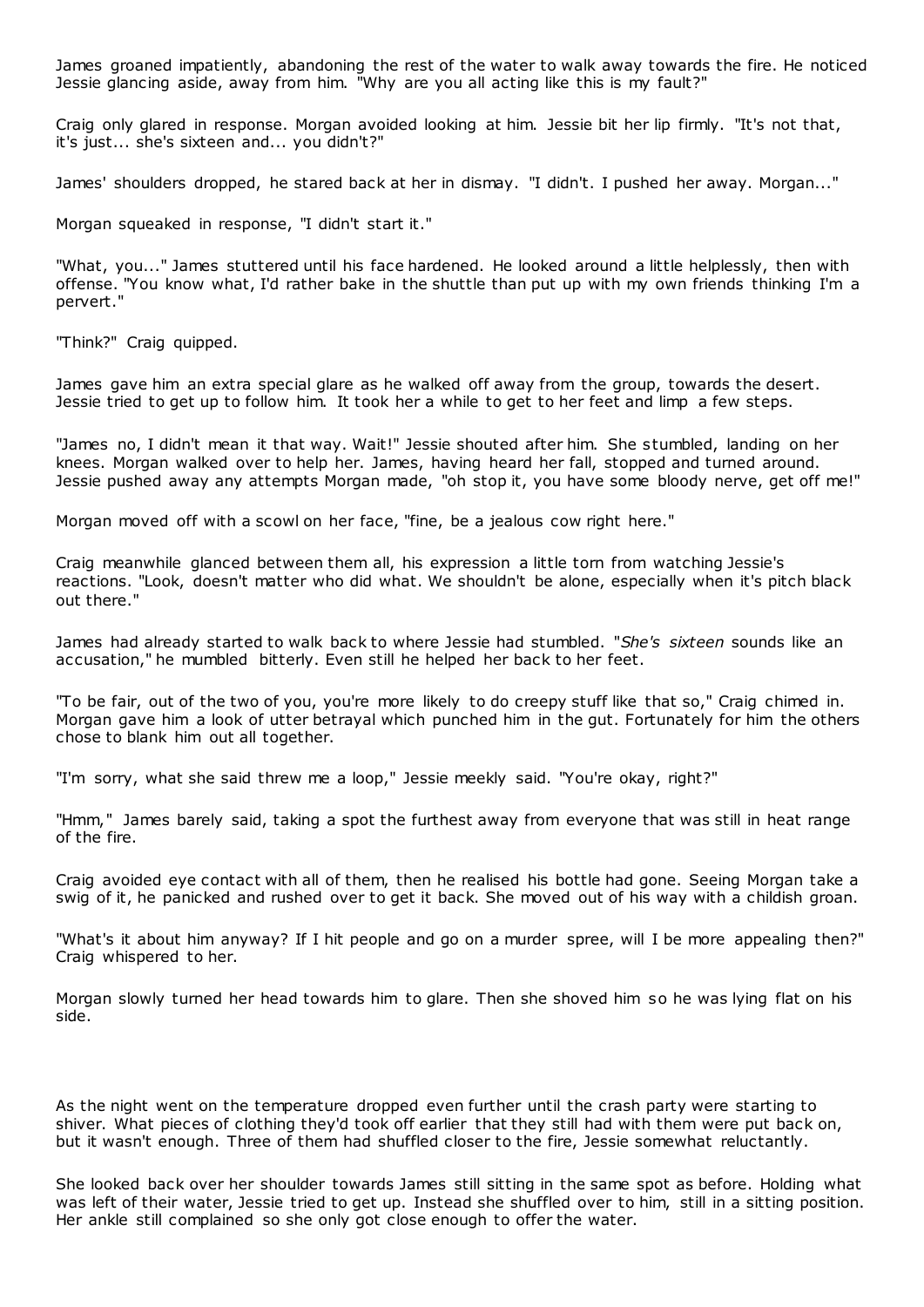James groaned impatiently, abandoning the rest of the water to walk away towards the fire. He noticed Jessie glancing aside, away from him. "Why are you all acting like this is my fault?"

Craig only glared in response. Morgan avoided looking at him. Jessie bit her lip firmly. "It's not that, it's just... she's sixteen and... you didn't?"

James' shoulders dropped, he stared back at her in dismay. "I didn't. I pushed her away. Morgan..."

Morgan squeaked in response, "I didn't start it."

"What, you..." James stuttered until his face hardened. He looked around a little helplessly, then with offense. "You know what, I'd rather bake in the shuttle than put up with my own friends thinking I'm a pervert."

"Think?" Craig quipped.

James gave him an extra special glare as he walked off away from the group, towards the desert. Jessie tried to get up to follow him. It took her a while to get to her feet and limp a few steps.

"James no, I didn't mean it that way. Wait!" Jessie shouted after him. She stumbled, landing on her knees. Morgan walked over to help her. James, having heard her fall, stopped and turned around. Jessie pushed away any attempts Morgan made, "oh stop it, you have some bloody nerve, get off me!"

Morgan moved off with a scowl on her face, "fine, be a jealous cow right here."

Craig meanwhile glanced between them all, his expression a little torn from watching Jessie's reactions. "Look, doesn't matter who did what. We shouldn't be alone, especially when it's pitch black out there."

James had already started to walk back to where Jessie had stumbled. "*She's sixteen* sounds like an accusation," he mumbled bitterly. Even still he helped her back to her feet.

"To be fair, out of the two of you, you're more likely to do creepy stuff like that so," Craig chimed in. Morgan gave him a look of utter betrayal which punched him in the gut. Fortunately for him the others chose to blank him out all together.

"I'm sorry, what she said threw me a loop," Jessie meekly said. "You're okay, right?"

"Hmm," James barely said, taking a spot the furthest away from everyone that was still in heat range of the fire.

Craig avoided eye contact with all of them, then he realised his bottle had gone. Seeing Morgan take a swig of it, he panicked and rushed over to get it back. She moved out of his way with a childish groan.

"What's it about him anyway? If I hit people and go on a murder spree, will I be more appealing then?" Craig whispered to her.

Morgan slowly turned her head towards him to glare. Then she shoved him so he was lying flat on his side.

As the night went on the temperature dropped even further until the crash party were starting to shiver. What pieces of clothing they'd took off earlier that they still had with them were put back on, but it wasn't enough. Three of them had shuffled closer to the fire, Jessie somewhat reluctantly.

She looked back over her shoulder towards James still sitting in the same spot as before. Holding what was left of their water, Jessie tried to get up. Instead she shuffled over to him, still in a sitting position. Her ankle still complained so she only got close enough to offer the water.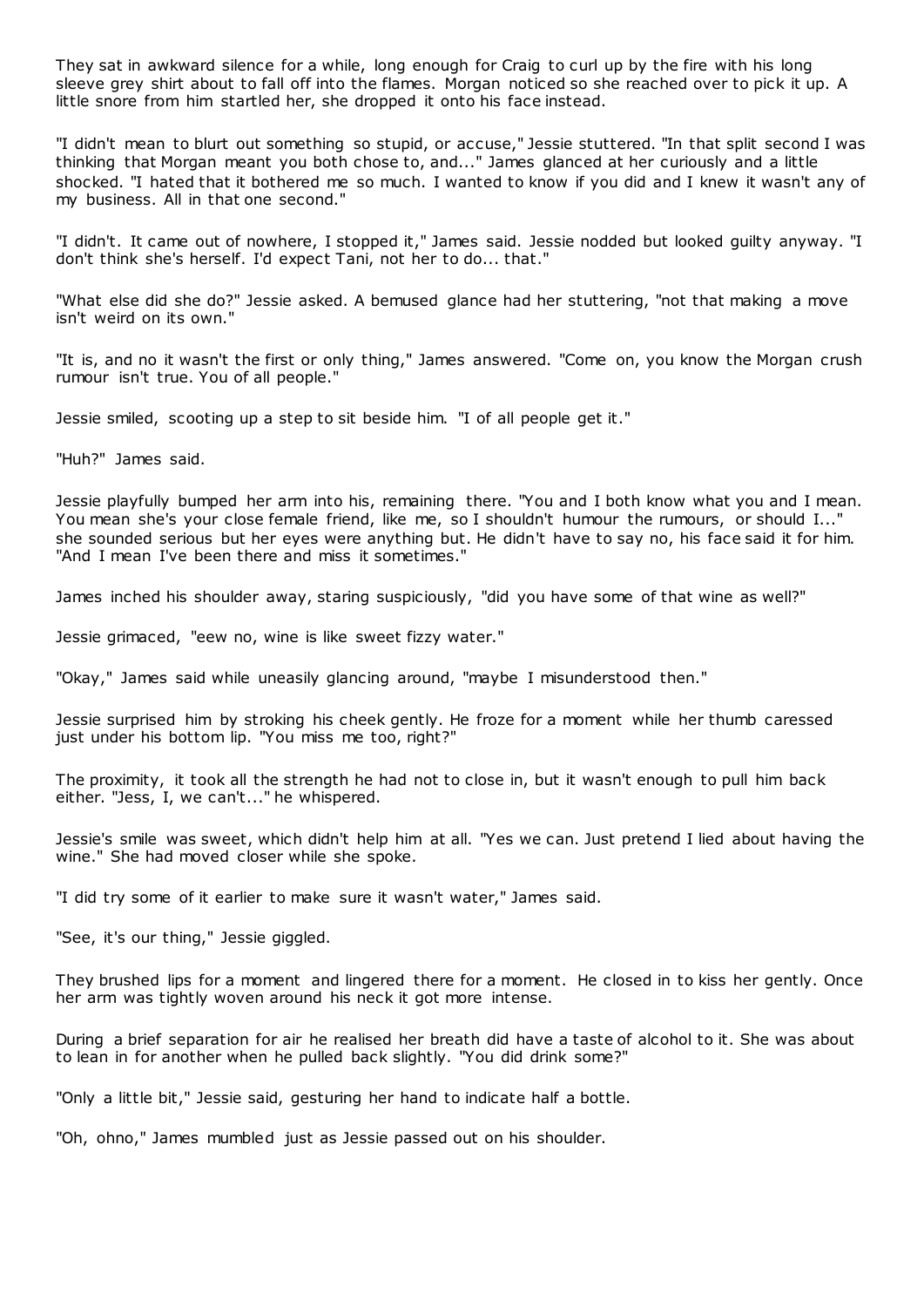They sat in awkward silence for a while, long enough for Craig to curl up by the fire with his long sleeve grey shirt about to fall off into the flames. Morgan noticed so she reached over to pick it up. A little snore from him startled her, she dropped it onto his face instead.

"I didn't mean to blurt out something so stupid, or accuse," Jessie stuttered. "In that split second I was thinking that Morgan meant you both chose to, and..." James glanced at her curiously and a little shocked. "I hated that it bothered me so much. I wanted to know if you did and I knew it wasn't any of my business. All in that one second."

"I didn't. It came out of nowhere, I stopped it," James said. Jessie nodded but looked guilty anyway. "I don't think she's herself. I'd expect Tani, not her to do... that."

"What else did she do?" Jessie asked. A bemused glance had her stuttering, "not that making a move isn't weird on its own."

"It is, and no it wasn't the first or only thing," James answered. "Come on, you know the Morgan crush rumour isn't true. You of all people."

Jessie smiled, scooting up a step to sit beside him. "I of all people get it."

"Huh?" James said.

Jessie playfully bumped her arm into his, remaining there. "You and I both know what you and I mean. You mean she's your close female friend, like me, so I shouldn't humour the rumours, or should I..." she sounded serious but her eyes were anything but. He didn't have to say no, his face said it for him. "And I mean I've been there and miss it sometimes."

James inched his shoulder away, staring suspiciously, "did you have some of that wine as well?"

Jessie grimaced, "eew no, wine is like sweet fizzy water."

"Okay," James said while uneasily glancing around, "maybe I misunderstood then."

Jessie surprised him by stroking his cheek gently. He froze for a moment while her thumb caressed just under his bottom lip. "You miss me too, right?"

The proximity, it took all the strength he had not to close in, but it wasn't enough to pull him back either. "Jess, I, we can't..." he whispered.

Jessie's smile was sweet, which didn't help him at all. "Yes we can. Just pretend I lied about having the wine." She had moved closer while she spoke.

"I did try some of it earlier to make sure it wasn't water," James said.

"See, it's our thing," Jessie giggled.

They brushed lips for a moment and lingered there for a moment. He closed in to kiss her gently. Once her arm was tightly woven around his neck it got more intense.

During a brief separation for air he realised her breath did have a taste of alcohol to it. She was about to lean in for another when he pulled back slightly. "You did drink some?"

"Only a little bit," Jessie said, gesturing her hand to indicate half a bottle.

"Oh, ohno," James mumbled just as Jessie passed out on his shoulder.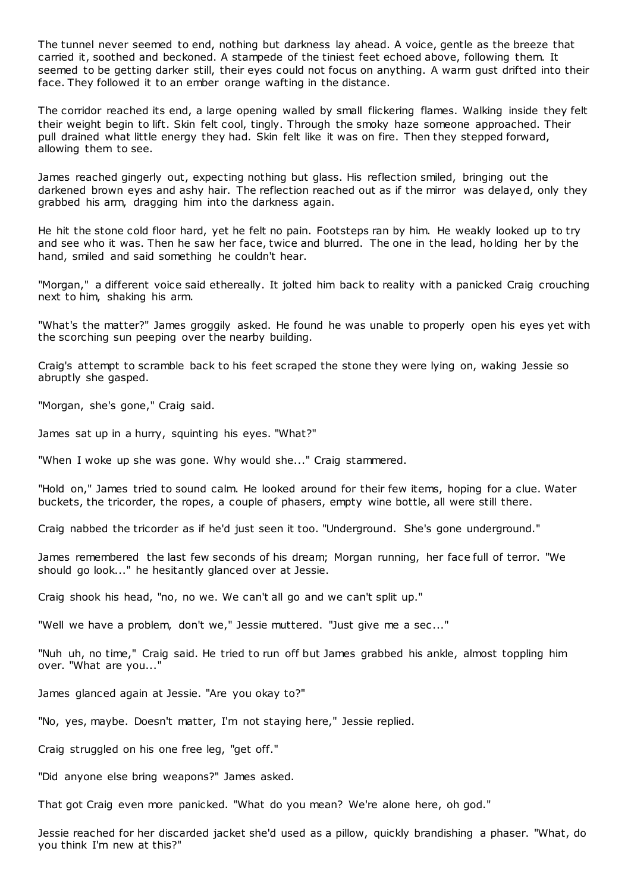The tunnel never seemed to end, nothing but darkness lay ahead. A voice, gentle as the breeze that carried it, soothed and beckoned. A stampede of the tiniest feet echoed above, following them. It seemed to be getting darker still, their eyes could not focus on anything. A warm gust drifted into their face. They followed it to an ember orange wafting in the distance.

The corridor reached its end, a large opening walled by small flickering flames. Walking inside they felt their weight begin to lift. Skin felt cool, tingly. Through the smoky haze someone approached. Their pull drained what little energy they had. Skin felt like it was on fire. Then they stepped forward, allowing them to see.

James reached gingerly out, expecting nothing but glass. His reflection smiled, bringing out the darkened brown eyes and ashy hair. The reflection reached out as if the mirror was delayed, only they grabbed his arm, dragging him into the darkness again.

He hit the stone cold floor hard, yet he felt no pain. Footsteps ran by him. He weakly looked up to try and see who it was. Then he saw her face, twice and blurred. The one in the lead, holding her by the hand, smiled and said something he couldn't hear.

"Morgan," a different voice said ethereally. It jolted him back to reality with a panicked Craig crouching next to him, shaking his arm.

"What's the matter?" James groggily asked. He found he was unable to properly open his eyes yet with the scorching sun peeping over the nearby building.

Craig's attempt to scramble back to his feet scraped the stone they were lying on, waking Jessie so abruptly she gasped.

"Morgan, she's gone," Craig said.

James sat up in a hurry, squinting his eyes. "What?"

"When I woke up she was gone. Why would she..." Craig stammered.

"Hold on," James tried to sound calm. He looked around for their few items, hoping for a clue. Water buckets, the tricorder, the ropes, a couple of phasers, empty wine bottle, all were still there.

Craig nabbed the tricorder as if he'd just seen it too. "Underground. She's gone underground."

James remembered the last few seconds of his dream; Morgan running, her face full of terror. "We should go look..." he hesitantly glanced over at Jessie.

Craig shook his head, "no, no we. We can't all go and we can't split up."

"Well we have a problem, don't we," Jessie muttered. "Just give me a sec..."

"Nuh uh, no time," Craig said. He tried to run off but James grabbed his ankle, almost toppling him over. "What are you..."

James glanced again at Jessie. "Are you okay to?"

"No, yes, maybe. Doesn't matter, I'm not staying here," Jessie replied.

Craig struggled on his one free leg, "get off."

"Did anyone else bring weapons?" James asked.

That got Craig even more panicked. "What do you mean? We're alone here, oh god."

Jessie reached for her discarded jacket she'd used as a pillow, quickly brandishing a phaser. "What, do you think I'm new at this?"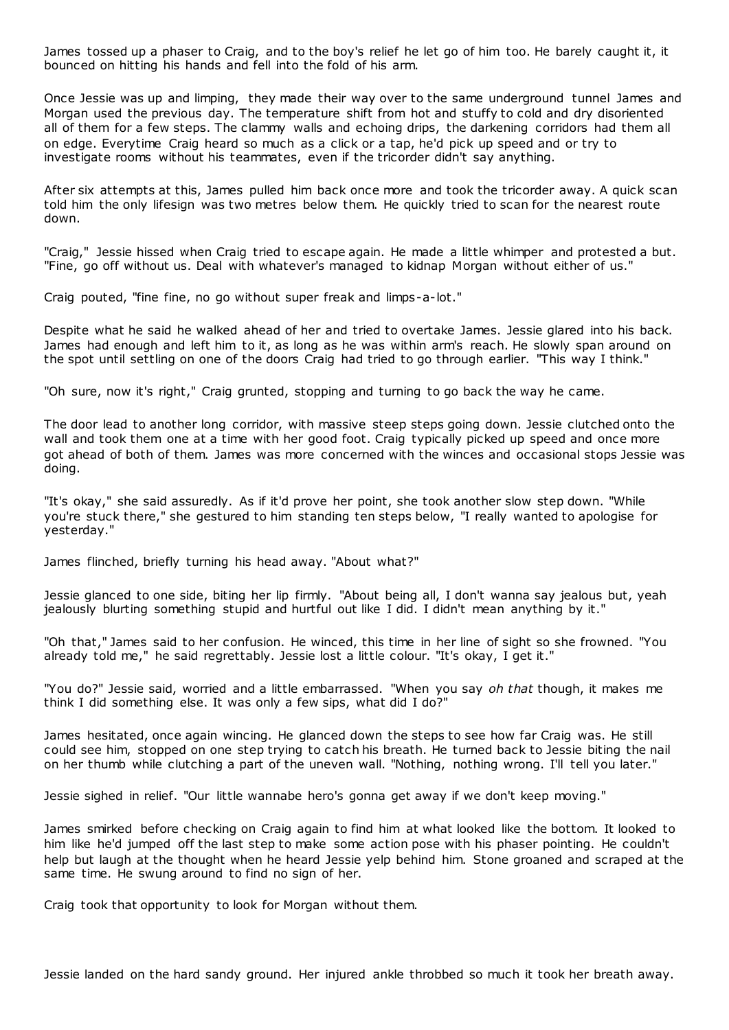James tossed up a phaser to Craig, and to the boy's relief he let go of him too. He barely caught it, it bounced on hitting his hands and fell into the fold of his arm.

Once Jessie was up and limping, they made their way over to the same underground tunnel James and Morgan used the previous day. The temperature shift from hot and stuffy to cold and dry disoriented all of them for a few steps. The clammy walls and echoing drips, the darkening corridors had them all on edge. Everytime Craig heard so much as a click or a tap, he'd pick up speed and or try to investigate rooms without his teammates, even if the tricorder didn't say anything.

After six attempts at this, James pulled him back once more and took the tricorder away. A quick scan told him the only lifesign was two metres below them. He quickly tried to scan for the nearest route down.

"Craig," Jessie hissed when Craig tried to escape again. He made a little whimper and protested a but. "Fine, go off without us. Deal with whatever's managed to kidnap Morgan without either of us."

Craig pouted, "fine fine, no go without super freak and limps-a-lot."

Despite what he said he walked ahead of her and tried to overtake James. Jessie glared into his back. James had enough and left him to it, as long as he was within arm's reach. He slowly span around on the spot until settling on one of the doors Craig had tried to go through earlier. "This way I think."

"Oh sure, now it's right," Craig grunted, stopping and turning to go back the way he came.

The door lead to another long corridor, with massive steep steps going down. Jessie clutched onto the wall and took them one at a time with her good foot. Craig typically picked up speed and once more got ahead of both of them. James was more concerned with the winces and occasional stops Jessie was doing.

"It's okay," she said assuredly. As if it'd prove her point, she took another slow step down. "While you're stuck there," she gestured to him standing ten steps below, "I really wanted to apologise for yesterday."

James flinched, briefly turning his head away. "About what?"

Jessie glanced to one side, biting her lip firmly. "About being all, I don't wanna say jealous but, yeah jealously blurting something stupid and hurtful out like I did. I didn't mean anything by it."

"Oh that," James said to her confusion. He winced, this time in her line of sight so she frowned. "You already told me," he said regrettably. Jessie lost a little colour. "It's okay, I get it."

"You do?" Jessie said, worried and a little embarrassed. "When you say *oh that* though, it makes me think I did something else. It was only a few sips, what did I do?"

James hesitated, once again wincing. He glanced down the steps to see how far Craig was. He still could see him, stopped on one step trying to catch his breath. He turned back to Jessie biting the nail on her thumb while clutching a part of the uneven wall. "Nothing, nothing wrong. I'll tell you later."

Jessie sighed in relief. "Our little wannabe hero's gonna get away if we don't keep moving."

James smirked before checking on Craig again to find him at what looked like the bottom. It looked to him like he'd jumped off the last step to make some action pose with his phaser pointing. He couldn't help but laugh at the thought when he heard Jessie yelp behind him. Stone groaned and scraped at the same time. He swung around to find no sign of her.

Craig took that opportunity to look for Morgan without them.

Jessie landed on the hard sandy ground. Her injured ankle throbbed so much it took her breath away.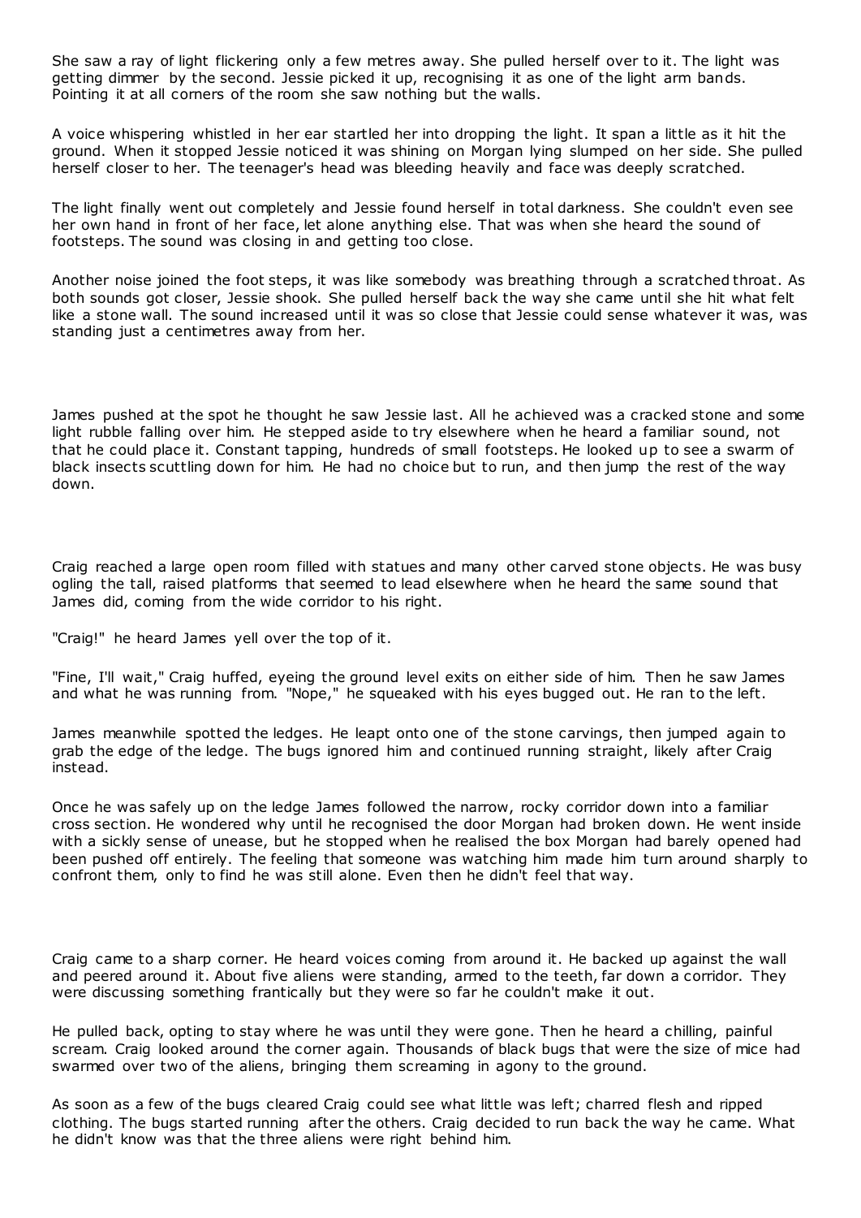She saw a ray of light flickering only a few metres away. She pulled herself over to it. The light was getting dimmer by the second. Jessie picked it up, recognising it as one of the light arm bands. Pointing it at all corners of the room she saw nothing but the walls.

A voice whispering whistled in her ear startled her into dropping the light. It span a little as it hit the ground. When it stopped Jessie noticed it was shining on Morgan lying slumped on her side. She pulled herself closer to her. The teenager's head was bleeding heavily and face was deeply scratched.

The light finally went out completely and Jessie found herself in total darkness. She couldn't even see her own hand in front of her face, let alone anything else. That was when she heard the sound of footsteps. The sound was closing in and getting too close.

Another noise joined the foot steps, it was like somebody was breathing through a scratched throat. As both sounds got closer, Jessie shook. She pulled herself back the way she came until she hit what felt like a stone wall. The sound increased until it was so close that Jessie could sense whatever it was, was standing just a centimetres away from her.

James pushed at the spot he thought he saw Jessie last. All he achieved was a cracked stone and some light rubble falling over him. He stepped aside to try elsewhere when he heard a familiar sound, not that he could place it. Constant tapping, hundreds of small footsteps. He looked up to see a swarm of black insects scuttling down for him. He had no choice but to run, and then jump the rest of the way down.

Craig reached a large open room filled with statues and many other carved stone objects. He was busy ogling the tall, raised platforms that seemed to lead elsewhere when he heard the same sound that James did, coming from the wide corridor to his right.

"Craig!" he heard James yell over the top of it.

"Fine, I'll wait," Craig huffed, eyeing the ground level exits on either side of him. Then he saw James and what he was running from. "Nope," he squeaked with his eyes bugged out. He ran to the left.

James meanwhile spotted the ledges. He leapt onto one of the stone carvings, then jumped again to grab the edge of the ledge. The bugs ignored him and continued running straight, likely after Craig instead.

Once he was safely up on the ledge James followed the narrow, rocky corridor down into a familiar cross section. He wondered why until he recognised the door Morgan had broken down. He went inside with a sickly sense of unease, but he stopped when he realised the box Morgan had barely opened had been pushed off entirely. The feeling that someone was watching him made him turn around sharply to confront them, only to find he was still alone. Even then he didn't feel that way.

Craig came to a sharp corner. He heard voices coming from around it. He backed up against the wall and peered around it. About five aliens were standing, armed to the teeth, far down a corridor. They were discussing something frantically but they were so far he couldn't make it out.

He pulled back, opting to stay where he was until they were gone. Then he heard a chilling, painful scream. Craig looked around the corner again. Thousands of black bugs that were the size of mice had swarmed over two of the aliens, bringing them screaming in agony to the ground.

As soon as a few of the bugs cleared Craig could see what little was left; charred flesh and ripped clothing. The bugs started running after the others. Craig decided to run back the way he came. What he didn't know was that the three aliens were right behind him.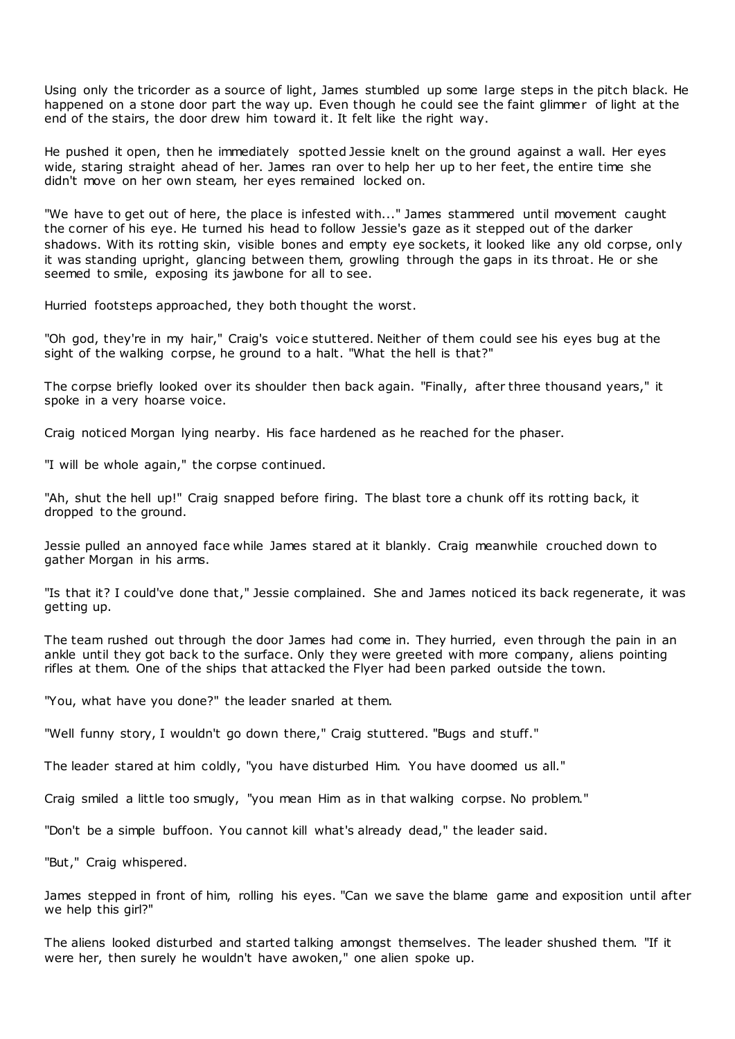Using only the tricorder as a source of light, James stumbled up some large steps in the pitch black. He happened on a stone door part the way up. Even though he could see the faint glimmer of light at the end of the stairs, the door drew him toward it. It felt like the right way.

He pushed it open, then he immediately spotted Jessie knelt on the ground against a wall. Her eyes wide, staring straight ahead of her. James ran over to help her up to her feet, the entire time she didn't move on her own steam, her eyes remained locked on.

"We have to get out of here, the place is infested with..." James stammered until movement caught the corner of his eye. He turned his head to follow Jessie's gaze as it stepped out of the darker shadows. With its rotting skin, visible bones and empty eye sockets, it looked like any old corpse, only it was standing upright, glancing between them, growling through the gaps in its throat. He or she seemed to smile, exposing its jawbone for all to see.

Hurried footsteps approached, they both thought the worst.

"Oh god, they're in my hair," Craig's voice stuttered. Neither of them could see his eyes bug at the sight of the walking corpse, he ground to a halt. "What the hell is that?"

The corpse briefly looked over its shoulder then back again. "Finally, after three thousand years," it spoke in a very hoarse voice.

Craig noticed Morgan lying nearby. His face hardened as he reached for the phaser.

"I will be whole again," the corpse continued.

"Ah, shut the hell up!" Craig snapped before firing. The blast tore a chunk off its rotting back, it dropped to the ground.

Jessie pulled an annoyed face while James stared at it blankly. Craig meanwhile crouched down to gather Morgan in his arms.

"Is that it? I could've done that," Jessie complained. She and James noticed its back regenerate, it was getting up.

The team rushed out through the door James had come in. They hurried, even through the pain in an ankle until they got back to the surface. Only they were greeted with more company, aliens pointing rifles at them. One of the ships that attacked the Flyer had been parked outside the town.

"You, what have you done?" the leader snarled at them.

"Well funny story, I wouldn't go down there," Craig stuttered. "Bugs and stuff."

The leader stared at him coldly, "you have disturbed Him. You have doomed us all."

Craig smiled a little too smugly, "you mean Him as in that walking corpse. No problem."

"Don't be a simple buffoon. You cannot kill what's already dead," the leader said.

"But," Craig whispered.

James stepped in front of him, rolling his eyes. "Can we save the blame game and exposition until after we help this girl?"

The aliens looked disturbed and started talking amongst themselves. The leader shushed them. "If it were her, then surely he wouldn't have awoken," one alien spoke up.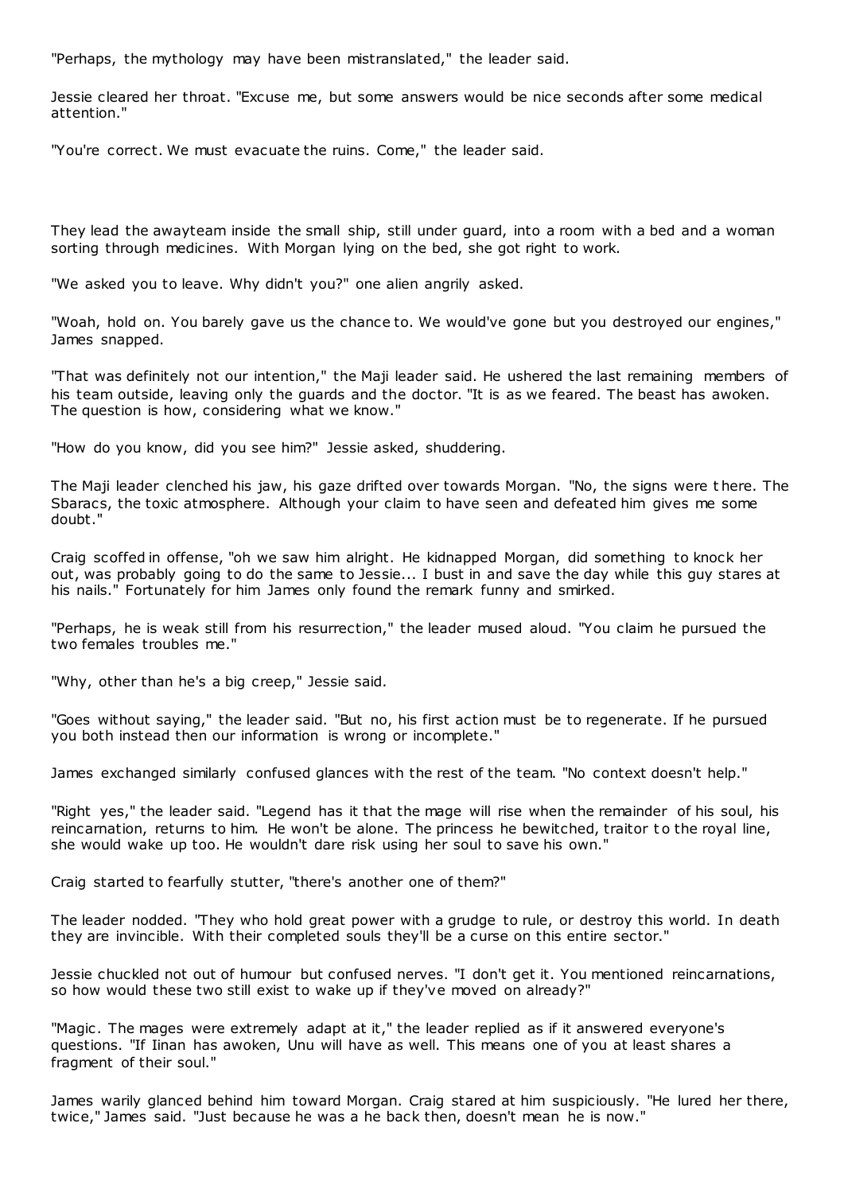"Perhaps, the mythology may have been mistranslated," the leader said.

Jessie cleared her throat. "Excuse me, but some answers would be nice seconds after some medical attention."

"You're correct. We must evacuate the ruins. Come," the leader said.

They lead the awayteam inside the small ship, still under guard, into a room with a bed and a woman sorting through medicines. With Morgan lying on the bed, she got right to work.

"We asked you to leave. Why didn't you?" one alien angrily asked.

"Woah, hold on. You barely gave us the chance to. We would've gone but you destroyed our engines," James snapped.

"That was definitely not our intention," the Maji leader said. He ushered the last remaining members of his team outside, leaving only the guards and the doctor. "It is as we feared. The beast has awoken. The question is how, considering what we know."

"How do you know, did you see him?" Jessie asked, shuddering.

The Maji leader clenched his jaw, his gaze drifted over towards Morgan. "No, the signs were there. The Sbaracs, the toxic atmosphere. Although your claim to have seen and defeated him gives me some doubt."

Craig scoffed in offense, "oh we saw him alright. He kidnapped Morgan, did something to knock her out, was probably going to do the same to Jessie... I bust in and save the day while this guy stares at his nails." Fortunately for him James only found the remark funny and smirked.

"Perhaps, he is weak still from his resurrection," the leader mused aloud. "You claim he pursued the two females troubles me."

"Why, other than he's a big creep," Jessie said.

"Goes without saying," the leader said. "But no, his first action must be to regenerate. If he pursued you both instead then our information is wrong or incomplete."

James exchanged similarly confused glances with the rest of the team. "No context doesn't help."

"Right yes," the leader said. "Legend has it that the mage will rise when the remainder of his soul, his reincarnation, returns to him. He won't be alone. The princess he bewitched, traitor to the royal line, she would wake up too. He wouldn't dare risk using her soul to save his own."

Craig started to fearfully stutter, "there's another one of them?"

The leader nodded. "They who hold great power with a grudge to rule, or destroy this world. In death they are invincible. With their completed souls they'll be a curse on this entire sector."

Jessie chuckled not out of humour but confused nerves. "I don't get it. You mentioned reincarnations, so how would these two still exist to wake up if they've moved on already?"

"Magic. The mages were extremely adapt at it," the leader replied as if it answered everyone's questions. "If Iinan has awoken, Unu will have as well. This means one of you at least shares a fragment of their soul."

James warily glanced behind him toward Morgan. Craig stared at him suspiciously. "He lured her there, twice," James said. "Just because he was a he back then, doesn't mean he is now."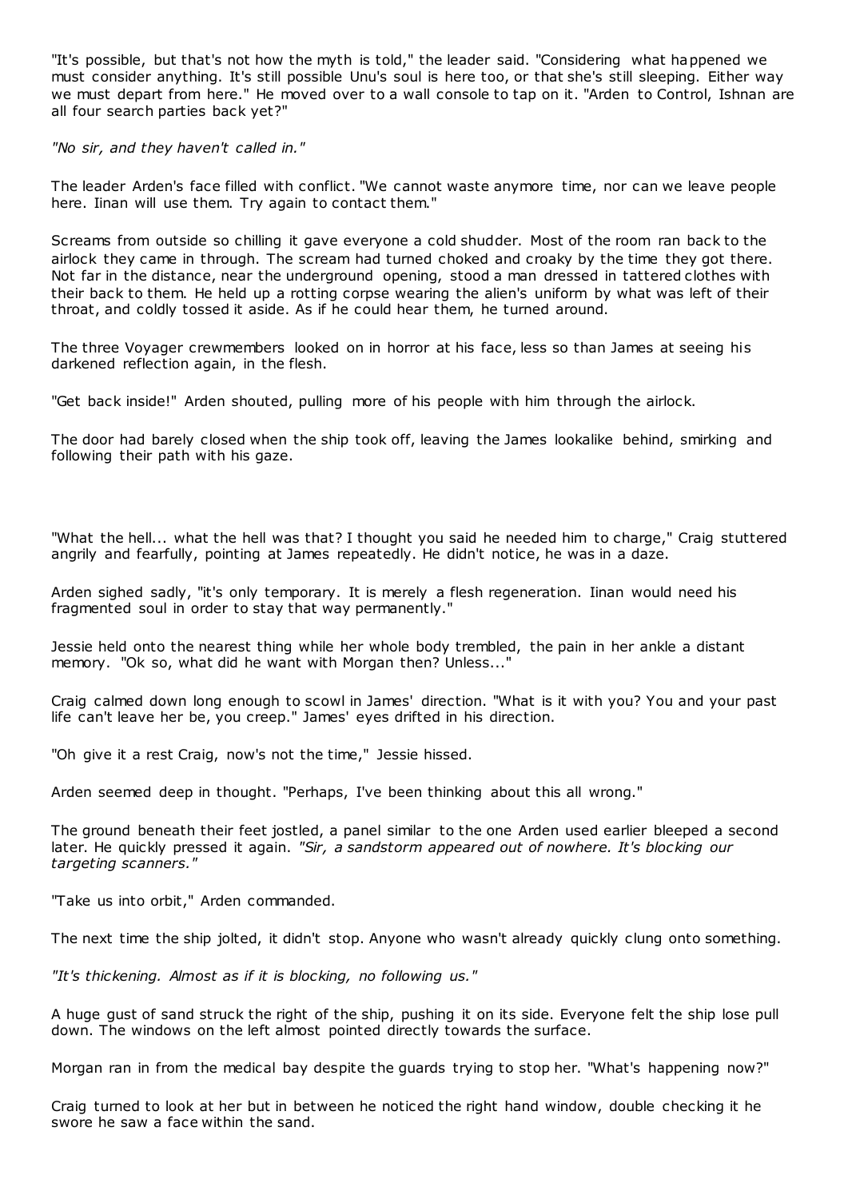"It's possible, but that's not how the myth is told," the leader said. "Considering what happened we must consider anything. It's still possible Unu's soul is here too, or that she's still sleeping. Either way we must depart from here." He moved over to a wall console to tap on it. "Arden to Control, Ishnan are all four search parties back yet?"

*"No sir, and they haven't called in."*

The leader Arden's face filled with conflict. "We cannot waste anymore time, nor can we leave people here. Iinan will use them. Try again to contact them."

Screams from outside so chilling it gave everyone a cold shudder. Most of the room ran back to the airlock they came in through. The scream had turned choked and croaky by the time they got there. Not far in the distance, near the underground opening, stood a man dressed in tattered clothes with their back to them. He held up a rotting corpse wearing the alien's uniform by what was left of their throat, and coldly tossed it aside. As if he could hear them, he turned around.

The three Voyager crewmembers looked on in horror at his face, less so than James at seeing his darkened reflection again, in the flesh.

"Get back inside!" Arden shouted, pulling more of his people with him through the airlock.

The door had barely closed when the ship took off, leaving the James lookalike behind, smirking and following their path with his gaze.

"What the hell... what the hell was that? I thought you said he needed him to charge," Craig stuttered angrily and fearfully, pointing at James repeatedly. He didn't notice, he was in a daze.

Arden sighed sadly, "it's only temporary. It is merely a flesh regeneration. Iinan would need his fragmented soul in order to stay that way permanently."

Jessie held onto the nearest thing while her whole body trembled, the pain in her ankle a distant memory. "Ok so, what did he want with Morgan then? Unless..."

Craig calmed down long enough to scowl in James' direction. "What is it with you? You and your past life can't leave her be, you creep." James' eyes drifted in his direction.

"Oh give it a rest Craig, now's not the time," Jessie hissed.

Arden seemed deep in thought. "Perhaps, I've been thinking about this all wrong."

The ground beneath their feet jostled, a panel similar to the one Arden used earlier bleeped a second later. He quickly pressed it again. *"Sir, a sandstorm appeared out of nowhere. It's blocking our targeting scanners."*

"Take us into orbit," Arden commanded.

The next time the ship jolted, it didn't stop. Anyone who wasn't already quickly clung onto something.

*"It's thickening. Almost as if it is blocking, no following us."*

A huge gust of sand struck the right of the ship, pushing it on its side. Everyone felt the ship lose pull down. The windows on the left almost pointed directly towards the surface.

Morgan ran in from the medical bay despite the guards trying to stop her. "What's happening now?"

Craig turned to look at her but in between he noticed the right hand window, double checking it he swore he saw a face within the sand.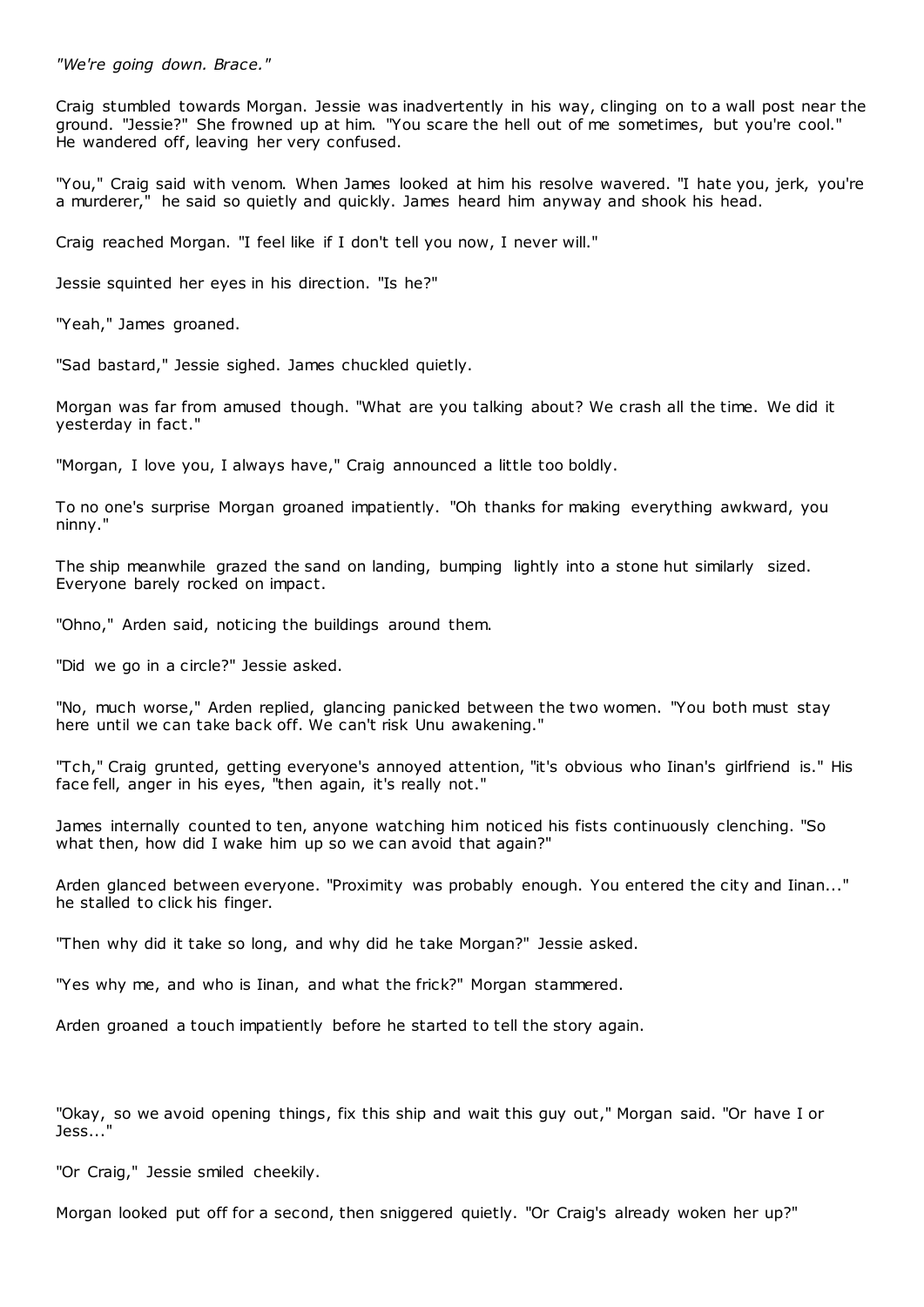*"We're going down. Brace."*

Craig stumbled towards Morgan. Jessie was inadvertently in his way, clinging on to a wall post near the ground. "Jessie?" She frowned up at him. "You scare the hell out of me sometimes, but you're cool." He wandered off, leaving her very confused.

"You," Craig said with venom. When James looked at him his resolve wavered. "I hate you, jerk, you're a murderer," he said so quietly and quickly. James heard him anyway and shook his head.

Craig reached Morgan. "I feel like if I don't tell you now, I never will."

Jessie squinted her eyes in his direction. "Is he?"

"Yeah," James groaned.

"Sad bastard," Jessie sighed. James chuckled quietly.

Morgan was far from amused though. "What are you talking about? We crash all the time. We did it yesterday in fact."

"Morgan, I love you, I always have," Craig announced a little too boldly.

To no one's surprise Morgan groaned impatiently. "Oh thanks for making everything awkward, you ninny."

The ship meanwhile grazed the sand on landing, bumping lightly into a stone hut similarly sized. Everyone barely rocked on impact.

"Ohno," Arden said, noticing the buildings around them.

"Did we go in a circle?" Jessie asked.

"No, much worse," Arden replied, glancing panicked between the two women. "You both must stay here until we can take back off. We can't risk Unu awakening."

"Tch," Craig grunted, getting everyone's annoyed attention, "it's obvious who Iinan's girlfriend is." His face fell, anger in his eyes, "then again, it's really not."

James internally counted to ten, anyone watching him noticed his fists continuously clenching. "So what then, how did I wake him up so we can avoid that again?"

Arden glanced between everyone. "Proximity was probably enough. You entered the city and Iinan..." he stalled to click his finger.

"Then why did it take so long, and why did he take Morgan?" Jessie asked.

"Yes why me, and who is Iinan, and what the frick?" Morgan stammered.

Arden groaned a touch impatiently before he started to tell the story again.

"Okay, so we avoid opening things, fix this ship and wait this guy out," Morgan said. "Or have I or Jess..."

"Or Craig," Jessie smiled cheekily.

Morgan looked put off for a second, then sniggered quietly. "Or Craig's already woken her up?"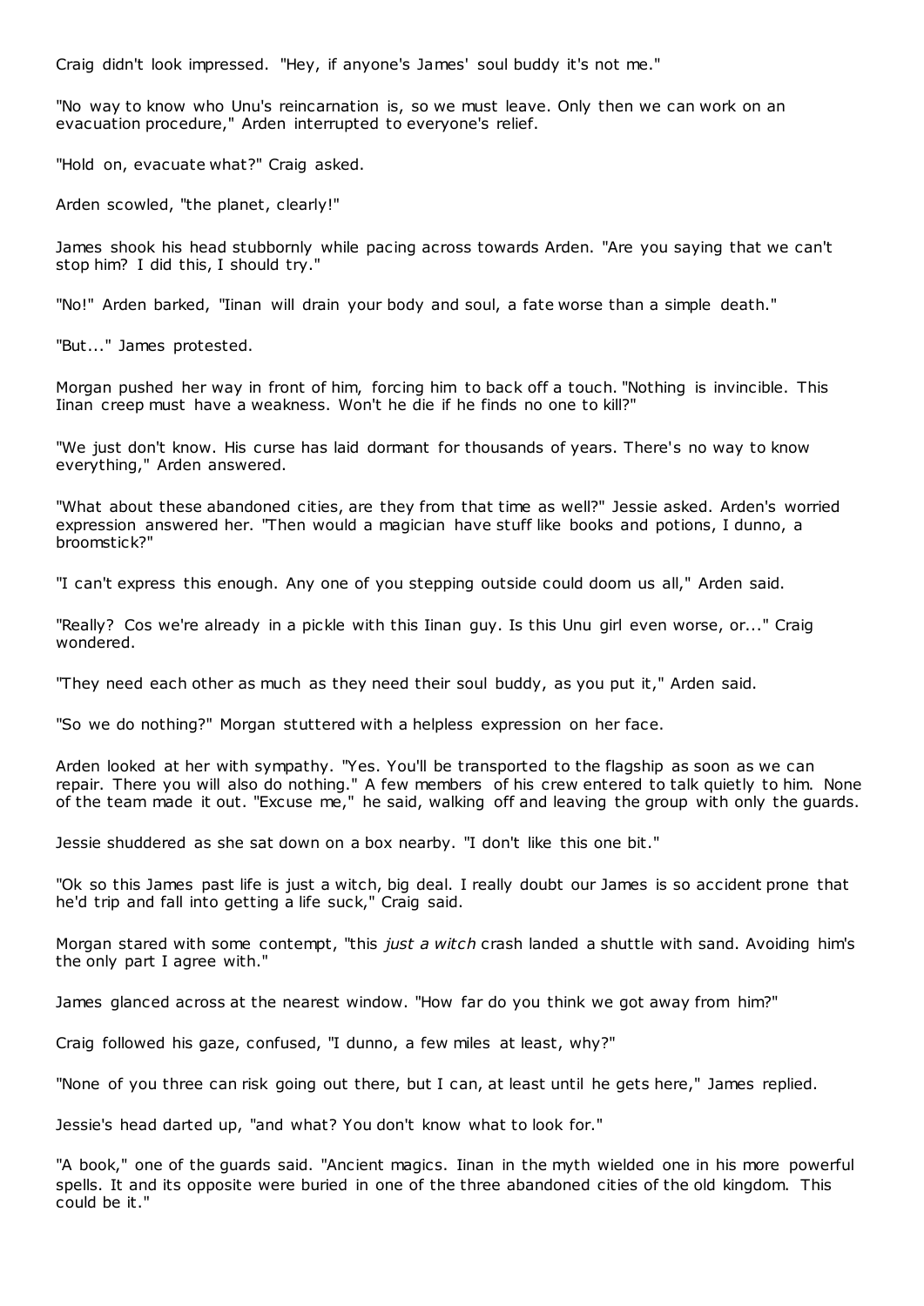Craig didn't look impressed. "Hey, if anyone's James' soul buddy it's not me."

"No way to know who Unu's reincarnation is, so we must leave. Only then we can work on an evacuation procedure," Arden interrupted to everyone's relief.

"Hold on, evacuate what?" Craig asked.

Arden scowled, "the planet, clearly!"

James shook his head stubbornly while pacing across towards Arden. "Are you saying that we can't stop him? I did this, I should try."

"No!" Arden barked, "Iinan will drain your body and soul, a fate worse than a simple death."

"But..." James protested.

Morgan pushed her way in front of him, forcing him to back off a touch. "Nothing is invincible. This Iinan creep must have a weakness. Won't he die if he finds no one to kill?"

"We just don't know. His curse has laid dormant for thousands of years. There's no way to know everything," Arden answered.

"What about these abandoned cities, are they from that time as well?" Jessie asked. Arden's worried expression answered her. "Then would a magician have stuff like books and potions, I dunno, a broomstick?"

"I can't express this enough. Any one of you stepping outside could doom us all," Arden said.

"Really? Cos we're already in a pickle with this Iinan guy. Is this Unu girl even worse, or..." Craig wondered.

"They need each other as much as they need their soul buddy, as you put it," Arden said.

"So we do nothing?" Morgan stuttered with a helpless expression on her face.

Arden looked at her with sympathy. "Yes. You'll be transported to the flagship as soon as we can repair. There you will also do nothing." A few members of his crew entered to talk quietly to him. None of the team made it out. "Excuse me," he said, walking off and leaving the group with only the guards.

Jessie shuddered as she sat down on a box nearby. "I don't like this one bit."

"Ok so this James past life is just a witch, big deal. I really doubt our James is so accident prone that he'd trip and fall into getting a life suck," Craig said.

Morgan stared with some contempt, "this *just a witch* crash landed a shuttle with sand. Avoiding him's the only part I agree with."

James glanced across at the nearest window. "How far do you think we got away from him?"

Craig followed his gaze, confused, "I dunno, a few miles at least, why?"

"None of you three can risk going out there, but I can, at least until he gets here," James replied.

Jessie's head darted up, "and what? You don't know what to look for."

"A book," one of the guards said. "Ancient magics. Iinan in the myth wielded one in his more powerful spells. It and its opposite were buried in one of the three abandoned cities of the old kingdom. This could be it."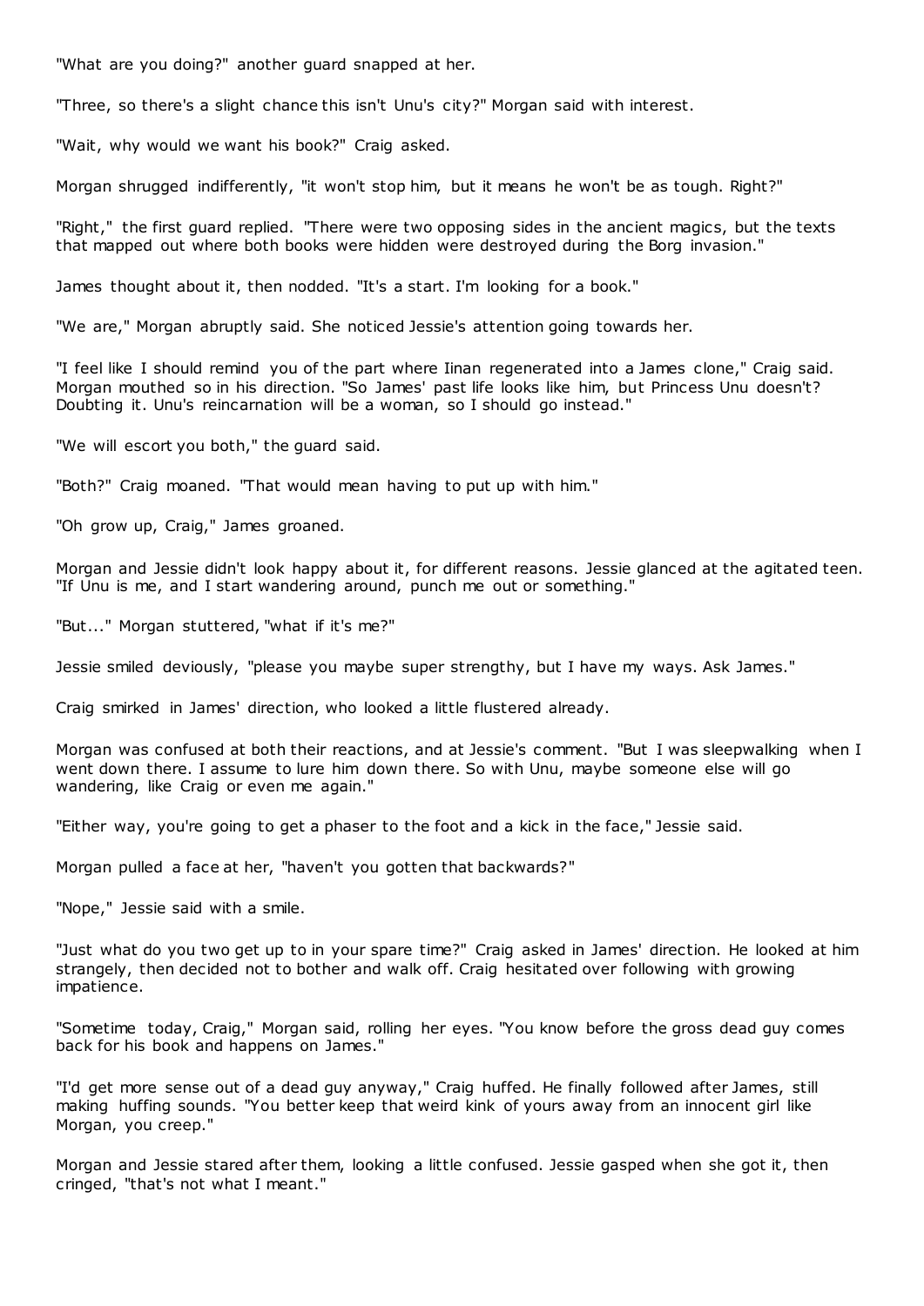"What are you doing?" another guard snapped at her.

"Three, so there's a slight chance this isn't Unu's city?" Morgan said with interest.

"Wait, why would we want his book?" Craig asked.

Morgan shrugged indifferently, "it won't stop him, but it means he won't be as tough. Right?"

"Right," the first guard replied. "There were two opposing sides in the ancient magics, but the texts that mapped out where both books were hidden were destroyed during the Borg invasion."

James thought about it, then nodded. "It's a start. I'm looking for a book."

"We are," Morgan abruptly said. She noticed Jessie's attention going towards her.

"I feel like I should remind you of the part where Iinan regenerated into a James clone," Craig said. Morgan mouthed so in his direction. "So James' past life looks like him, but Princess Unu doesn't? Doubting it. Unu's reincarnation will be a woman, so I should go instead."

"We will escort you both," the guard said.

"Both?" Craig moaned. "That would mean having to put up with him."

"Oh grow up, Craig," James groaned.

Morgan and Jessie didn't look happy about it, for different reasons. Jessie glanced at the agitated teen. "If Unu is me, and I start wandering around, punch me out or something."

"But..." Morgan stuttered, "what if it's me?"

Jessie smiled deviously, "please you maybe super strengthy, but I have my ways. Ask James."

Craig smirked in James' direction, who looked a little flustered already.

Morgan was confused at both their reactions, and at Jessie's comment. "But I was sleepwalking when I went down there. I assume to lure him down there. So with Unu, maybe someone else will go wandering, like Craig or even me again."

"Either way, you're going to get a phaser to the foot and a kick in the face," Jessie said.

Morgan pulled a face at her, "haven't you gotten that backwards?"

"Nope," Jessie said with a smile.

"Just what do you two get up to in your spare time?" Craig asked in James' direction. He looked at him strangely, then decided not to bother and walk off. Craig hesitated over following with growing impatience.

"Sometime today, Craig," Morgan said, rolling her eyes. "You know before the gross dead guy comes back for his book and happens on James."

"I'd get more sense out of a dead guy anyway," Craig huffed. He finally followed after James, still making huffing sounds. "You better keep that weird kink of yours away from an innocent girl like Morgan, you creep."

Morgan and Jessie stared after them, looking a little confused. Jessie gasped when she got it, then cringed, "that's not what I meant."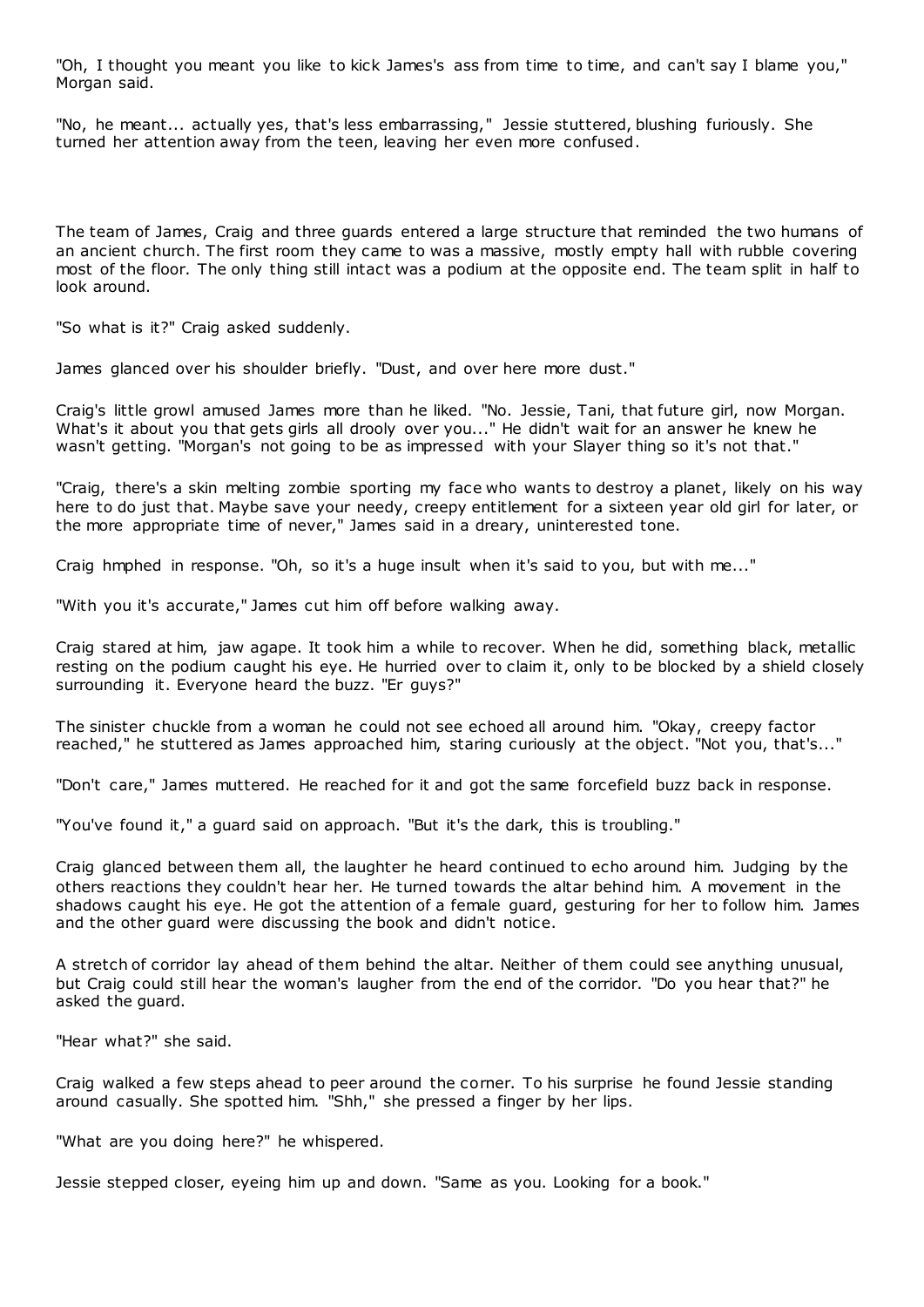"Oh, I thought you meant you like to kick James's ass from time to time, and can't say I blame you," Morgan said.

"No, he meant... actually yes, that's less embarrassing," Jessie stuttered, blushing furiously. She turned her attention away from the teen, leaving her even more confused.

The team of James, Craig and three guards entered a large structure that reminded the two humans of an ancient church. The first room they came to was a massive, mostly empty hall with rubble covering most of the floor. The only thing still intact was a podium at the opposite end. The team split in half to look around.

"So what is it?" Craig asked suddenly.

James glanced over his shoulder briefly. "Dust, and over here more dust."

Craig's little growl amused James more than he liked. "No. Jessie, Tani, that future girl, now Morgan. What's it about you that gets girls all drooly over you..." He didn't wait for an answer he knew he wasn't getting. "Morgan's not going to be as impressed with your Slayer thing so it's not that."

"Craig, there's a skin melting zombie sporting my face who wants to destroy a planet, likely on his way here to do just that. Maybe save your needy, creepy entitlement for a sixteen year old girl for later, or the more appropriate time of never," James said in a dreary, uninterested tone.

Craig hmphed in response. "Oh, so it's a huge insult when it's said to you, but with me..."

"With you it's accurate," James cut him off before walking away.

Craig stared at him, jaw agape. It took him a while to recover. When he did, something black, metallic resting on the podium caught his eye. He hurried over to claim it, only to be blocked by a shield closely surrounding it. Everyone heard the buzz. "Er guys?"

The sinister chuckle from a woman he could not see echoed all around him. "Okay, creepy factor reached," he stuttered as James approached him, staring curiously at the object. "Not you, that's..."

"Don't care," James muttered. He reached for it and got the same forcefield buzz back in response.

"You've found it," a guard said on approach. "But it's the dark, this is troubling."

Craig glanced between them all, the laughter he heard continued to echo around him. Judging by the others reactions they couldn't hear her. He turned towards the altar behind him. A movement in the shadows caught his eye. He got the attention of a female guard, gesturing for her to follow him. James and the other guard were discussing the book and didn't notice.

A stretch of corridor lay ahead of them behind the altar. Neither of them could see anything unusual, but Craig could still hear the woman's laugher from the end of the corridor. "Do you hear that?" he asked the guard.

"Hear what?" she said.

Craig walked a few steps ahead to peer around the corner. To his surprise he found Jessie standing around casually. She spotted him. "Shh," she pressed a finger by her lips.

"What are you doing here?" he whispered.

Jessie stepped closer, eyeing him up and down. "Same as you. Looking for a book."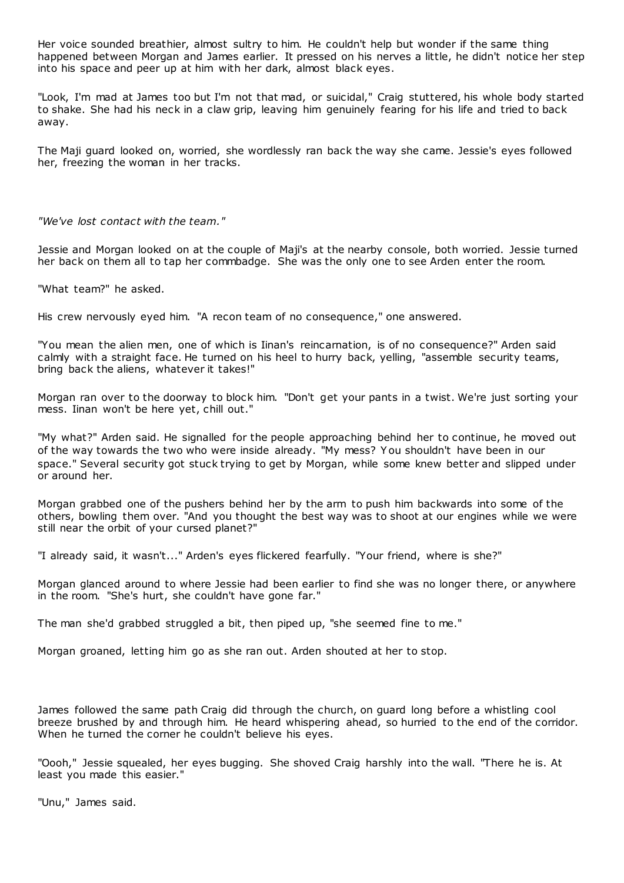Her voice sounded breathier, almost sultry to him. He couldn't help but wonder if the same thing happened between Morgan and James earlier. It pressed on his nerves a little, he didn't notice her step into his space and peer up at him with her dark, almost black eyes.

"Look, I'm mad at James too but I'm not that mad, or suicidal," Craig stuttered, his whole body started to shake. She had his neck in a claw grip, leaving him genuinely fearing for his life and tried to back away.

The Maji guard looked on, worried, she wordlessly ran back the way she came. Jessie's eyes followed her, freezing the woman in her tracks.

*"We've lost contact with the team."*

Jessie and Morgan looked on at the couple of Maji's at the nearby console, both worried. Jessie turned her back on them all to tap her commbadge. She was the only one to see Arden enter the room.

"What team?" he asked.

His crew nervously eyed him. "A recon team of no consequence," one answered.

"You mean the alien men, one of which is Iinan's reincarnation, is of no consequence?" Arden said calmly with a straight face. He turned on his heel to hurry back, yelling, "assemble security teams, bring back the aliens, whatever it takes!"

Morgan ran over to the doorway to block him. "Don't get your pants in a twist. We're just sorting your mess. Iinan won't be here yet, chill out."

"My what?" Arden said. He signalled for the people approaching behind her to continue, he moved out of the way towards the two who were inside already. "My mess? You shouldn't have been in our space." Several security got stuck trying to get by Morgan, while some knew better and slipped under or around her.

Morgan grabbed one of the pushers behind her by the arm to push him backwards into some of the others, bowling them over. "And you thought the best way was to shoot at our engines while we were still near the orbit of your cursed planet?"

"I already said, it wasn't..." Arden's eyes flickered fearfully. "Your friend, where is she?"

Morgan glanced around to where Jessie had been earlier to find she was no longer there, or anywhere in the room. "She's hurt, she couldn't have gone far."

The man she'd grabbed struggled a bit, then piped up, "she seemed fine to me."

Morgan groaned, letting him go as she ran out. Arden shouted at her to stop.

James followed the same path Craig did through the church, on guard long before a whistling cool breeze brushed by and through him. He heard whispering ahead, so hurried to the end of the corridor. When he turned the corner he couldn't believe his eyes.

"Oooh," Jessie squealed, her eyes bugging. She shoved Craig harshly into the wall. "There he is. At least you made this easier."

"Unu," James said.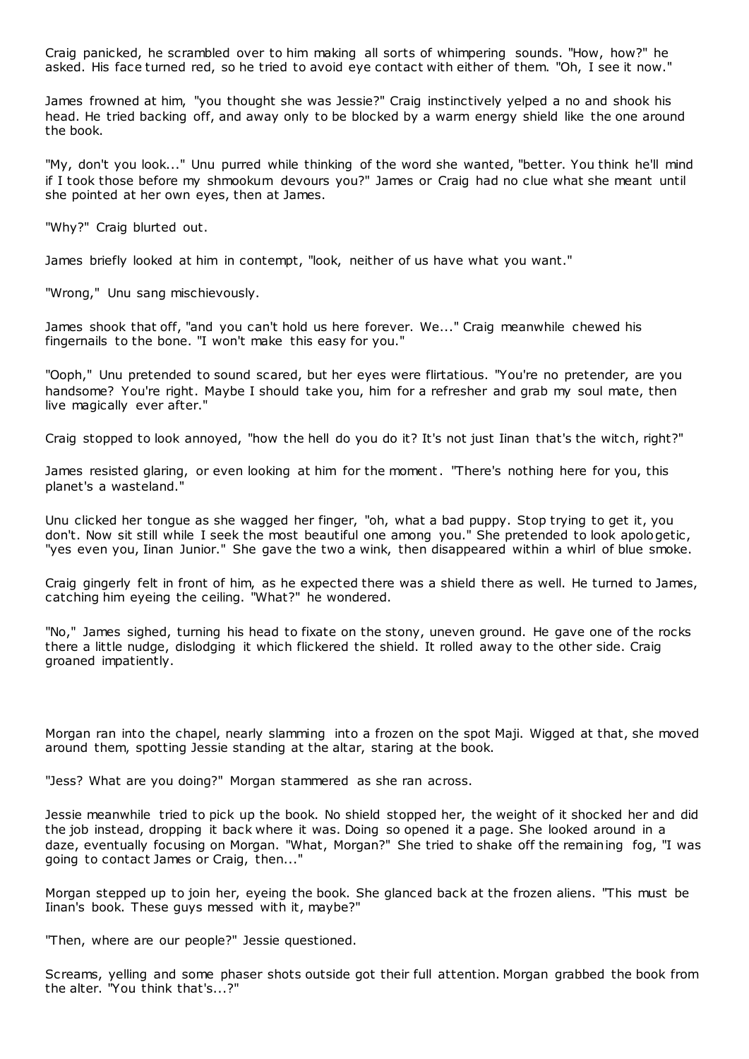Craig panicked, he scrambled over to him making all sorts of whimpering sounds. "How, how?" he asked. His face turned red, so he tried to avoid eye contact with either of them. "Oh, I see it now."

James frowned at him, "you thought she was Jessie?" Craig instinctively yelped a no and shook his head. He tried backing off, and away only to be blocked by a warm energy shield like the one around the book.

"My, don't you look..." Unu purred while thinking of the word she wanted, "better. You think he'll mind if I took those before my shmookum devours you?" James or Craig had no clue what she meant until she pointed at her own eyes, then at James.

"Why?" Craig blurted out.

James briefly looked at him in contempt, "look, neither of us have what you want."

"Wrong," Unu sang mischievously.

James shook that off, "and you can't hold us here forever. We..." Craig meanwhile chewed his fingernails to the bone. "I won't make this easy for you."

"Ooph," Unu pretended to sound scared, but her eyes were flirtatious. "You're no pretender, are you handsome? You're right. Maybe I should take you, him for a refresher and grab my soul mate, then live magically ever after."

Craig stopped to look annoyed, "how the hell do you do it? It's not just Iinan that's the witch, right?"

James resisted glaring, or even looking at him for the moment. "There's nothing here for you, this planet's a wasteland."

Unu clicked her tongue as she wagged her finger, "oh, what a bad puppy. Stop trying to get it, you don't. Now sit still while I seek the most beautiful one among you." She pretended to look apologetic, "yes even you, Iinan Junior." She gave the two a wink, then disappeared within a whirl of blue smoke.

Craig gingerly felt in front of him, as he expected there was a shield there as well. He turned to James, catching him eyeing the ceiling. "What?" he wondered.

"No," James sighed, turning his head to fixate on the stony, uneven ground. He gave one of the rocks there a little nudge, dislodging it which flickered the shield. It rolled away to the other side. Craig groaned impatiently.

Morgan ran into the chapel, nearly slamming into a frozen on the spot Maji. Wigged at that, she moved around them, spotting Jessie standing at the altar, staring at the book.

"Jess? What are you doing?" Morgan stammered as she ran across.

Jessie meanwhile tried to pick up the book. No shield stopped her, the weight of it shocked her and did the job instead, dropping it back where it was. Doing so opened it a page. She looked around in a daze, eventually focusing on Morgan. "What, Morgan?" She tried to shake off the remaining fog, "I was going to contact James or Craig, then..."

Morgan stepped up to join her, eyeing the book. She glanced back at the frozen aliens. "This must be Iinan's book. These guys messed with it, maybe?"

"Then, where are our people?" Jessie questioned.

Screams, yelling and some phaser shots outside got their full attention. Morgan grabbed the book from the alter. "You think that's...?"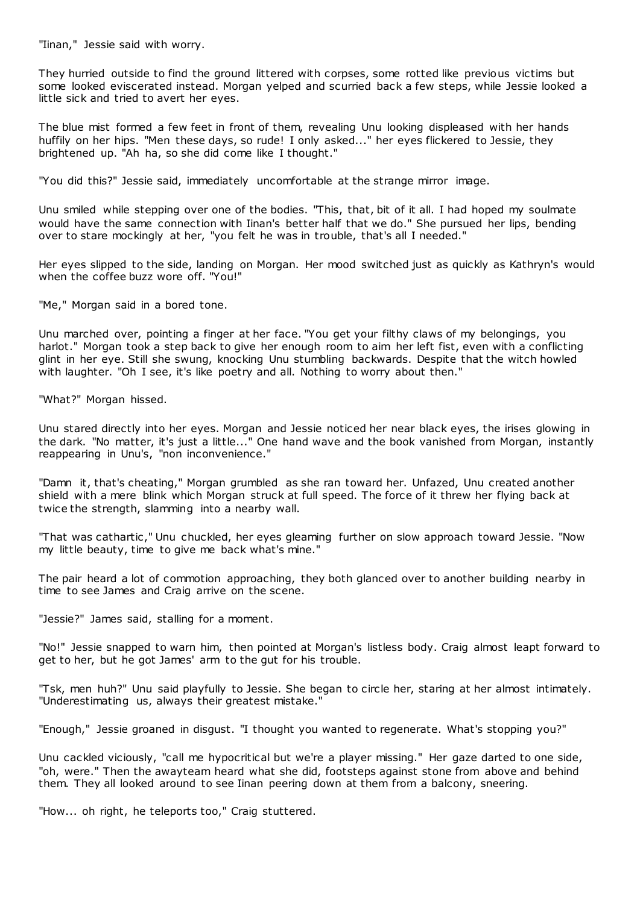"Iinan," Jessie said with worry.

They hurried outside to find the ground littered with corpses, some rotted like previous victims but some looked eviscerated instead. Morgan yelped and scurried back a few steps, while Jessie looked a little sick and tried to avert her eyes.

The blue mist formed a few feet in front of them, revealing Unu looking displeased with her hands huffily on her hips. "Men these days, so rude! I only asked..." her eyes flickered to Jessie, they brightened up. "Ah ha, so she did come like I thought."

"You did this?" Jessie said, immediately uncomfortable at the strange mirror image.

Unu smiled while stepping over one of the bodies. "This, that, bit of it all. I had hoped my soulmate would have the same connection with Iinan's better half that we do." She pursued her lips, bending over to stare mockingly at her, "you felt he was in trouble, that's all I needed."

Her eyes slipped to the side, landing on Morgan. Her mood switched just as quickly as Kathryn's would when the coffee buzz wore off. "You!"

"Me," Morgan said in a bored tone.

Unu marched over, pointing a finger at her face. "You get your filthy claws of my belongings, you harlot." Morgan took a step back to give her enough room to aim her left fist, even with a conflicting glint in her eye. Still she swung, knocking Unu stumbling backwards. Despite that the witch howled with laughter. "Oh I see, it's like poetry and all. Nothing to worry about then."

"What?" Morgan hissed.

Unu stared directly into her eyes. Morgan and Jessie noticed her near black eyes, the irises glowing in the dark. "No matter, it's just a little..." One hand wave and the book vanished from Morgan, instantly reappearing in Unu's, "non inconvenience."

"Damn it, that's cheating," Morgan grumbled as she ran toward her. Unfazed, Unu created another shield with a mere blink which Morgan struck at full speed. The force of it threw her flying back at twice the strength, slamming into a nearby wall.

"That was cathartic," Unu chuckled, her eyes gleaming further on slow approach toward Jessie. "Now my little beauty, time to give me back what's mine."

The pair heard a lot of commotion approaching, they both glanced over to another building nearby in time to see James and Craig arrive on the scene.

"Jessie?" James said, stalling for a moment.

"No!" Jessie snapped to warn him, then pointed at Morgan's listless body. Craig almost leapt forward to get to her, but he got James' arm to the gut for his trouble.

"Tsk, men huh?" Unu said playfully to Jessie. She began to circle her, staring at her almost intimately. "Underestimating us, always their greatest mistake."

"Enough," Jessie groaned in disgust. "I thought you wanted to regenerate. What's stopping you?"

Unu cackled viciously, "call me hypocritical but we're a player missing." Her gaze darted to one side, "oh, were." Then the awayteam heard what she did, footsteps against stone from above and behind them. They all looked around to see Iinan peering down at them from a balcony, sneering.

"How... oh right, he teleports too," Craig stuttered.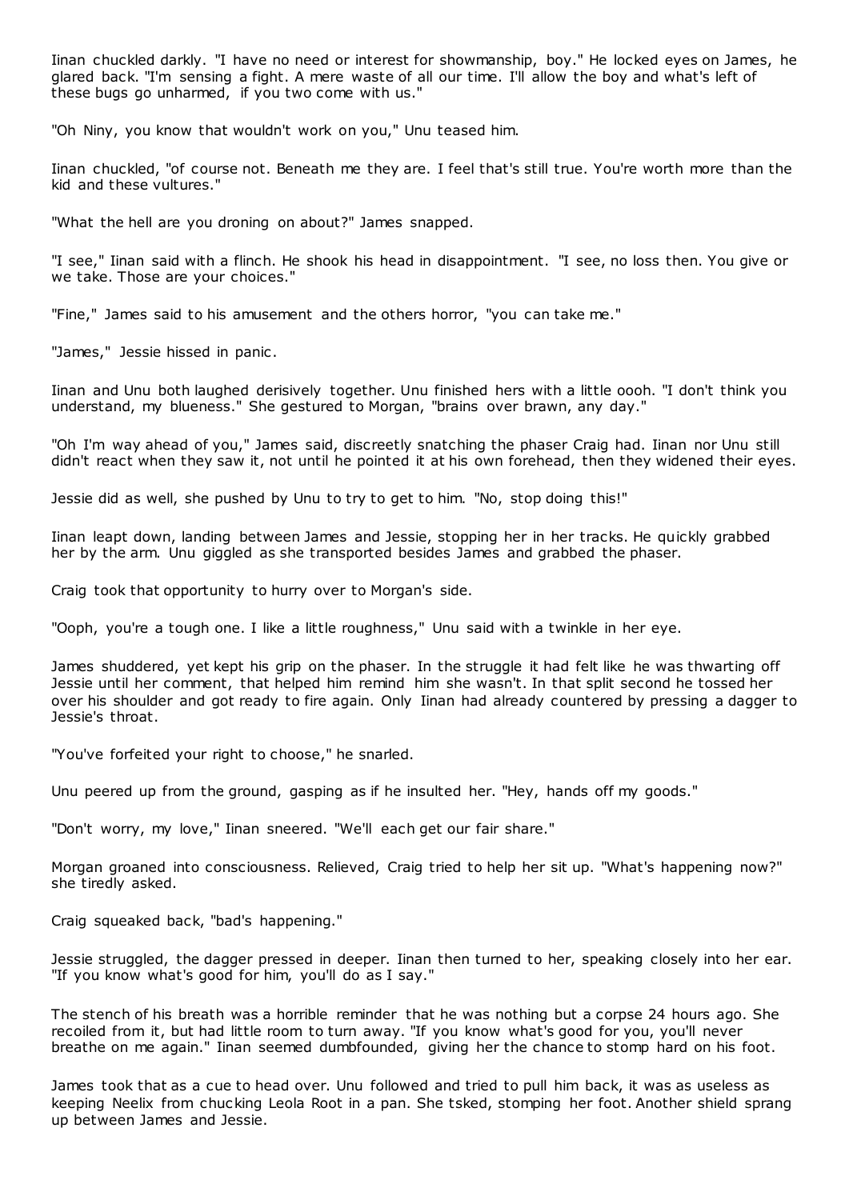Iinan chuckled darkly. "I have no need or interest for showmanship, boy." He locked eyes on James, he glared back. "I'm sensing a fight. A mere waste of all our time. I'll allow the boy and what's left of these bugs go unharmed, if you two come with us."

"Oh Niny, you know that wouldn't work on you," Unu teased him.

Iinan chuckled, "of course not. Beneath me they are. I feel that's still true. You're worth more than the kid and these vultures."

"What the hell are you droning on about?" James snapped.

"I see," Iinan said with a flinch. He shook his head in disappointment. "I see, no loss then. You give or we take. Those are your choices."

"Fine," James said to his amusement and the others horror, "you can take me."

"James," Jessie hissed in panic.

Iinan and Unu both laughed derisively together. Unu finished hers with a little oooh. "I don't think you understand, my blueness." She gestured to Morgan, "brains over brawn, any day."

"Oh I'm way ahead of you," James said, discreetly snatching the phaser Craig had. Iinan nor Unu still didn't react when they saw it, not until he pointed it at his own forehead, then they widened their eyes.

Jessie did as well, she pushed by Unu to try to get to him. "No, stop doing this!"

Iinan leapt down, landing between James and Jessie, stopping her in her tracks. He quickly grabbed her by the arm. Unu giggled as she transported besides James and grabbed the phaser.

Craig took that opportunity to hurry over to Morgan's side.

"Ooph, you're a tough one. I like a little roughness," Unu said with a twinkle in her eye.

James shuddered, yet kept his grip on the phaser. In the struggle it had felt like he was thwarting off Jessie until her comment, that helped him remind him she wasn't. In that split second he tossed her over his shoulder and got ready to fire again. Only Iinan had already countered by pressing a dagger to Jessie's throat.

"You've forfeited your right to choose," he snarled.

Unu peered up from the ground, gasping as if he insulted her. "Hey, hands off my goods."

"Don't worry, my love," Iinan sneered. "We'll each get our fair share."

Morgan groaned into consciousness. Relieved, Craig tried to help her sit up. "What's happening now?" she tiredly asked.

Craig squeaked back, "bad's happening."

Jessie struggled, the dagger pressed in deeper. Iinan then turned to her, speaking closely into her ear. "If you know what's good for him, you'll do as I say."

The stench of his breath was a horrible reminder that he was nothing but a corpse 24 hours ago. She recoiled from it, but had little room to turn away. "If you know what's good for you, you'll never breathe on me again." Iinan seemed dumbfounded, giving her the chance to stomp hard on his foot.

James took that as a cue to head over. Unu followed and tried to pull him back, it was as useless as keeping Neelix from chucking Leola Root in a pan. She tsked, stomping her foot. Another shield sprang up between James and Jessie.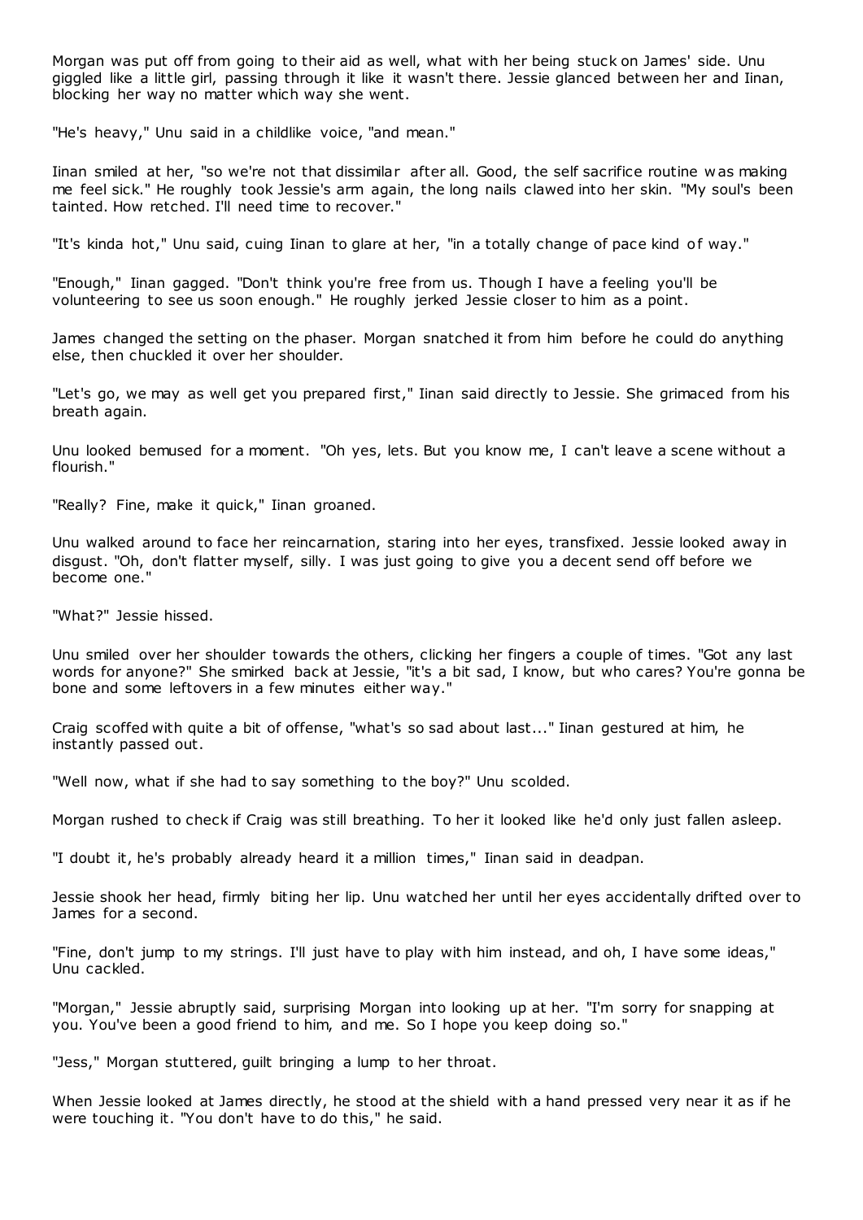Morgan was put off from going to their aid as well, what with her being stuck on James' side. Unu giggled like a little girl, passing through it like it wasn't there. Jessie glanced between her and Iinan, blocking her way no matter which way she went.

"He's heavy," Unu said in a childlike voice, "and mean."

Iinan smiled at her, "so we're not that dissimilar after all. Good, the self sacrifice routine was making me feel sick." He roughly took Jessie's arm again, the long nails clawed into her skin. "My soul's been tainted. How retched. I'll need time to recover."

"It's kinda hot," Unu said, cuing Iinan to glare at her, "in a totally change of pace kind of way."

"Enough," Iinan gagged. "Don't think you're free from us. Though I have a feeling you'll be volunteering to see us soon enough." He roughly jerked Jessie closer to him as a point.

James changed the setting on the phaser. Morgan snatched it from him before he could do anything else, then chuckled it over her shoulder.

"Let's go, we may as well get you prepared first," Iinan said directly to Jessie. She grimaced from his breath again.

Unu looked bemused for a moment. "Oh yes, lets. But you know me, I can't leave a scene without a flourish."

"Really? Fine, make it quick," Iinan groaned.

Unu walked around to face her reincarnation, staring into her eyes, transfixed. Jessie looked away in disgust. "Oh, don't flatter myself, silly. I was just going to give you a decent send off before we become one."

"What?" Jessie hissed.

Unu smiled over her shoulder towards the others, clicking her fingers a couple of times. "Got any last words for anyone?" She smirked back at Jessie, "it's a bit sad, I know, but who cares? You're gonna be bone and some leftovers in a few minutes either way."

Craig scoffed with quite a bit of offense, "what's so sad about last..." Iinan gestured at him, he instantly passed out.

"Well now, what if she had to say something to the boy?" Unu scolded.

Morgan rushed to check if Craig was still breathing. To her it looked like he'd only just fallen asleep.

"I doubt it, he's probably already heard it a million times," Iinan said in deadpan.

Jessie shook her head, firmly biting her lip. Unu watched her until her eyes accidentally drifted over to James for a second.

"Fine, don't jump to my strings. I'll just have to play with him instead, and oh, I have some ideas," Unu cackled.

"Morgan," Jessie abruptly said, surprising Morgan into looking up at her. "I'm sorry for snapping at you. You've been a good friend to him, and me. So I hope you keep doing so."

"Jess," Morgan stuttered, guilt bringing a lump to her throat.

When Jessie looked at James directly, he stood at the shield with a hand pressed very near it as if he were touching it. "You don't have to do this," he said.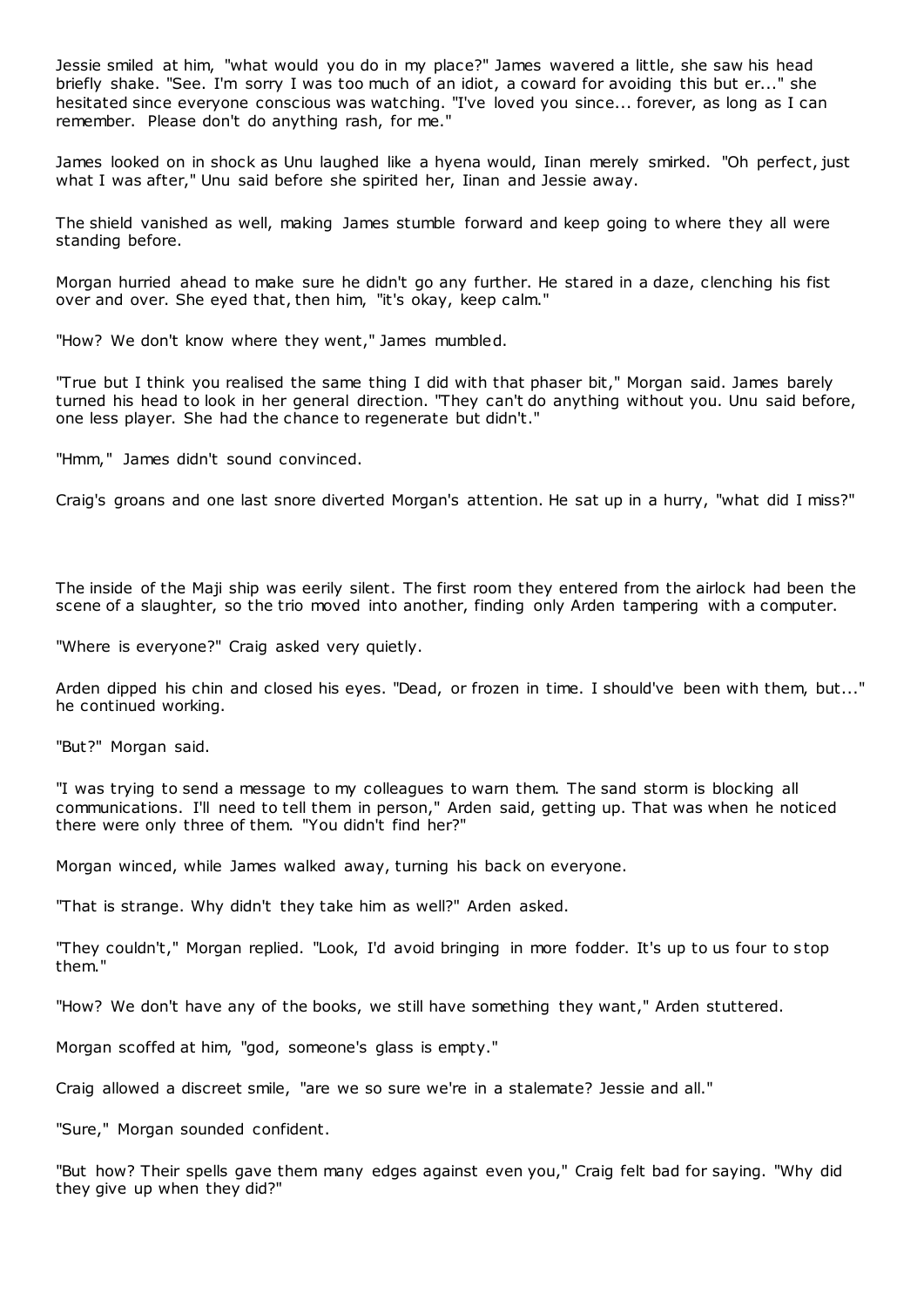Jessie smiled at him, "what would you do in my place?" James wavered a little, she saw his head briefly shake. "See. I'm sorry I was too much of an idiot, a coward for avoiding this but er..." she hesitated since everyone conscious was watching. "I've loved you since... forever, as long as I can remember. Please don't do anything rash, for me."

James looked on in shock as Unu laughed like a hyena would, Iinan merely smirked. "Oh perfect, just what I was after," Unu said before she spirited her, Iinan and Jessie away.

The shield vanished as well, making James stumble forward and keep going to where they all were standing before.

Morgan hurried ahead to make sure he didn't go any further. He stared in a daze, clenching his fist over and over. She eyed that, then him, "it's okay, keep calm."

"How? We don't know where they went," James mumbled.

"True but I think you realised the same thing I did with that phaser bit," Morgan said. James barely turned his head to look in her general direction. "They can't do anything without you. Unu said before, one less player. She had the chance to regenerate but didn't."

"Hmm," James didn't sound convinced.

Craig's groans and one last snore diverted Morgan's attention. He sat up in a hurry, "what did I miss?"

The inside of the Maji ship was eerily silent. The first room they entered from the airlock had been the scene of a slaughter, so the trio moved into another, finding only Arden tampering with a computer.

"Where is everyone?" Craig asked very quietly.

Arden dipped his chin and closed his eyes. "Dead, or frozen in time. I should've been with them, but..." he continued working.

"But?" Morgan said.

"I was trying to send a message to my colleagues to warn them. The sand storm is blocking all communications. I'll need to tell them in person," Arden said, getting up. That was when he noticed there were only three of them. "You didn't find her?"

Morgan winced, while James walked away, turning his back on everyone.

"That is strange. Why didn't they take him as well?" Arden asked.

"They couldn't," Morgan replied. "Look, I'd avoid bringing in more fodder. It's up to us four to stop them."

"How? We don't have any of the books, we still have something they want," Arden stuttered.

Morgan scoffed at him, "god, someone's glass is empty."

Craig allowed a discreet smile, "are we so sure we're in a stalemate? Jessie and all."

"Sure," Morgan sounded confident.

"But how? Their spells gave them many edges against even you," Craig felt bad for saying. "Why did they give up when they did?"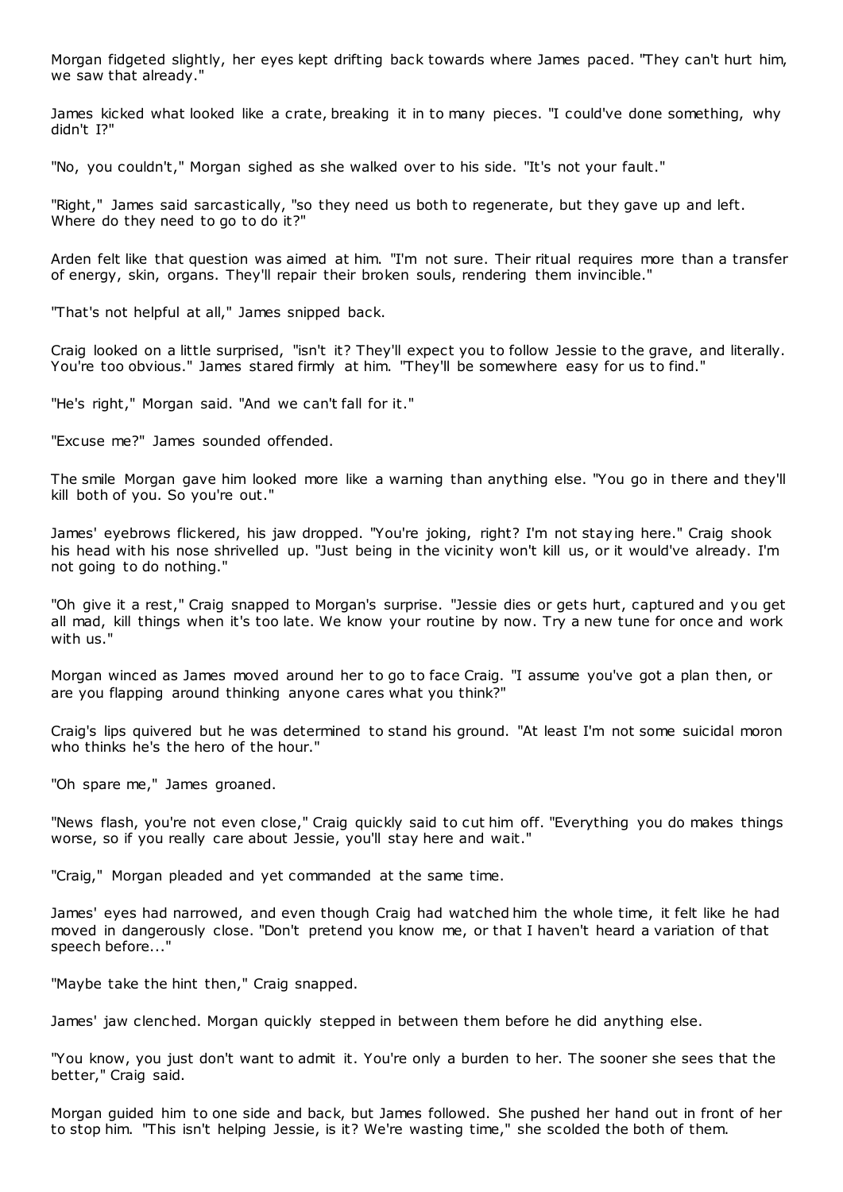Morgan fidgeted slightly, her eyes kept drifting back towards where James paced. "They can't hurt him, we saw that already."

James kicked what looked like a crate, breaking it in to many pieces. "I could've done something, why didn't I?"

"No, you couldn't," Morgan sighed as she walked over to his side. "It's not your fault."

"Right," James said sarcastically, "so they need us both to regenerate, but they gave up and left. Where do they need to go to do it?"

Arden felt like that question was aimed at him. "I'm not sure. Their ritual requires more than a transfer of energy, skin, organs. They'll repair their broken souls, rendering them invincible."

"That's not helpful at all," James snipped back.

Craig looked on a little surprised, "isn't it? They'll expect you to follow Jessie to the grave, and literally. You're too obvious." James stared firmly at him. "They'll be somewhere easy for us to find."

"He's right," Morgan said. "And we can't fall for it."

"Excuse me?" James sounded offended.

The smile Morgan gave him looked more like a warning than anything else. "You go in there and they'll kill both of you. So you're out."

James' eyebrows flickered, his jaw dropped. "You're joking, right? I'm not staying here." Craig shook his head with his nose shrivelled up. "Just being in the vicinity won't kill us, or it would've already. I'm not going to do nothing."

"Oh give it a rest," Craig snapped to Morgan's surprise. "Jessie dies or gets hurt, captured and you get all mad, kill things when it's too late. We know your routine by now. Try a new tune for once and work with us."

Morgan winced as James moved around her to go to face Craig. "I assume you've got a plan then, or are you flapping around thinking anyone cares what you think?"

Craig's lips quivered but he was determined to stand his ground. "At least I'm not some suicidal moron who thinks he's the hero of the hour."

"Oh spare me," James groaned.

"News flash, you're not even close," Craig quickly said to cut him off. "Everything you do makes things worse, so if you really care about Jessie, you'll stay here and wait."

"Craig," Morgan pleaded and yet commanded at the same time.

James' eyes had narrowed, and even though Craig had watched him the whole time, it felt like he had moved in dangerously close. "Don't pretend you know me, or that I haven't heard a variation of that speech before..."

"Maybe take the hint then," Craig snapped.

James' jaw clenched. Morgan quickly stepped in between them before he did anything else.

"You know, you just don't want to admit it. You're only a burden to her. The sooner she sees that the better," Craig said.

Morgan guided him to one side and back, but James followed. She pushed her hand out in front of her to stop him. "This isn't helping Jessie, is it? We're wasting time," she scolded the both of them.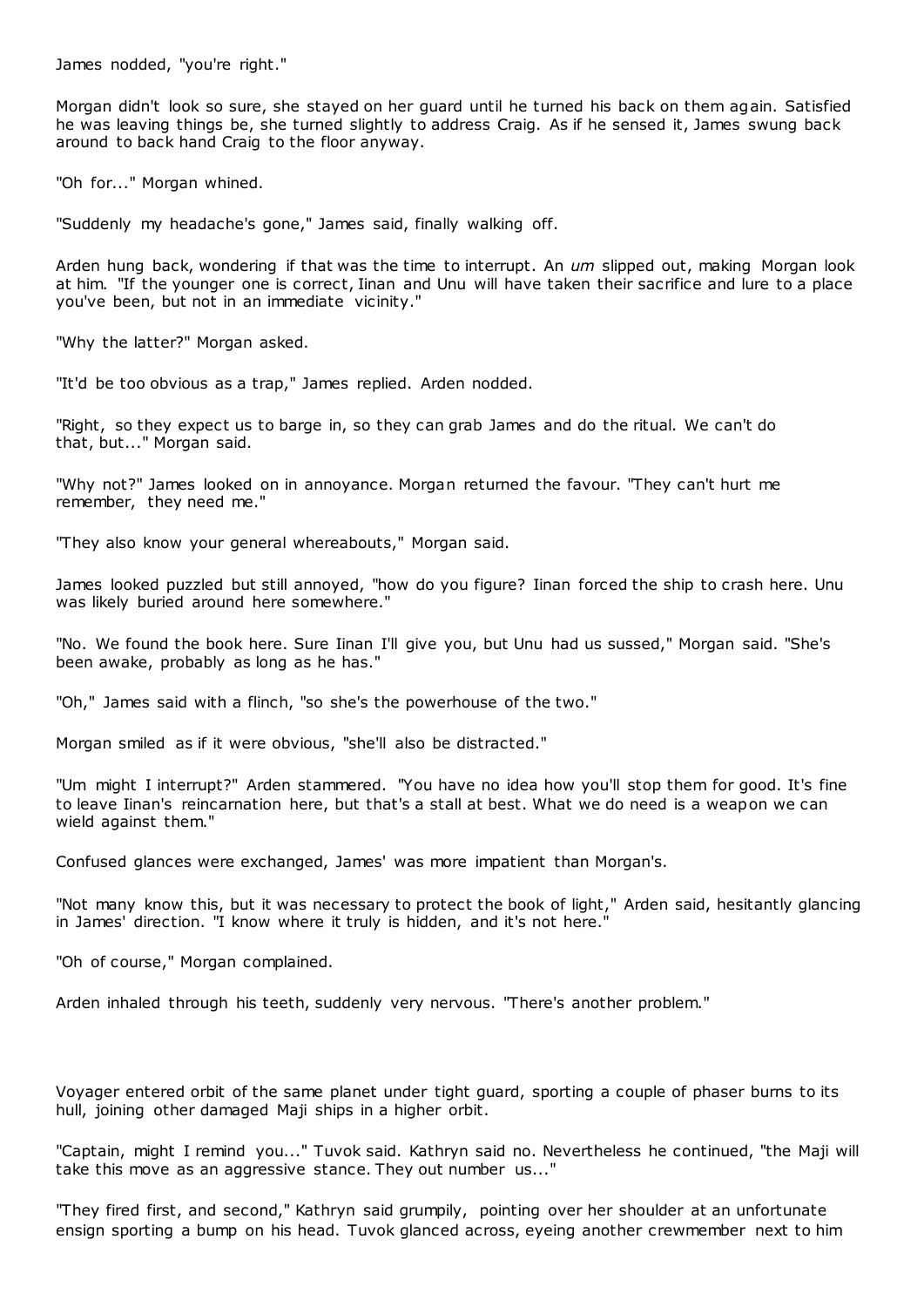James nodded, "you're right."

Morgan didn't look so sure, she stayed on her guard until he turned his back on them again. Satisfied he was leaving things be, she turned slightly to address Craig. As if he sensed it, James swung back around to back hand Craig to the floor anyway.

"Oh for..." Morgan whined.

"Suddenly my headache's gone," James said, finally walking off.

Arden hung back, wondering if that was the time to interrupt. An *um* slipped out, making Morgan look at him. "If the younger one is correct, Iinan and Unu will have taken their sacrifice and lure to a place you've been, but not in an immediate vicinity."

"Why the latter?" Morgan asked.

"It'd be too obvious as a trap," James replied. Arden nodded.

"Right, so they expect us to barge in, so they can grab James and do the ritual. We can't do that, but..." Morgan said.

"Why not?" James looked on in annoyance. Morgan returned the favour. "They can't hurt me remember, they need me."

"They also know your general whereabouts," Morgan said.

James looked puzzled but still annoyed, "how do you figure? Iinan forced the ship to crash here. Unu was likely buried around here somewhere."

"No. We found the book here. Sure Iinan I'll give you, but Unu had us sussed," Morgan said. "She's been awake, probably as long as he has."

"Oh," James said with a flinch, "so she's the powerhouse of the two."

Morgan smiled as if it were obvious, "she'll also be distracted."

"Um might I interrupt?" Arden stammered. "You have no idea how you'll stop them for good. It's fine to leave Iinan's reincarnation here, but that's a stall at best. What we do need is a weapon we can wield against them."

Confused glances were exchanged, James' was more impatient than Morgan's.

"Not many know this, but it was necessary to protect the book of light," Arden said, hesitantly glancing in James' direction. "I know where it truly is hidden, and it's not here."

"Oh of course," Morgan complained.

Arden inhaled through his teeth, suddenly very nervous. "There's another problem."

Voyager entered orbit of the same planet under tight guard, sporting a couple of phaser burns to its hull, joining other damaged Maji ships in a higher orbit.

"Captain, might I remind you..." Tuvok said. Kathryn said no. Nevertheless he continued, "the Maji will take this move as an aggressive stance. They out number us..."

"They fired first, and second," Kathryn said grumpily, pointing over her shoulder at an unfortunate ensign sporting a bump on his head. Tuvok glanced across, eyeing another crewmember next to him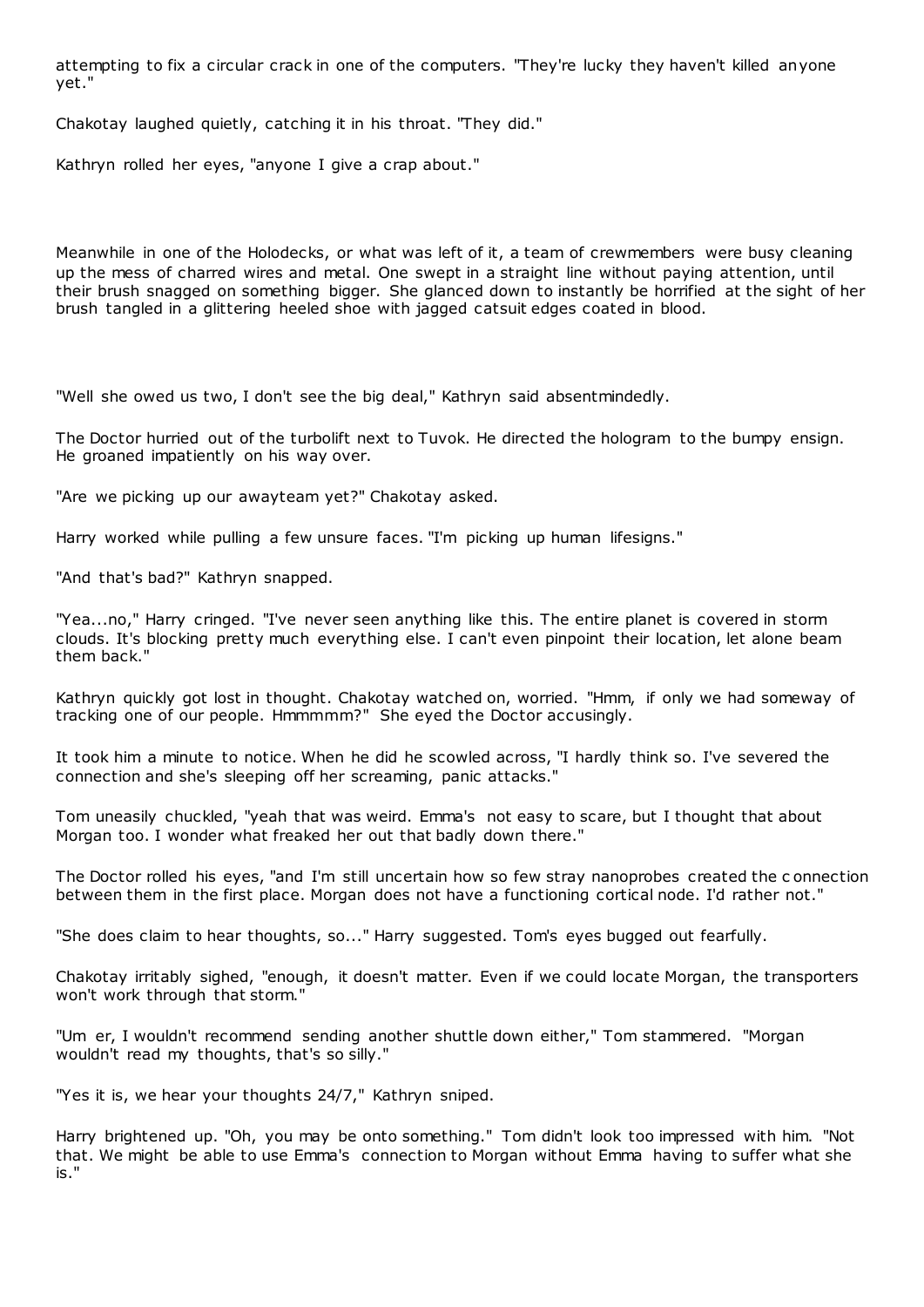attempting to fix a circular crack in one of the computers. "They're lucky they haven't killed anyone yet."

Chakotay laughed quietly, catching it in his throat. "They did."

Kathryn rolled her eyes, "anyone I give a crap about."

Meanwhile in one of the Holodecks, or what was left of it, a team of crewmembers were busy cleaning up the mess of charred wires and metal. One swept in a straight line without paying attention, until their brush snagged on something bigger. She glanced down to instantly be horrified at the sight of her brush tangled in a glittering heeled shoe with jagged catsuit edges coated in blood.

"Well she owed us two, I don't see the big deal," Kathryn said absentmindedly.

The Doctor hurried out of the turbolift next to Tuvok. He directed the hologram to the bumpy ensign. He groaned impatiently on his way over.

"Are we picking up our awayteam yet?" Chakotay asked.

Harry worked while pulling a few unsure faces. "I'm picking up human lifesigns."

"And that's bad?" Kathryn snapped.

"Yea...no," Harry cringed. "I've never seen anything like this. The entire planet is covered in storm clouds. It's blocking pretty much everything else. I can't even pinpoint their location, let alone beam them back."

Kathryn quickly got lost in thought. Chakotay watched on, worried. "Hmm, if only we had someway of tracking one of our people. Hmmmmm?" She eyed the Doctor accusingly.

It took him a minute to notice. When he did he scowled across, "I hardly think so. I've severed the connection and she's sleeping off her screaming, panic attacks."

Tom uneasily chuckled, "yeah that was weird. Emma's not easy to scare, but I thought that about Morgan too. I wonder what freaked her out that badly down there."

The Doctor rolled his eyes, "and I'm still uncertain how so few stray nanoprobes created the connection between them in the first place. Morgan does not have a functioning cortical node. I'd rather not."

"She does claim to hear thoughts, so..." Harry suggested. Tom's eyes bugged out fearfully.

Chakotay irritably sighed, "enough, it doesn't matter. Even if we could locate Morgan, the transporters won't work through that storm."

"Um er, I wouldn't recommend sending another shuttle down either," Tom stammered. "Morgan wouldn't read my thoughts, that's so silly."

"Yes it is, we hear your thoughts 24/7," Kathryn sniped.

Harry brightened up. "Oh, you may be onto something." Tom didn't look too impressed with him. "Not that. We might be able to use Emma's connection to Morgan without Emma having to suffer what she is."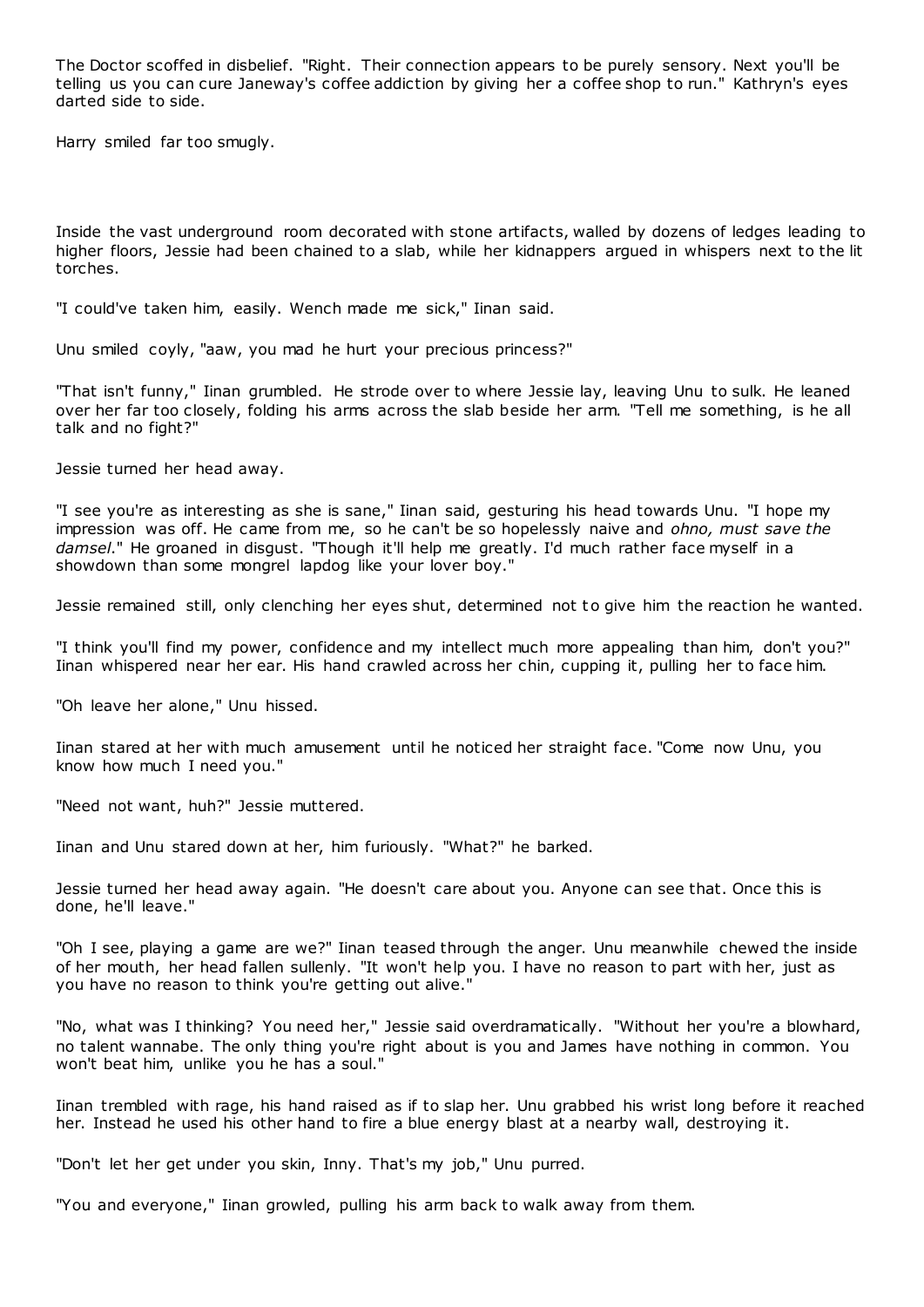The Doctor scoffed in disbelief. "Right. Their connection appears to be purely sensory. Next you'll be telling us you can cure Janeway's coffee addiction by giving her a coffee shop to run." Kathryn's eyes darted side to side.

Harry smiled far too smugly.

Inside the vast underground room decorated with stone artifacts, walled by dozens of ledges leading to higher floors, Jessie had been chained to a slab, while her kidnappers argued in whispers next to the lit torches.

"I could've taken him, easily. Wench made me sick," Iinan said.

Unu smiled coyly, "aaw, you mad he hurt your precious princess?"

"That isn't funny," Iinan grumbled. He strode over to where Jessie lay, leaving Unu to sulk. He leaned over her far too closely, folding his arms across the slab beside her arm. "Tell me something, is he all talk and no fight?"

Jessie turned her head away.

"I see you're as interesting as she is sane," Iinan said, gesturing his head towards Unu. "I hope my impression was off. He came from me, so he can't be so hopelessly naive and *ohno, must save the damsel*." He groaned in disgust. "Though it'll help me greatly. I'd much rather face myself in a showdown than some mongrel lapdog like your lover boy."

Jessie remained still, only clenching her eyes shut, determined not to give him the reaction he wanted.

"I think you'll find my power, confidence and my intellect much more appealing than him, don't you?" Iinan whispered near her ear. His hand crawled across her chin, cupping it, pulling her to face him.

"Oh leave her alone," Unu hissed.

Iinan stared at her with much amusement until he noticed her straight face. "Come now Unu, you know how much I need you."

"Need not want, huh?" Jessie muttered.

Iinan and Unu stared down at her, him furiously. "What?" he barked.

Jessie turned her head away again. "He doesn't care about you. Anyone can see that. Once this is done, he'll leave."

"Oh I see, playing a game are we?" Iinan teased through the anger. Unu meanwhile chewed the inside of her mouth, her head fallen sullenly. "It won't help you. I have no reason to part with her, just as you have no reason to think you're getting out alive."

"No, what was I thinking? You need her," Jessie said overdramatically. "Without her you're a blowhard, no talent wannabe. The only thing you're right about is you and James have nothing in common. You won't beat him, unlike you he has a soul."

Iinan trembled with rage, his hand raised as if to slap her. Unu grabbed his wrist long before it reached her. Instead he used his other hand to fire a blue energy blast at a nearby wall, destroying it.

"Don't let her get under you skin, Inny. That's my job," Unu purred.

"You and everyone," Iinan growled, pulling his arm back to walk away from them.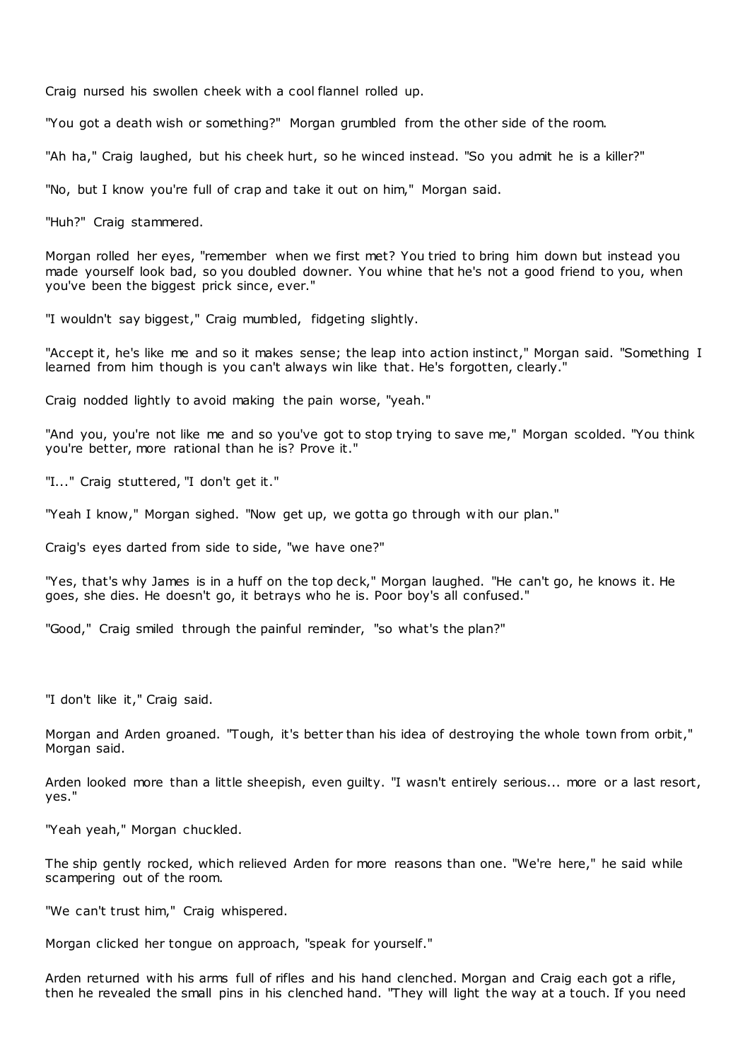Craig nursed his swollen cheek with a cool flannel rolled up.

"You got a death wish or something?" Morgan grumbled from the other side of the room.

"Ah ha," Craig laughed, but his cheek hurt, so he winced instead. "So you admit he is a killer?"

"No, but I know you're full of crap and take it out on him," Morgan said.

"Huh?" Craig stammered.

Morgan rolled her eyes, "remember when we first met? You tried to bring him down but instead you made yourself look bad, so you doubled downer. You whine that he's not a good friend to you, when you've been the biggest prick since, ever."

"I wouldn't say biggest," Craig mumbled, fidgeting slightly.

"Accept it, he's like me and so it makes sense; the leap into action instinct," Morgan said. "Something I learned from him though is you can't always win like that. He's forgotten, clearly."

Craig nodded lightly to avoid making the pain worse, "yeah."

"And you, you're not like me and so you've got to stop trying to save me," Morgan scolded. "You think you're better, more rational than he is? Prove it."

"I..." Craig stuttered, "I don't get it."

"Yeah I know," Morgan sighed. "Now get up, we gotta go through with our plan."

Craig's eyes darted from side to side, "we have one?"

"Yes, that's why James is in a huff on the top deck," Morgan laughed. "He can't go, he knows it. He goes, she dies. He doesn't go, it betrays who he is. Poor boy's all confused."

"Good," Craig smiled through the painful reminder, "so what's the plan?"

"I don't like it," Craig said.

Morgan and Arden groaned. "Tough, it's better than his idea of destroying the whole town from orbit," Morgan said.

Arden looked more than a little sheepish, even guilty. "I wasn't entirely serious... more or a last resort, yes."

"Yeah yeah," Morgan chuckled.

The ship gently rocked, which relieved Arden for more reasons than one. "We're here," he said while scampering out of the room.

"We can't trust him," Craig whispered.

Morgan clicked her tongue on approach, "speak for yourself."

Arden returned with his arms full of rifles and his hand clenched. Morgan and Craig each got a rifle, then he revealed the small pins in his clenched hand. "They will light the way at a touch. If you need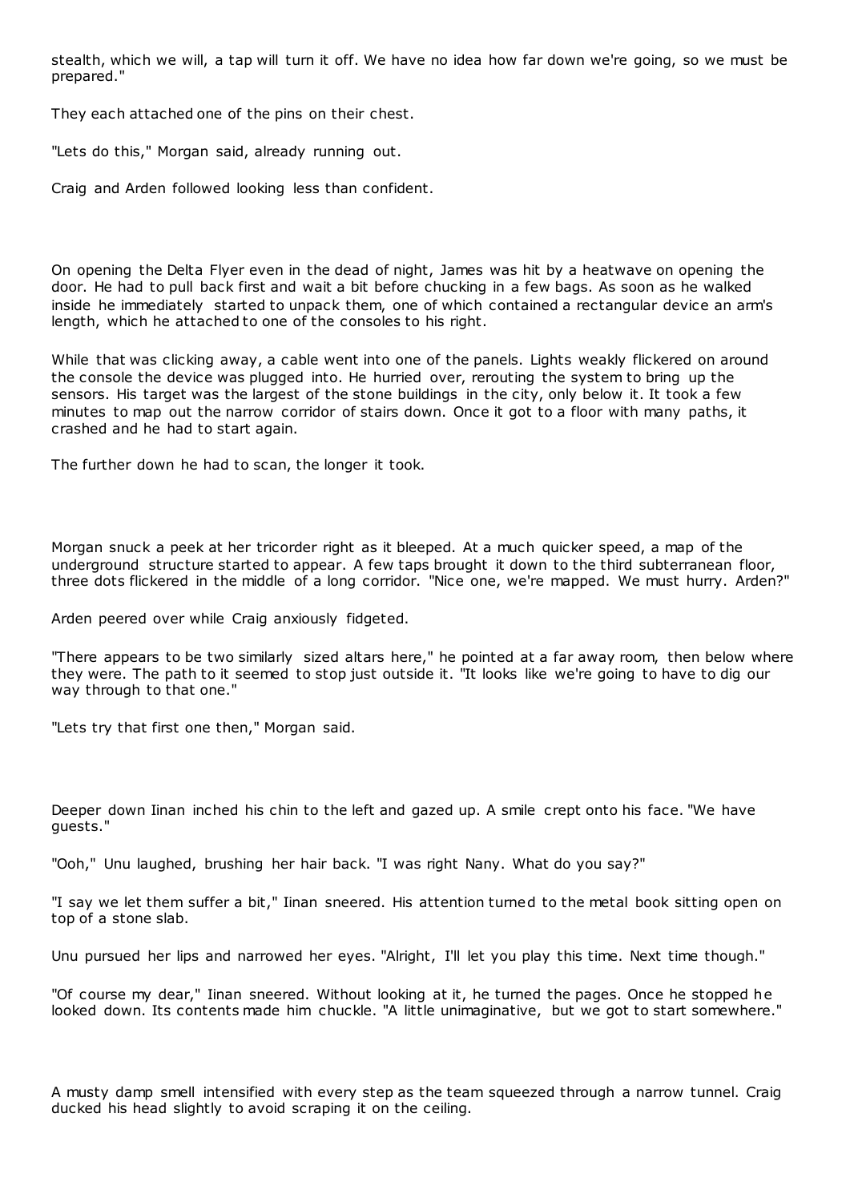stealth, which we will, a tap will turn it off. We have no idea how far down we're going, so we must be prepared."

They each attached one of the pins on their chest.

"Lets do this," Morgan said, already running out.

Craig and Arden followed looking less than confident.

On opening the Delta Flyer even in the dead of night, James was hit by a heatwave on opening the door. He had to pull back first and wait a bit before chucking in a few bags. As soon as he walked inside he immediately started to unpack them, one of which contained a rectangular device an arm's length, which he attached to one of the consoles to his right.

While that was clicking away, a cable went into one of the panels. Lights weakly flickered on around the console the device was plugged into. He hurried over, rerouting the system to bring up the sensors. His target was the largest of the stone buildings in the city, only below it. It took a few minutes to map out the narrow corridor of stairs down. Once it got to a floor with many paths, it crashed and he had to start again.

The further down he had to scan, the longer it took.

Morgan snuck a peek at her tricorder right as it bleeped. At a much quicker speed, a map of the underground structure started to appear. A few taps brought it down to the third subterranean floor, three dots flickered in the middle of a long corridor. "Nice one, we're mapped. We must hurry. Arden?"

Arden peered over while Craig anxiously fidgeted.

"There appears to be two similarly sized altars here," he pointed at a far away room, then below where they were. The path to it seemed to stop just outside it. "It looks like we're going to have to dig our way through to that one."

"Lets try that first one then," Morgan said.

Deeper down Iinan inched his chin to the left and gazed up. A smile crept onto his face. "We have guests."

"Ooh," Unu laughed, brushing her hair back. "I was right Nany. What do you say?"

"I say we let them suffer a bit," Iinan sneered. His attention turned to the metal book sitting open on top of a stone slab.

Unu pursued her lips and narrowed her eyes. "Alright, I'll let you play this time. Next time though."

"Of course my dear," Iinan sneered. Without looking at it, he turned the pages. Once he stopped he looked down. Its contents made him chuckle. "A little unimaginative, but we got to start somewhere."

A musty damp smell intensified with every step as the team squeezed through a narrow tunnel. Craig ducked his head slightly to avoid scraping it on the ceiling.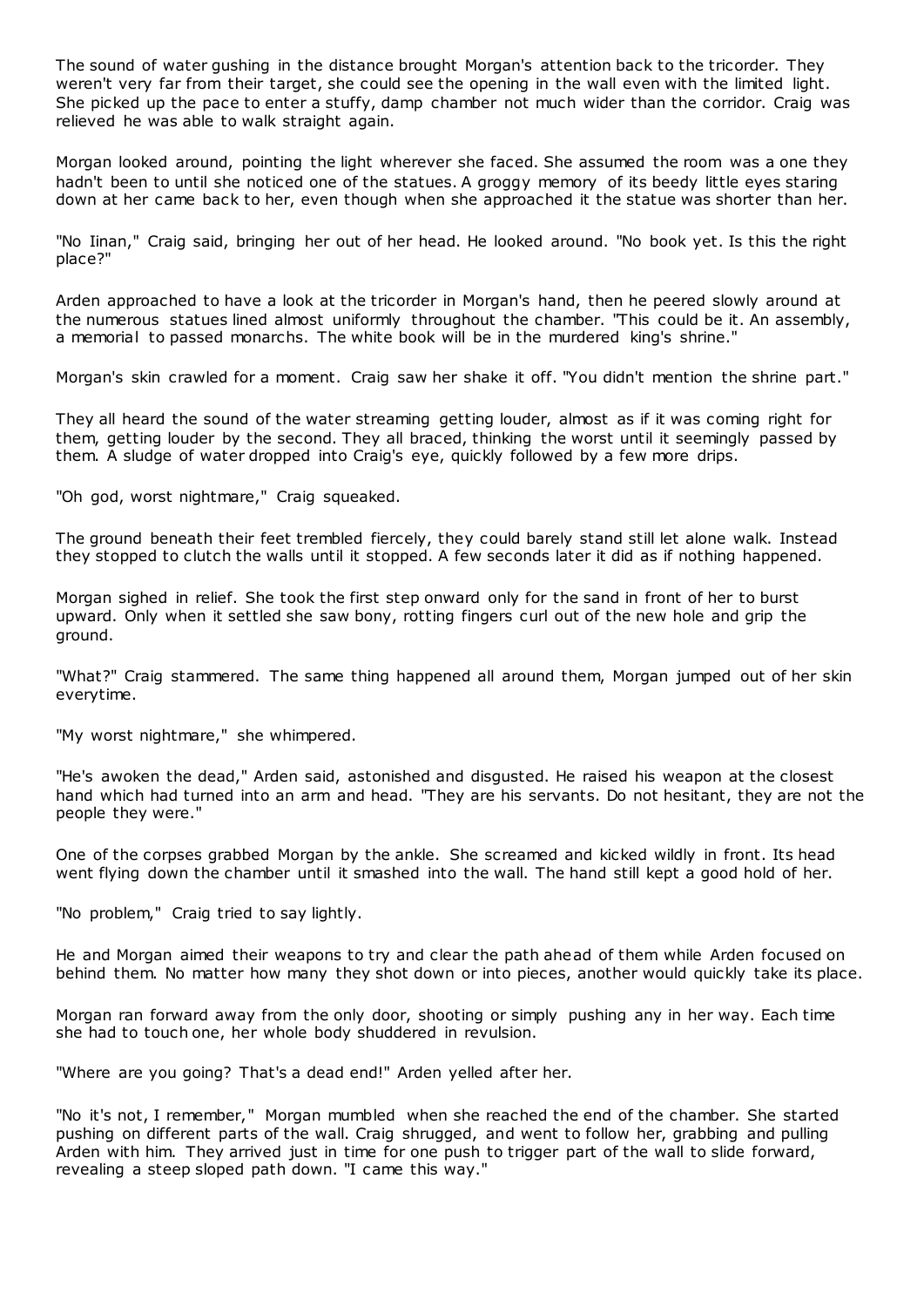The sound of water gushing in the distance brought Morgan's attention back to the tricorder. They weren't very far from their target, she could see the opening in the wall even with the limited light. She picked up the pace to enter a stuffy, damp chamber not much wider than the corridor. Craig was relieved he was able to walk straight again.

Morgan looked around, pointing the light wherever she faced. She assumed the room was a one they hadn't been to until she noticed one of the statues. A groggy memory of its beedy little eyes staring down at her came back to her, even though when she approached it the statue was shorter than her.

"No Iinan," Craig said, bringing her out of her head. He looked around. "No book yet. Is this the right place?"

Arden approached to have a look at the tricorder in Morgan's hand, then he peered slowly around at the numerous statues lined almost uniformly throughout the chamber. "This could be it. An assembly, a memorial to passed monarchs. The white book will be in the murdered king's shrine."

Morgan's skin crawled for a moment. Craig saw her shake it off. "You didn't mention the shrine part."

They all heard the sound of the water streaming getting louder, almost as if it was coming right for them, getting louder by the second. They all braced, thinking the worst until it seemingly passed by them. A sludge of water dropped into Craig's eye, quickly followed by a few more drips.

"Oh god, worst nightmare," Craig squeaked.

The ground beneath their feet trembled fiercely, they could barely stand still let alone walk. Instead they stopped to clutch the walls until it stopped. A few seconds later it did as if nothing happened.

Morgan sighed in relief. She took the first step onward only for the sand in front of her to burst upward. Only when it settled she saw bony, rotting fingers curl out of the new hole and grip the ground.

"What?" Craig stammered. The same thing happened all around them, Morgan jumped out of her skin everytime.

"My worst nightmare," she whimpered.

"He's awoken the dead," Arden said, astonished and disgusted. He raised his weapon at the closest hand which had turned into an arm and head. "They are his servants. Do not hesitant, they are not the people they were."

One of the corpses grabbed Morgan by the ankle. She screamed and kicked wildly in front. Its head went flying down the chamber until it smashed into the wall. The hand still kept a good hold of her.

"No problem," Craig tried to say lightly.

He and Morgan aimed their weapons to try and clear the path ahead of them while Arden focused on behind them. No matter how many they shot down or into pieces, another would quickly take its place.

Morgan ran forward away from the only door, shooting or simply pushing any in her way. Each time she had to touch one, her whole body shuddered in revulsion.

"Where are you going? That's a dead end!" Arden yelled after her.

"No it's not, I remember," Morgan mumbled when she reached the end of the chamber. She started pushing on different parts of the wall. Craig shrugged, and went to follow her, grabbing and pulling Arden with him. They arrived just in time for one push to trigger part of the wall to slide forward, revealing a steep sloped path down. "I came this way."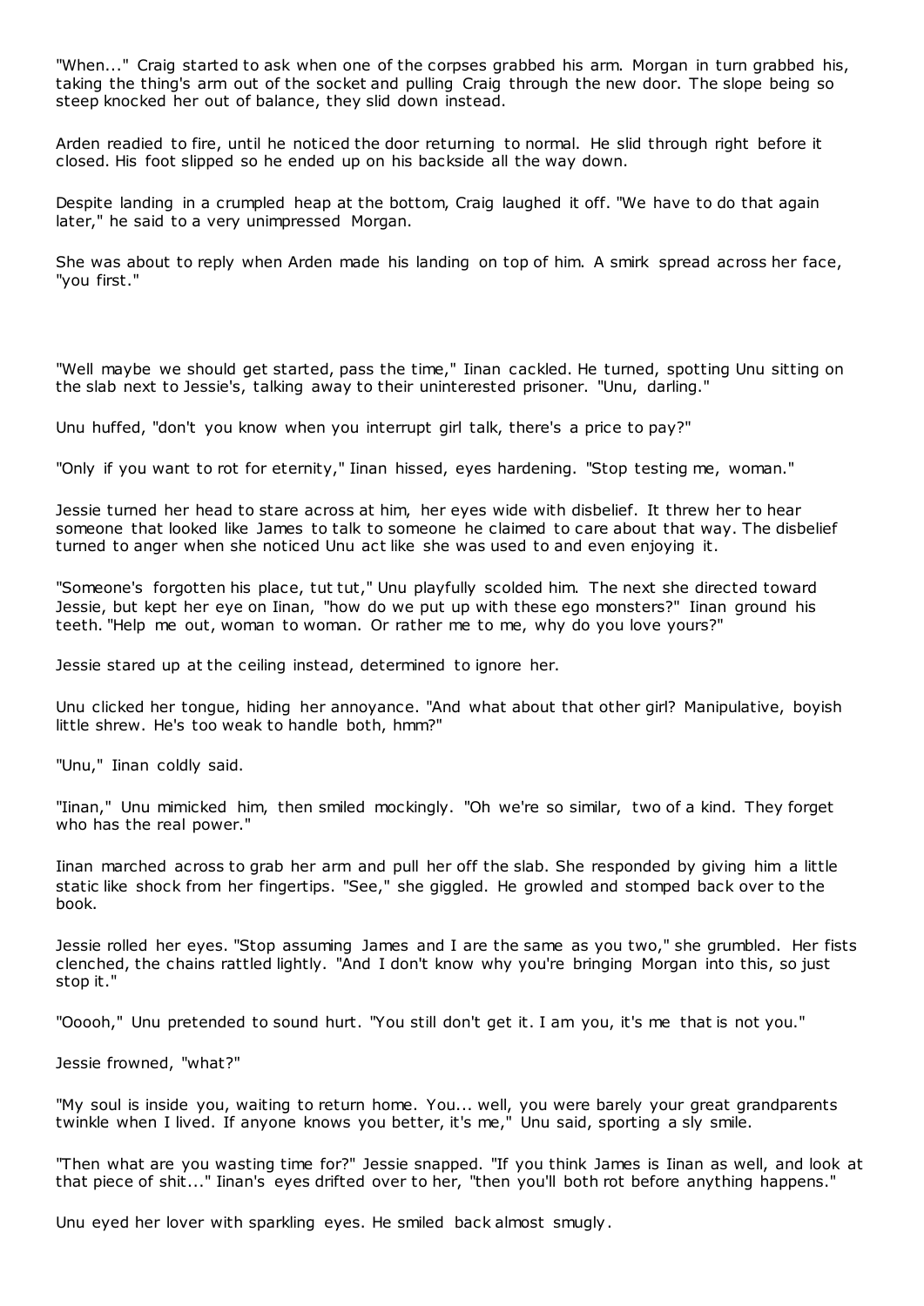"When..." Craig started to ask when one of the corpses grabbed his arm. Morgan in turn grabbed his, taking the thing's arm out of the socket and pulling Craig through the new door. The slope being so steep knocked her out of balance, they slid down instead.

Arden readied to fire, until he noticed the door returning to normal. He slid through right before it closed. His foot slipped so he ended up on his backside all the way down.

Despite landing in a crumpled heap at the bottom, Craig laughed it off. "We have to do that again later," he said to a very unimpressed Morgan.

She was about to reply when Arden made his landing on top of him. A smirk spread across her face, "you first."

"Well maybe we should get started, pass the time," Iinan cackled. He turned, spotting Unu sitting on the slab next to Jessie's, talking away to their uninterested prisoner. "Unu, darling."

Unu huffed, "don't you know when you interrupt girl talk, there's a price to pay?"

"Only if you want to rot for eternity," Iinan hissed, eyes hardening. "Stop testing me, woman."

Jessie turned her head to stare across at him, her eyes wide with disbelief. It threw her to hear someone that looked like James to talk to someone he claimed to care about that way. The disbelief turned to anger when she noticed Unu act like she was used to and even enjoying it.

"Someone's forgotten his place, tut tut," Unu playfully scolded him. The next she directed toward Jessie, but kept her eye on Iinan, "how do we put up with these ego monsters?" Iinan ground his teeth. "Help me out, woman to woman. Or rather me to me, why do you love yours?"

Jessie stared up at the ceiling instead, determined to ignore her.

Unu clicked her tongue, hiding her annoyance. "And what about that other girl? Manipulative, boyish little shrew. He's too weak to handle both, hmm?"

"Unu," Iinan coldly said.

"Iinan," Unu mimicked him, then smiled mockingly. "Oh we're so similar, two of a kind. They forget who has the real power."

Iinan marched across to grab her arm and pull her off the slab. She responded by giving him a little static like shock from her fingertips. "See," she giggled. He growled and stomped back over to the book.

Jessie rolled her eyes. "Stop assuming James and I are the same as you two," she grumbled. Her fists clenched, the chains rattled lightly. "And I don't know why you're bringing Morgan into this, so just stop it."

"Ooooh," Unu pretended to sound hurt. "You still don't get it. I am you, it's me that is not you."

Jessie frowned, "what?"

"My soul is inside you, waiting to return home. You... well, you were barely your great grandparents twinkle when I lived. If anyone knows you better, it's me," Unu said, sporting a sly smile.

"Then what are you wasting time for?" Jessie snapped. "If you think James is Iinan as well, and look at that piece of shit..." Iinan's eyes drifted over to her, "then you'll both rot before anything happens."

Unu eyed her lover with sparkling eyes. He smiled back almost smugly.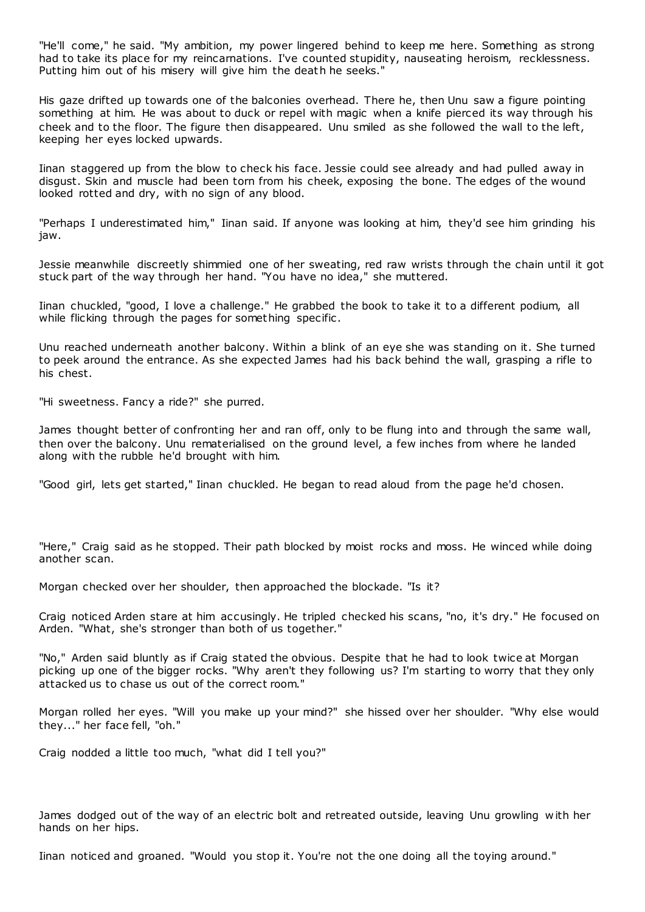"He'll come," he said. "My ambition, my power lingered behind to keep me here. Something as strong had to take its place for my reincarnations. I've counted stupidity, nauseating heroism, recklessness. Putting him out of his misery will give him the death he seeks."

His gaze drifted up towards one of the balconies overhead. There he, then Unu saw a figure pointing something at him. He was about to duck or repel with magic when a knife pierced its way through his cheek and to the floor. The figure then disappeared. Unu smiled as she followed the wall to the left, keeping her eyes locked upwards.

Iinan staggered up from the blow to check his face. Jessie could see already and had pulled away in disgust. Skin and muscle had been torn from his cheek, exposing the bone. The edges of the wound looked rotted and dry, with no sign of any blood.

"Perhaps I underestimated him," Iinan said. If anyone was looking at him, they'd see him grinding his jaw.

Jessie meanwhile discreetly shimmied one of her sweating, red raw wrists through the chain until it got stuck part of the way through her hand. "You have no idea," she muttered.

Iinan chuckled, "good, I love a challenge." He grabbed the book to take it to a different podium, all while flicking through the pages for something specific.

Unu reached underneath another balcony. Within a blink of an eye she was standing on it. She turned to peek around the entrance. As she expected James had his back behind the wall, grasping a rifle to his chest.

"Hi sweetness. Fancy a ride?" she purred.

James thought better of confronting her and ran off, only to be flung into and through the same wall, then over the balcony. Unu rematerialised on the ground level, a few inches from where he landed along with the rubble he'd brought with him.

"Good girl, lets get started," Iinan chuckled. He began to read aloud from the page he'd chosen.

"Here," Craig said as he stopped. Their path blocked by moist rocks and moss. He winced while doing another scan.

Morgan checked over her shoulder, then approached the blockade. "Is it?

Craig noticed Arden stare at him accusingly. He tripled checked his scans, "no, it's dry." He focused on Arden. "What, she's stronger than both of us together."

"No," Arden said bluntly as if Craig stated the obvious. Despite that he had to look twice at Morgan picking up one of the bigger rocks. "Why aren't they following us? I'm starting to worry that they only attacked us to chase us out of the correct room."

Morgan rolled her eyes. "Will you make up your mind?" she hissed over her shoulder. "Why else would they..." her face fell, "oh."

Craig nodded a little too much, "what did I tell you?"

James dodged out of the way of an electric bolt and retreated outside, leaving Unu growling with her hands on her hips.

Iinan noticed and groaned. "Would you stop it. You're not the one doing all the toying around."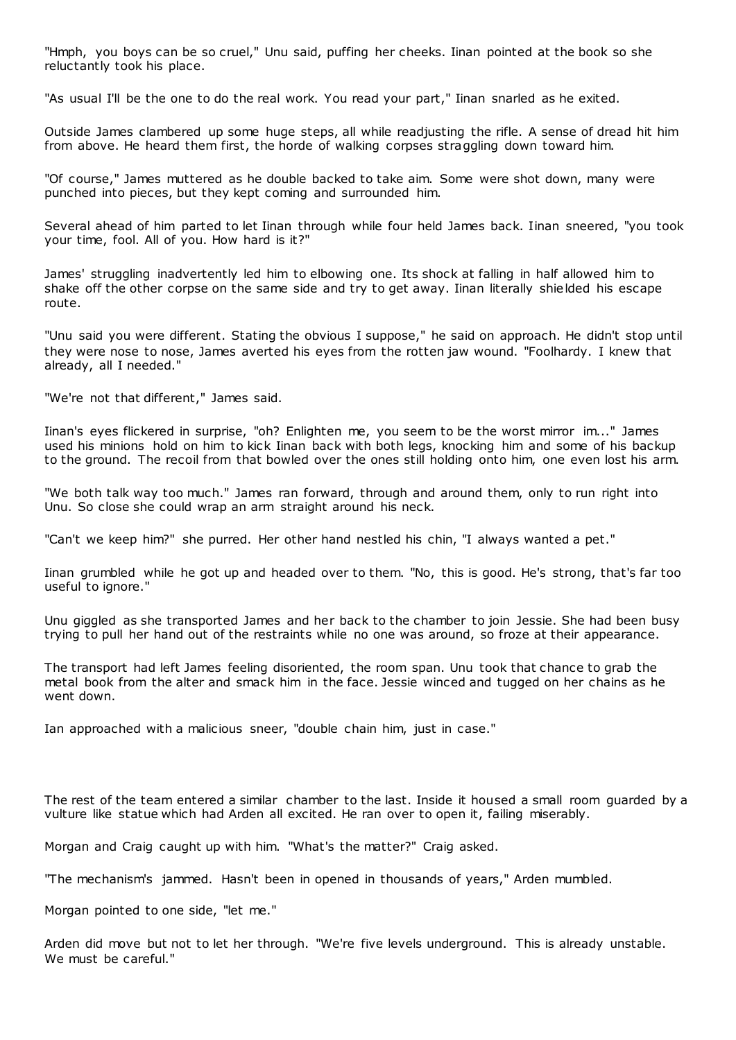"Hmph, you boys can be so cruel," Unu said, puffing her cheeks. Iinan pointed at the book so she reluctantly took his place.

"As usual I'll be the one to do the real work. You read your part," Iinan snarled as he exited.

Outside James clambered up some huge steps, all while readjusting the rifle. A sense of dread hit him from above. He heard them first, the horde of walking corpses straggling down toward him.

"Of course," James muttered as he double backed to take aim. Some were shot down, many were punched into pieces, but they kept coming and surrounded him.

Several ahead of him parted to let Iinan through while four held James back. Iinan sneered, "you took your time, fool. All of you. How hard is it?"

James' struggling inadvertently led him to elbowing one. Its shock at falling in half allowed him to shake off the other corpse on the same side and try to get away. Iinan literally shielded his escape route.

"Unu said you were different. Stating the obvious I suppose," he said on approach. He didn't stop until they were nose to nose, James averted his eyes from the rotten jaw wound. "Foolhardy. I knew that already, all I needed."

"We're not that different," James said.

Iinan's eyes flickered in surprise, "oh? Enlighten me, you seem to be the worst mirror im..." James used his minions hold on him to kick Iinan back with both legs, knocking him and some of his backup to the ground. The recoil from that bowled over the ones still holding onto him, one even lost his arm.

"We both talk way too much." James ran forward, through and around them, only to run right into Unu. So close she could wrap an arm straight around his neck.

"Can't we keep him?" she purred. Her other hand nestled his chin, "I always wanted a pet."

Iinan grumbled while he got up and headed over to them. "No, this is good. He's strong, that's far too useful to ignore."

Unu giggled as she transported James and her back to the chamber to join Jessie. She had been busy trying to pull her hand out of the restraints while no one was around, so froze at their appearance.

The transport had left James feeling disoriented, the room span. Unu took that chance to grab the metal book from the alter and smack him in the face. Jessie winced and tugged on her chains as he went down.

Ian approached with a malicious sneer, "double chain him, just in case."

The rest of the team entered a similar chamber to the last. Inside it housed a small room guarded by a vulture like statue which had Arden all excited. He ran over to open it, failing miserably.

Morgan and Craig caught up with him. "What's the matter?" Craig asked.

"The mechanism's jammed. Hasn't been in opened in thousands of years," Arden mumbled.

Morgan pointed to one side, "let me."

Arden did move but not to let her through. "We're five levels underground. This is already unstable. We must be careful."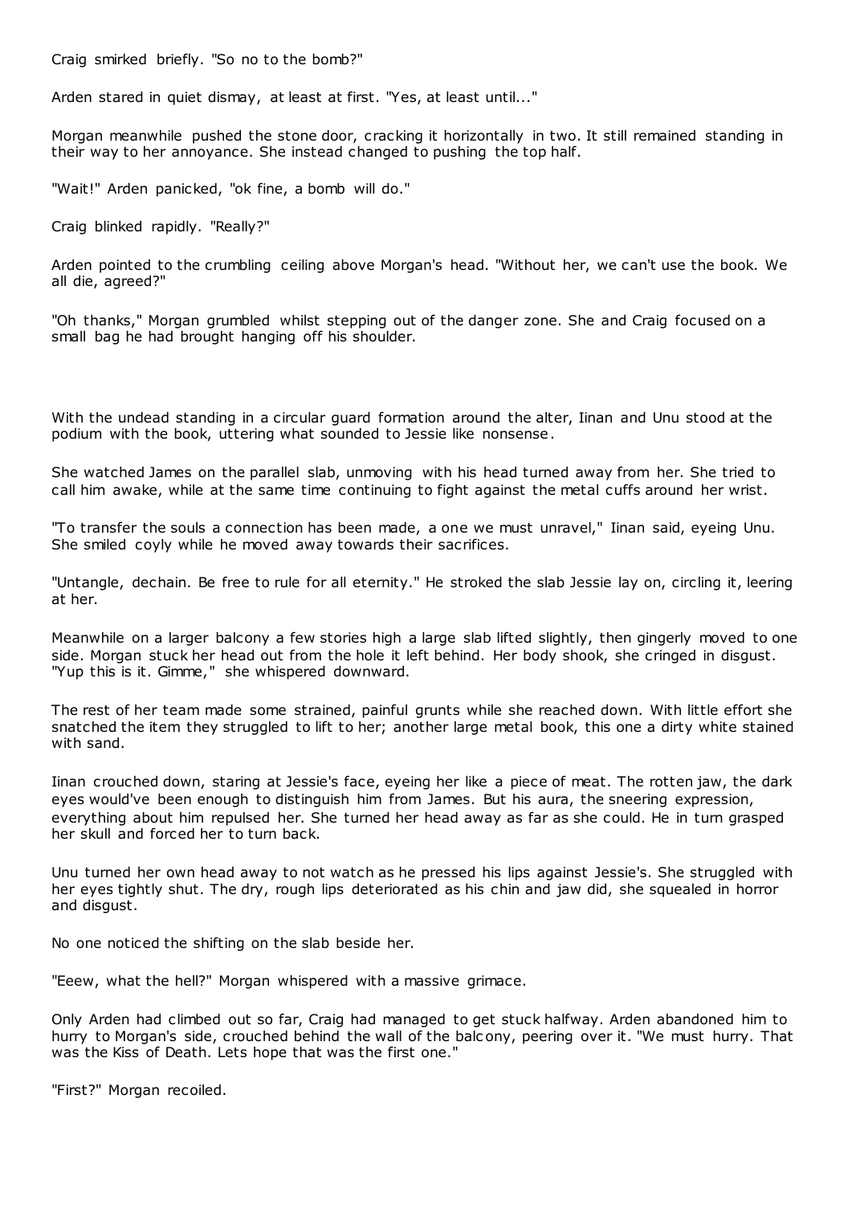Craig smirked briefly. "So no to the bomb?"

Arden stared in quiet dismay, at least at first. "Yes, at least until..."

Morgan meanwhile pushed the stone door, cracking it horizontally in two. It still remained standing in their way to her annoyance. She instead changed to pushing the top half.

"Wait!" Arden panicked, "ok fine, a bomb will do."

Craig blinked rapidly. "Really?"

Arden pointed to the crumbling ceiling above Morgan's head. "Without her, we can't use the book. We all die, agreed?"

"Oh thanks," Morgan grumbled whilst stepping out of the danger zone. She and Craig focused on a small bag he had brought hanging off his shoulder.

With the undead standing in a circular guard formation around the alter, Iinan and Unu stood at the podium with the book, uttering what sounded to Jessie like nonsense.

She watched James on the parallel slab, unmoving with his head turned away from her. She tried to call him awake, while at the same time continuing to fight against the metal cuffs around her wrist.

"To transfer the souls a connection has been made, a one we must unravel," Iinan said, eyeing Unu. She smiled coyly while he moved away towards their sacrifices.

"Untangle, dechain. Be free to rule for all eternity." He stroked the slab Jessie lay on, circling it, leering at her.

Meanwhile on a larger balcony a few stories high a large slab lifted slightly, then gingerly moved to one side. Morgan stuck her head out from the hole it left behind. Her body shook, she cringed in disgust. "Yup this is it. Gimme," she whispered downward.

The rest of her team made some strained, painful grunts while she reached down. With little effort she snatched the item they struggled to lift to her; another large metal book, this one a dirty white stained with sand.

Iinan crouched down, staring at Jessie's face, eyeing her like a piece of meat. The rotten jaw, the dark eyes would've been enough to distinguish him from James. But his aura, the sneering expression, everything about him repulsed her. She turned her head away as far as she could. He in turn grasped her skull and forced her to turn back.

Unu turned her own head away to not watch as he pressed his lips against Jessie's. She struggled with her eyes tightly shut. The dry, rough lips deteriorated as his chin and jaw did, she squealed in horror and disgust.

No one noticed the shifting on the slab beside her.

"Eeew, what the hell?" Morgan whispered with a massive grimace.

Only Arden had climbed out so far, Craig had managed to get stuck halfway. Arden abandoned him to hurry to Morgan's side, crouched behind the wall of the balcony, peering over it. "We must hurry. That was the Kiss of Death. Lets hope that was the first one."

"First?" Morgan recoiled.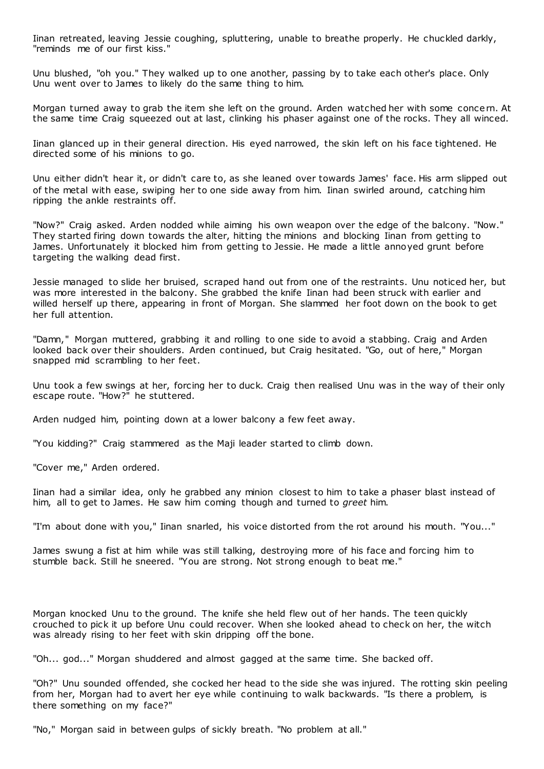Iinan retreated, leaving Jessie coughing, spluttering, unable to breathe properly. He chuckled darkly, "reminds me of our first kiss."

Unu blushed, "oh you." They walked up to one another, passing by to take each other's place. Only Unu went over to James to likely do the same thing to him.

Morgan turned away to grab the item she left on the ground. Arden watched her with some concern. At the same time Craig squeezed out at last, clinking his phaser against one of the rocks. They all winced.

Iinan glanced up in their general direction. His eyed narrowed, the skin left on his face tightened. He directed some of his minions to go.

Unu either didn't hear it, or didn't care to, as she leaned over towards James' face. His arm slipped out of the metal with ease, swiping her to one side away from him. Iinan swirled around, catching him ripping the ankle restraints off.

"Now?" Craig asked. Arden nodded while aiming his own weapon over the edge of the balcony. "Now." They started firing down towards the alter, hitting the minions and blocking Iinan from getting to James. Unfortunately it blocked him from getting to Jessie. He made a little annoyed grunt before targeting the walking dead first.

Jessie managed to slide her bruised, scraped hand out from one of the restraints. Unu noticed her, but was more interested in the balcony. She grabbed the knife Iinan had been struck with earlier and willed herself up there, appearing in front of Morgan. She slammed her foot down on the book to get her full attention.

"Damn," Morgan muttered, grabbing it and rolling to one side to avoid a stabbing. Craig and Arden looked back over their shoulders. Arden continued, but Craig hesitated. "Go, out of here," Morgan snapped mid scrambling to her feet.

Unu took a few swings at her, forcing her to duck. Craig then realised Unu was in the way of their only escape route. "How?" he stuttered.

Arden nudged him, pointing down at a lower balcony a few feet away.

"You kidding?" Craig stammered as the Maji leader started to climb down.

"Cover me," Arden ordered.

Iinan had a similar idea, only he grabbed any minion closest to him to take a phaser blast instead of him, all to get to James. He saw him coming though and turned to *greet* him.

"I'm about done with you," Iinan snarled, his voice distorted from the rot around his mouth. "You..."

James swung a fist at him while was still talking, destroying more of his face and forcing him to stumble back. Still he sneered. "You are strong. Not strong enough to beat me."

Morgan knocked Unu to the ground. The knife she held flew out of her hands. The teen quickly crouched to pick it up before Unu could recover. When she looked ahead to check on her, the witch was already rising to her feet with skin dripping off the bone.

"Oh... god..." Morgan shuddered and almost gagged at the same time. She backed off.

"Oh?" Unu sounded offended, she cocked her head to the side she was injured. The rotting skin peeling from her, Morgan had to avert her eye while continuing to walk backwards. "Is there a problem, is there something on my face?"

"No," Morgan said in between gulps of sickly breath. "No problem at all."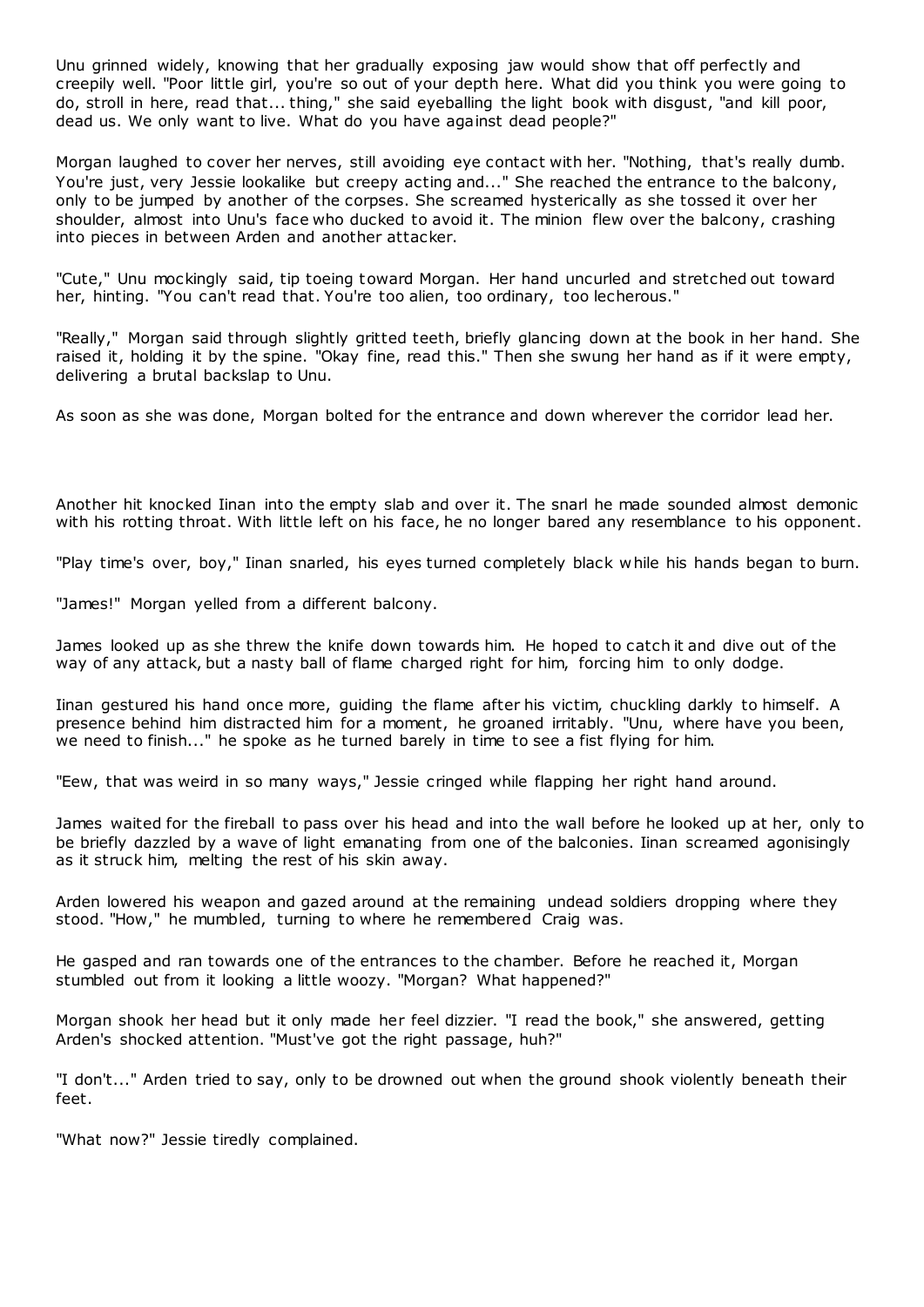Unu grinned widely, knowing that her gradually exposing jaw would show that off perfectly and creepily well. "Poor little girl, you're so out of your depth here. What did you think you were going to do, stroll in here, read that... thing," she said eyeballing the light book with disgust, "and kill poor, dead us. We only want to live. What do you have against dead people?"

Morgan laughed to cover her nerves, still avoiding eye contact with her. "Nothing, that's really dumb. You're just, very Jessie lookalike but creepy acting and..." She reached the entrance to the balcony, only to be jumped by another of the corpses. She screamed hysterically as she tossed it over her shoulder, almost into Unu's face who ducked to avoid it. The minion flew over the balcony, crashing into pieces in between Arden and another attacker.

"Cute," Unu mockingly said, tip toeing toward Morgan. Her hand uncurled and stretched out toward her, hinting. "You can't read that. You're too alien, too ordinary, too lecherous."

"Really," Morgan said through slightly gritted teeth, briefly glancing down at the book in her hand. She raised it, holding it by the spine. "Okay fine, read this." Then she swung her hand as if it were empty, delivering a brutal backslap to Unu.

As soon as she was done, Morgan bolted for the entrance and down wherever the corridor lead her.

Another hit knocked Iinan into the empty slab and over it. The snarl he made sounded almost demonic with his rotting throat. With little left on his face, he no longer bared any resemblance to his opponent.

"Play time's over, boy," Iinan snarled, his eyes turned completely black while his hands began to burn.

"James!" Morgan yelled from a different balcony.

James looked up as she threw the knife down towards him. He hoped to catch it and dive out of the way of any attack, but a nasty ball of flame charged right for him, forcing him to only dodge.

Iinan gestured his hand once more, guiding the flame after his victim, chuckling darkly to himself. A presence behind him distracted him for a moment, he groaned irritably. "Unu, where have you been, we need to finish..." he spoke as he turned barely in time to see a fist flying for him.

"Eew, that was weird in so many ways," Jessie cringed while flapping her right hand around.

James waited for the fireball to pass over his head and into the wall before he looked up at her, only to be briefly dazzled by a wave of light emanating from one of the balconies. Iinan screamed agonisingly as it struck him, melting the rest of his skin away.

Arden lowered his weapon and gazed around at the remaining undead soldiers dropping where they stood. "How," he mumbled, turning to where he remembered Craig was.

He gasped and ran towards one of the entrances to the chamber. Before he reached it, Morgan stumbled out from it looking a little woozy. "Morgan? What happened?"

Morgan shook her head but it only made her feel dizzier. "I read the book," she answered, getting Arden's shocked attention. "Must've got the right passage, huh?"

"I don't..." Arden tried to say, only to be drowned out when the ground shook violently beneath their feet.

"What now?" Jessie tiredly complained.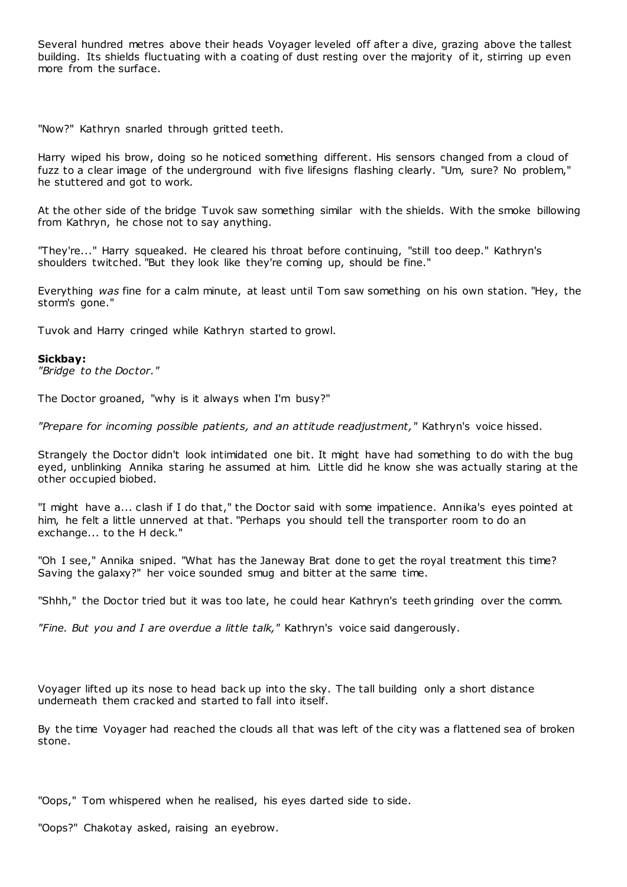Several hundred metres above their heads Voyager leveled off after a dive, grazing above the tallest building. Its shields fluctuating with a coating of dust resting over the majority of it, stirring up even more from the surface.

"Now?" Kathryn snarled through gritted teeth.

Harry wiped his brow, doing so he noticed something different. His sensors changed from a cloud of fuzz to a clear image of the underground with five lifesigns flashing clearly. "Um, sure? No problem," he stuttered and got to work.

At the other side of the bridge Tuvok saw something similar with the shields. With the smoke billowing from Kathryn, he chose not to say anything.

"They're..." Harry squeaked. He cleared his throat before continuing, "still too deep." Kathryn's shoulders twitched. "But they look like they're coming up, should be fine."

Everything *was* fine for a calm minute, at least until Tom saw something on his own station. "Hey, the storm's gone."

Tuvok and Harry cringed while Kathryn started to growl.

**Sickbay:**
*"Bridge to the Doctor."*

The Doctor groaned, "why is it always when I'm busy?"

*"Prepare for incoming possible patients, and an attitude readjustment,"* Kathryn's voice hissed.

Strangely the Doctor didn't look intimidated one bit. It might have had something to do with the bug eyed, unblinking Annika staring he assumed at him. Little did he know she was actually staring at the other occupied biobed.

"I might have a... clash if I do that," the Doctor said with some impatience. Annika's eyes pointed at him, he felt a little unnerved at that. "Perhaps you should tell the transporter room to do an exchange... to the H deck."

"Oh I see," Annika sniped. "What has the Janeway Brat done to get the royal treatment this time? Saving the galaxy?" her voice sounded smug and bitter at the same time.

"Shhh," the Doctor tried but it was too late, he could hear Kathryn's teeth grinding over the comm.

*"Fine. But you and I are overdue a little talk,"* Kathryn's voice said dangerously.

Voyager lifted up its nose to head back up into the sky. The tall building only a short distance underneath them cracked and started to fall into itself.

By the time Voyager had reached the clouds all that was left of the city was a flattened sea of broken stone.

"Oops," Tom whispered when he realised, his eyes darted side to side.

"Oops?" Chakotay asked, raising an eyebrow.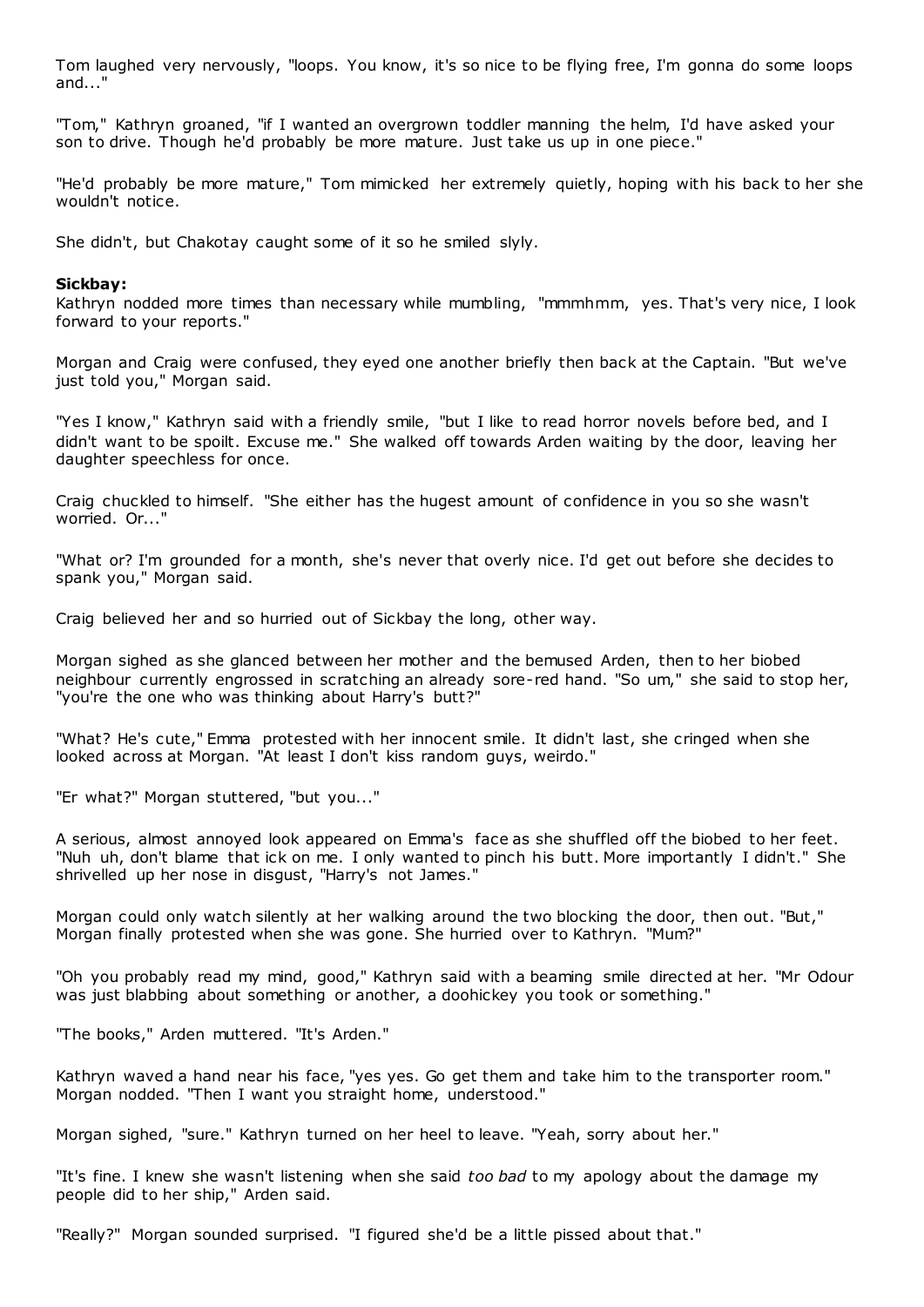Tom laughed very nervously, "loops. You know, it's so nice to be flying free, I'm gonna do some loops and..."

"Tom," Kathryn groaned, "if I wanted an overgrown toddler manning the helm, I'd have asked your son to drive. Though he'd probably be more mature. Just take us up in one piece."

"He'd probably be more mature," Tom mimicked her extremely quietly, hoping with his back to her she wouldn't notice.

She didn't, but Chakotay caught some of it so he smiled slyly.

**Sickbay:**

Kathryn nodded more times than necessary while mumbling, "mmmhmm, yes. That's very nice, I look forward to your reports."

Morgan and Craig were confused, they eyed one another briefly then back at the Captain. "But we've just told you," Morgan said.

"Yes I know," Kathryn said with a friendly smile, "but I like to read horror novels before bed, and I didn't want to be spoilt. Excuse me." She walked off towards Arden waiting by the door, leaving her daughter speechless for once.

Craig chuckled to himself. "She either has the hugest amount of confidence in you so she wasn't worried. Or..."

"What or? I'm grounded for a month, she's never that overly nice. I'd get out before she decides to spank you," Morgan said.

Craig believed her and so hurried out of Sickbay the long, other way.

Morgan sighed as she glanced between her mother and the bemused Arden, then to her biobed neighbour currently engrossed in scratching an already sore-red hand. "So um," she said to stop her, "you're the one who was thinking about Harry's butt?"

"What? He's cute," Emma protested with her innocent smile. It didn't last, she cringed when she looked across at Morgan. "At least I don't kiss random guys, weirdo."

"Er what?" Morgan stuttered, "but you..."

A serious, almost annoyed look appeared on Emma's face as she shuffled off the biobed to her feet. "Nuh uh, don't blame that ick on me. I only wanted to pinch his butt. More importantly I didn't." She shrivelled up her nose in disgust, "Harry's not James."

Morgan could only watch silently at her walking around the two blocking the door, then out. "But," Morgan finally protested when she was gone. She hurried over to Kathryn. "Mum?"

"Oh you probably read my mind, good," Kathryn said with a beaming smile directed at her. "Mr Odour was just blabbing about something or another, a doohickey you took or something."

"The books," Arden muttered. "It's Arden."

Kathryn waved a hand near his face, "yes yes. Go get them and take him to the transporter room." Morgan nodded. "Then I want you straight home, understood."

Morgan sighed, "sure." Kathryn turned on her heel to leave. "Yeah, sorry about her."

"It's fine. I knew she wasn't listening when she said *too bad* to my apology about the damage my people did to her ship," Arden said.

"Really?" Morgan sounded surprised. "I figured she'd be a little pissed about that."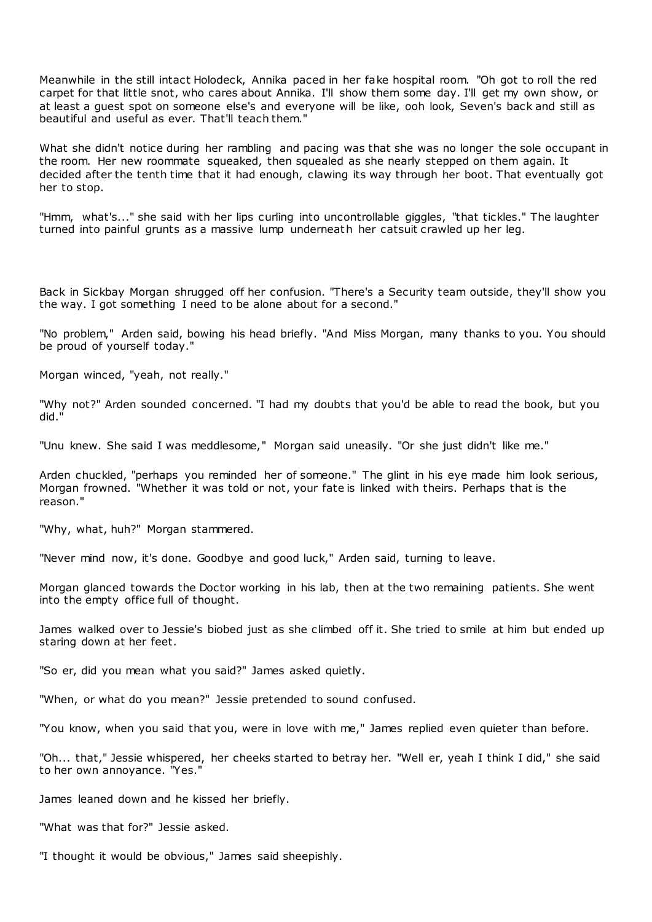Meanwhile in the still intact Holodeck, Annika paced in her fake hospital room. "Oh got to roll the red carpet for that little snot, who cares about Annika. I'll show them some day. I'll get my own show, or at least a guest spot on someone else's and everyone will be like, ooh look, Seven's back and still as beautiful and useful as ever. That'll teach them."

What she didn't notice during her rambling and pacing was that she was no longer the sole occupant in the room. Her new roommate squeaked, then squealed as she nearly stepped on them again. It decided after the tenth time that it had enough, clawing its way through her boot. That eventually got her to stop.

"Hmm, what's..." she said with her lips curling into uncontrollable giggles, "that tickles." The laughter turned into painful grunts as a massive lump underneath her catsuit crawled up her leg.

Back in Sickbay Morgan shrugged off her confusion. "There's a Security team outside, they'll show you the way. I got something I need to be alone about for a second."

"No problem," Arden said, bowing his head briefly. "And Miss Morgan, many thanks to you. You should be proud of yourself today."

Morgan winced, "yeah, not really."

"Why not?" Arden sounded concerned. "I had my doubts that you'd be able to read the book, but you did."

"Unu knew. She said I was meddlesome," Morgan said uneasily. "Or she just didn't like me."

Arden chuckled, "perhaps you reminded her of someone." The glint in his eye made him look serious, Morgan frowned. "Whether it was told or not, your fate is linked with theirs. Perhaps that is the reason."

"Why, what, huh?" Morgan stammered.

"Never mind now, it's done. Goodbye and good luck," Arden said, turning to leave.

Morgan glanced towards the Doctor working in his lab, then at the two remaining patients. She went into the empty office full of thought.

James walked over to Jessie's biobed just as she climbed off it. She tried to smile at him but ended up staring down at her feet.

"So er, did you mean what you said?" James asked quietly.

"When, or what do you mean?" Jessie pretended to sound confused.

"You know, when you said that you, were in love with me," James replied even quieter than before.

"Oh... that," Jessie whispered, her cheeks started to betray her. "Well er, yeah I think I did," she said to her own annoyance. "Yes."

James leaned down and he kissed her briefly.

"What was that for?" Jessie asked.

"I thought it would be obvious," James said sheepishly.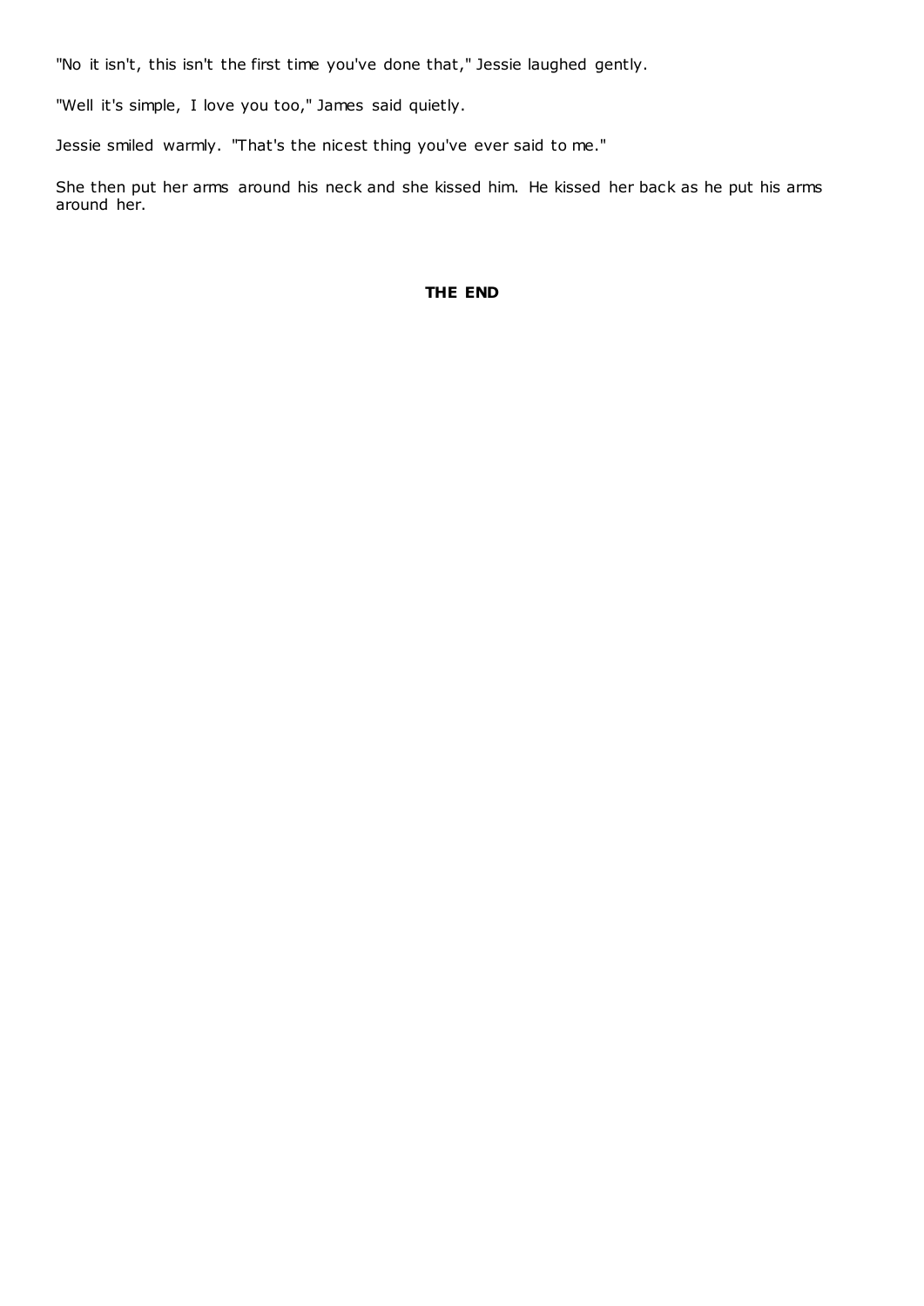"No it isn't, this isn't the first time you've done that," Jessie laughed gently.

"Well it's simple, I love you too," James said quietly.

Jessie smiled warmly. "That's the nicest thing you've ever said to me."

She then put her arms around his neck and she kissed him. He kissed her back as he put his arms around her.

**THE END**